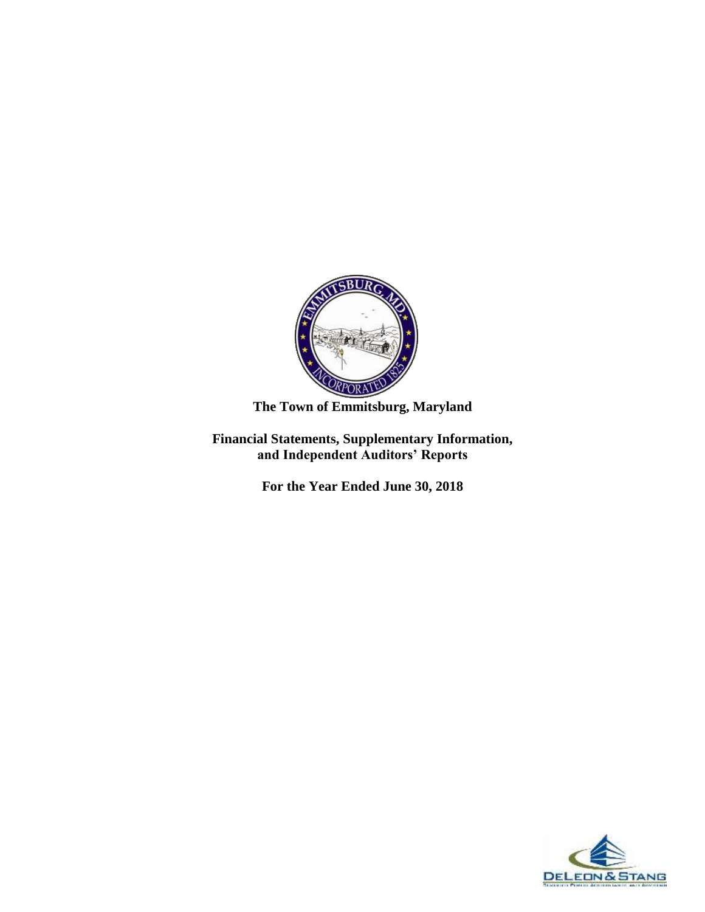# The Town of Emmitsburg, Maryland

## Financial Statements, Supplementary Information, and Independent Auditors' Reports

### For the Year Ended June 30, 2018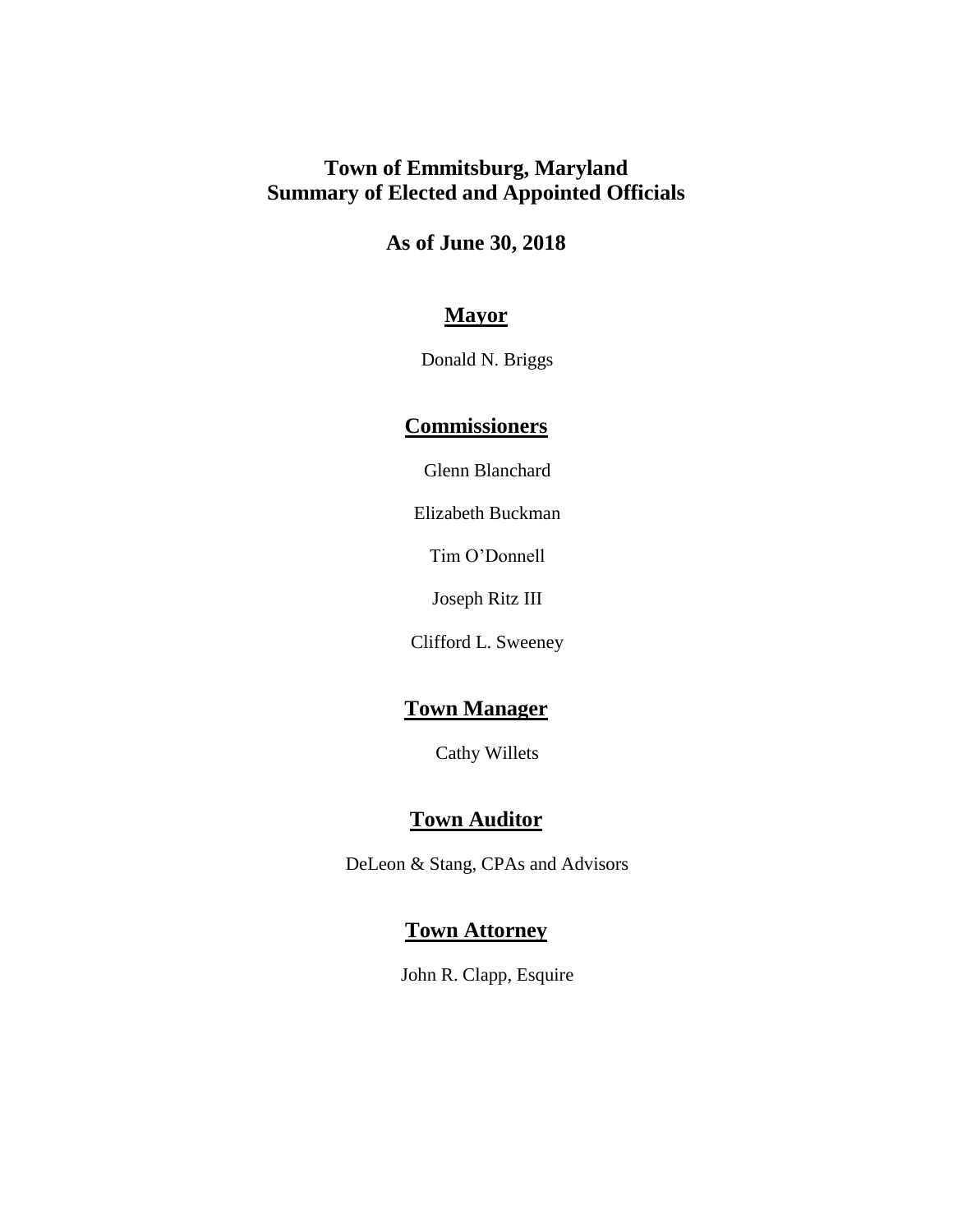# Town of Emmitsburg, Maryland
# Summary of Elected and Appointed Officials

## As of June 30, 2018

### Mayor

Donald N. Briggs

### Commissioners

Glenn Blanchard

Elizabeth Buckman

Tim O'Donnell

Joseph Ritz III

Clifford L. Sweeney

### Town Manager

Cathy Willets

### Town Auditor

DeLeon & Stang, CPAs and Advisors

### Town Attorney

John R. Clapp, Esquire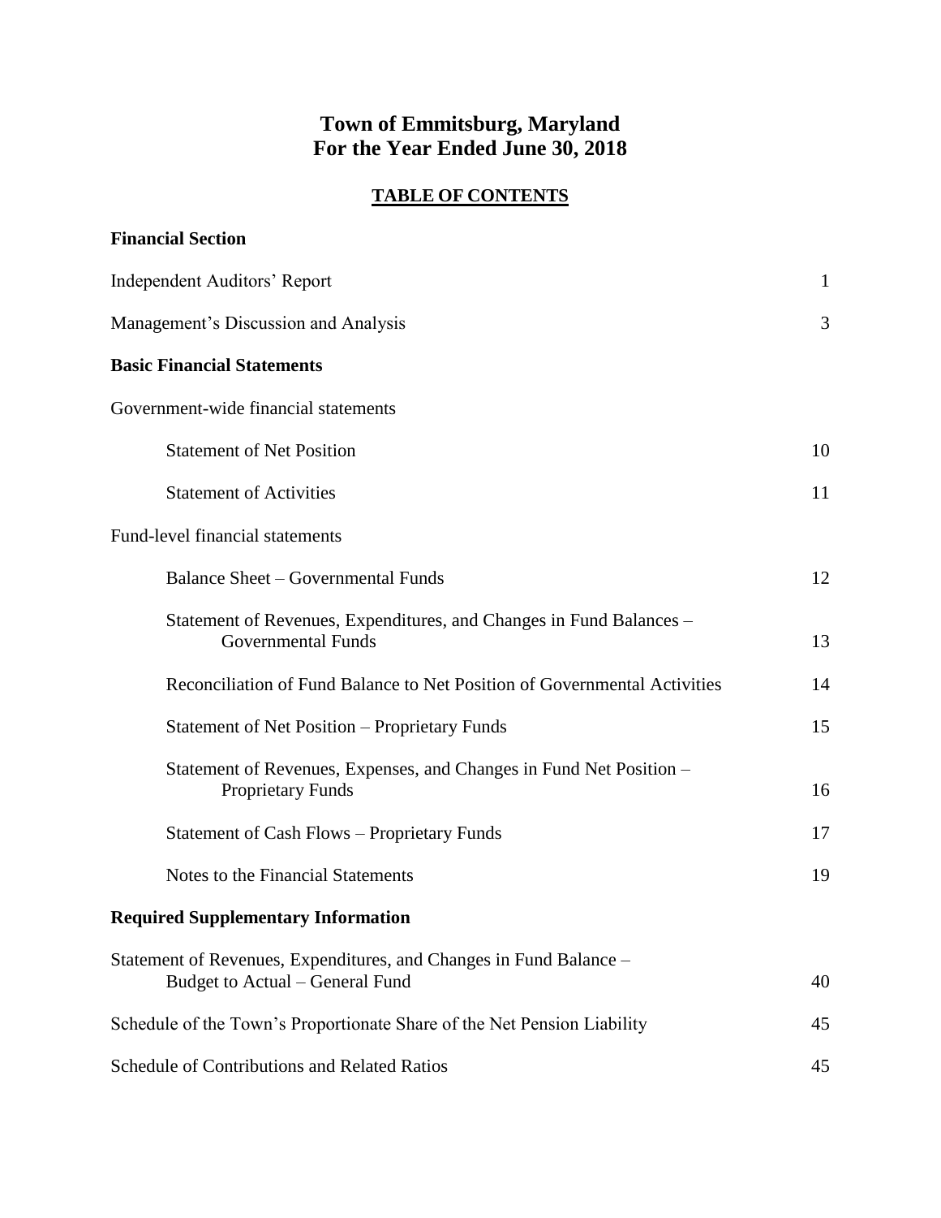# Town of Emmitsburg, Maryland
# For the Year Ended June 30, 2018

## TABLE OF CONTENTS

**Financial Section**

| | |
|---|---|
| Independent Auditors' Report | 1 |
| Management's Discussion and Analysis | 3 |
| **Basic Financial Statements** | |
| Government-wide financial statements | |
| Statement of Net Position | 10 |
| Statement of Activities | 11 |
| Fund-level financial statements | |
| Balance Sheet – Governmental Funds | 12 |
| Statement of Revenues, Expenditures, and Changes in Fund Balances – Governmental Funds | 13 |
| Reconciliation of Fund Balance to Net Position of Governmental Activities | 14 |
| Statement of Net Position – Proprietary Funds | 15 |
| Statement of Revenues, Expenses, and Changes in Fund Net Position – Proprietary Funds | 16 |
| Statement of Cash Flows – Proprietary Funds | 17 |
| Notes to the Financial Statements | 19 |
| **Required Supplementary Information** | |
| Statement of Revenues, Expenditures, and Changes in Fund Balance – Budget to Actual – General Fund | 40 |
| Schedule of the Town's Proportionate Share of the Net Pension Liability | 45 |
| Schedule of Contributions and Related Ratios | 45 |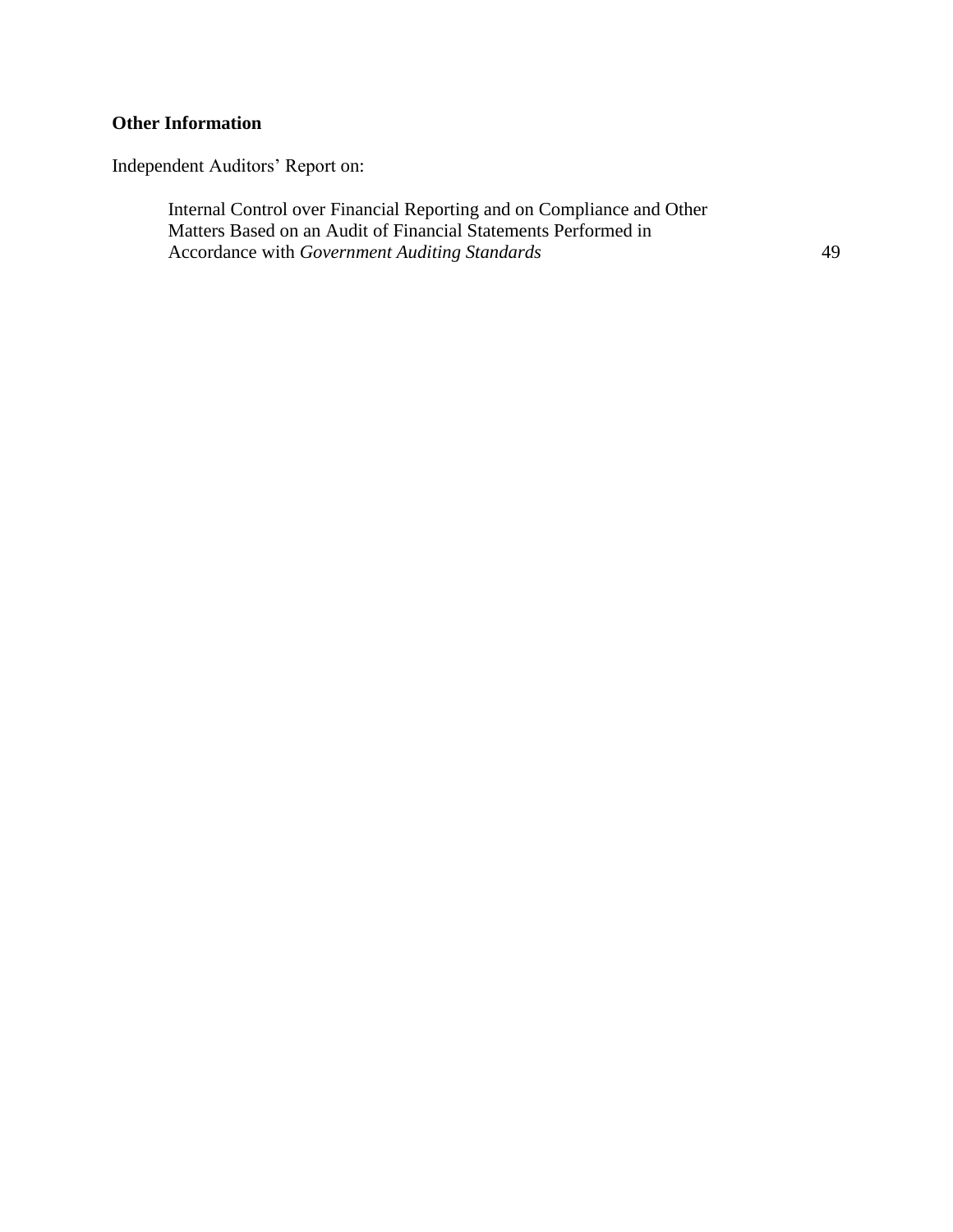**Other Information**

Independent Auditors' Report on:

| | |
|---|---|
| Internal Control over Financial Reporting and on Compliance and Other Matters Based on an Audit of Financial Statements Performed in Accordance with *Government Auditing Standards* | 49 |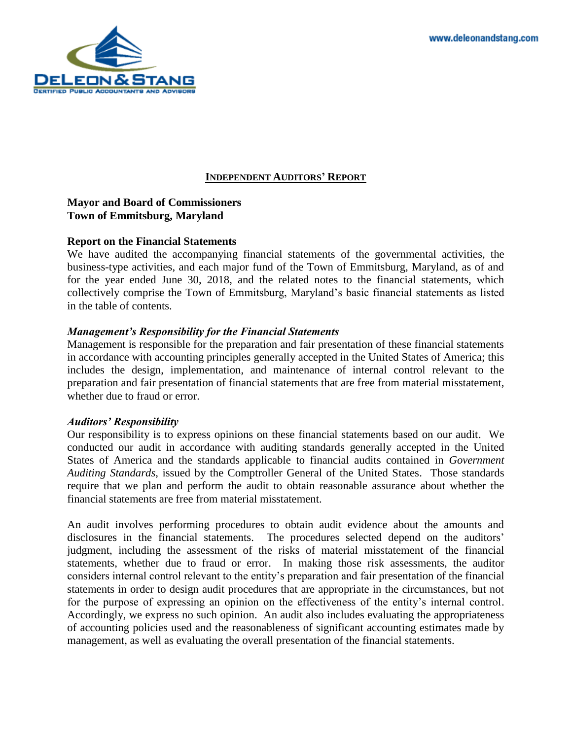www.deleonandstang.com

DELEON & STANG
CERTIFIED PUBLIC ACCOUNTANTS AND ADVISORS

## INDEPENDENT AUDITORS' REPORT

**Mayor and Board of Commissioners**
**Town of Emmitsburg, Maryland**

**Report on the Financial Statements**

We have audited the accompanying financial statements of the governmental activities, the business-type activities, and each major fund of the Town of Emmitsburg, Maryland, as of and for the year ended June 30, 2018, and the related notes to the financial statements, which collectively comprise the Town of Emmitsburg, Maryland's basic financial statements as listed in the table of contents.

***Management's Responsibility for the Financial Statements***

Management is responsible for the preparation and fair presentation of these financial statements in accordance with accounting principles generally accepted in the United States of America; this includes the design, implementation, and maintenance of internal control relevant to the preparation and fair presentation of financial statements that are free from material misstatement, whether due to fraud or error.

***Auditors' Responsibility***

Our responsibility is to express opinions on these financial statements based on our audit. We conducted our audit in accordance with auditing standards generally accepted in the United States of America and the standards applicable to financial audits contained in *Government Auditing Standards*, issued by the Comptroller General of the United States. Those standards require that we plan and perform the audit to obtain reasonable assurance about whether the financial statements are free from material misstatement.

An audit involves performing procedures to obtain audit evidence about the amounts and disclosures in the financial statements. The procedures selected depend on the auditors' judgment, including the assessment of the risks of material misstatement of the financial statements, whether due to fraud or error. In making those risk assessments, the auditor considers internal control relevant to the entity's preparation and fair presentation of the financial statements in order to design audit procedures that are appropriate in the circumstances, but not for the purpose of expressing an opinion on the effectiveness of the entity's internal control. Accordingly, we express no such opinion. An audit also includes evaluating the appropriateness of accounting policies used and the reasonableness of significant accounting estimates made by management, as well as evaluating the overall presentation of the financial statements.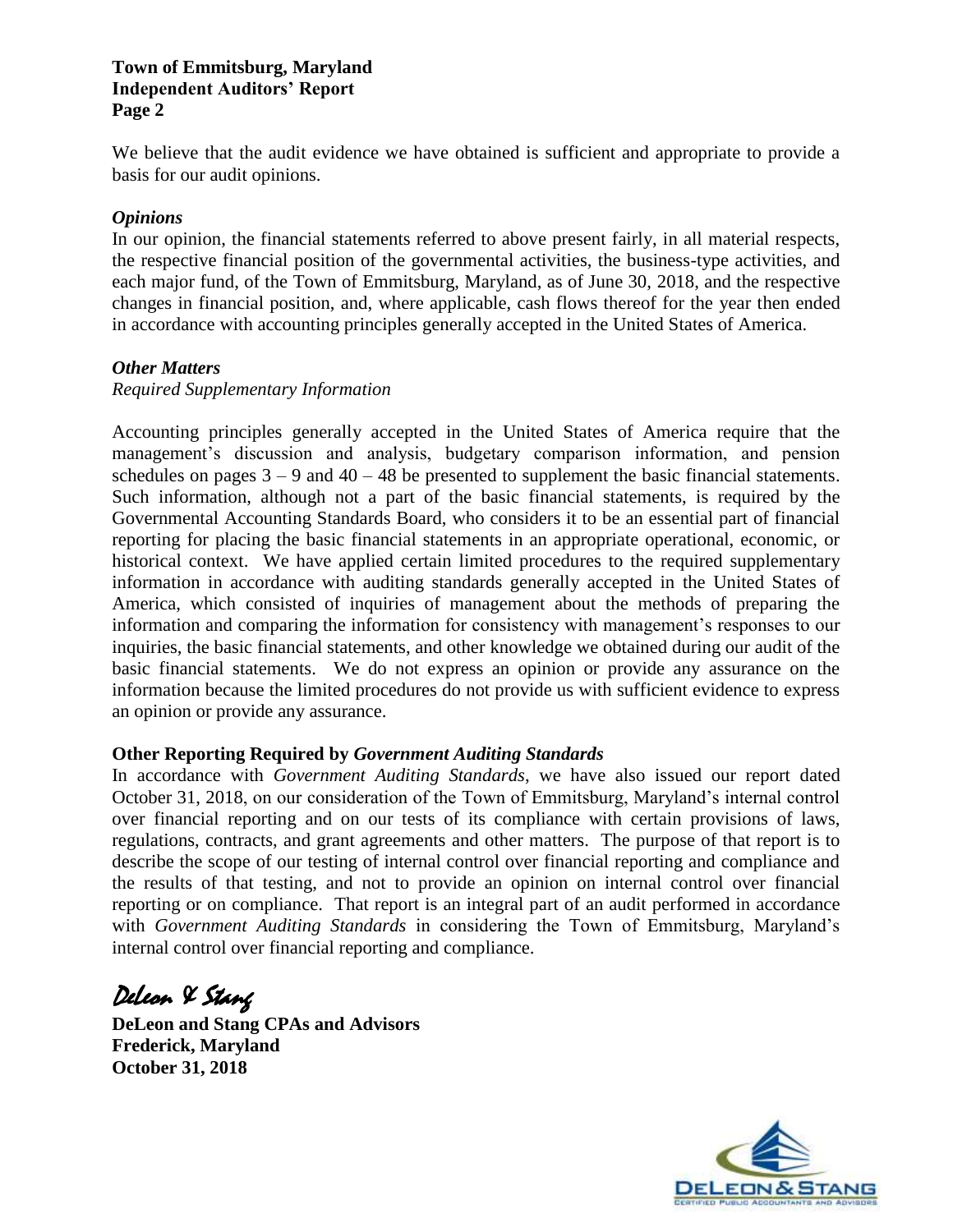We believe that the audit evidence we have obtained is sufficient and appropriate to provide a basis for our audit opinions.

***Opinions***

In our opinion, the financial statements referred to above present fairly, in all material respects, the respective financial position of the governmental activities, the business-type activities, and each major fund, of the Town of Emmitsburg, Maryland, as of June 30, 2018, and the respective changes in financial position, and, where applicable, cash flows thereof for the year then ended in accordance with accounting principles generally accepted in the United States of America.

***Other Matters***

*Required Supplementary Information*

Accounting principles generally accepted in the United States of America require that the management's discussion and analysis, budgetary comparison information, and pension schedules on pages 3 – 9 and 40 – 48 be presented to supplement the basic financial statements. Such information, although not a part of the basic financial statements, is required by the Governmental Accounting Standards Board, who considers it to be an essential part of financial reporting for placing the basic financial statements in an appropriate operational, economic, or historical context. We have applied certain limited procedures to the required supplementary information in accordance with auditing standards generally accepted in the United States of America, which consisted of inquiries of management about the methods of preparing the information and comparing the information for consistency with management's responses to our inquiries, the basic financial statements, and other knowledge we obtained during our audit of the basic financial statements. We do not express an opinion or provide any assurance on the information because the limited procedures do not provide us with sufficient evidence to express an opinion or provide any assurance.

**Other Reporting Required by *Government Auditing Standards***

In accordance with *Government Auditing Standards*, we have also issued our report dated October 31, 2018, on our consideration of the Town of Emmitsburg, Maryland's internal control over financial reporting and on our tests of its compliance with certain provisions of laws, regulations, contracts, and grant agreements and other matters. The purpose of that report is to describe the scope of our testing of internal control over financial reporting and compliance and the results of that testing, and not to provide an opinion on internal control over financial reporting or on compliance. That report is an integral part of an audit performed in accordance with *Government Auditing Standards* in considering the Town of Emmitsburg, Maryland's internal control over financial reporting and compliance.

*DeLeon & Stang*

**DeLeon and Stang CPAs and Advisors**
**Frederick, Maryland**
**October 31, 2018**

DELEON & STANG
CERTIFIED PUBLIC ACCOUNTANTS AND ADVISORS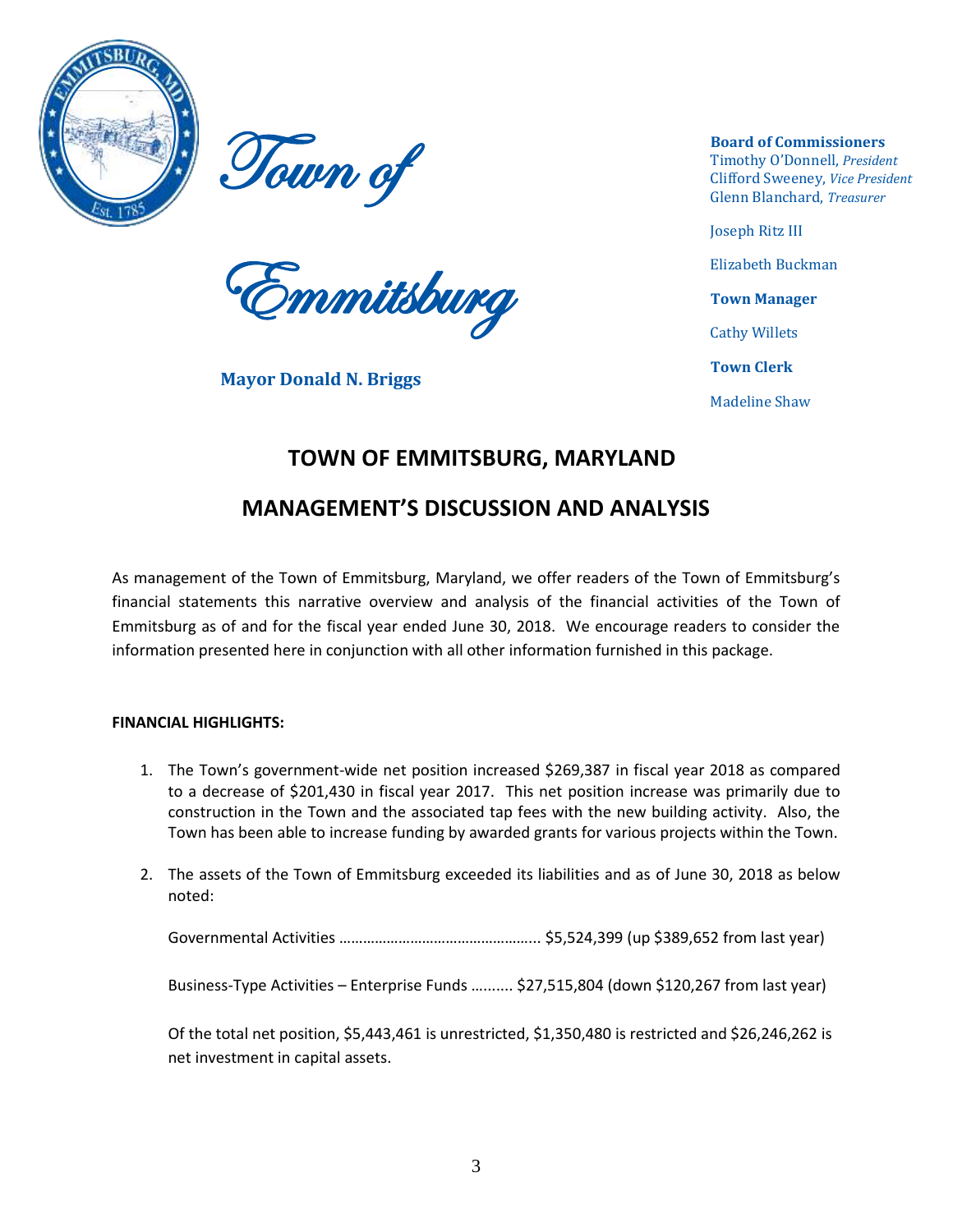Town of

Emmitsburg

**Mayor Donald N. Briggs**

**Board of Commissioners**
Timothy O'Donnell, *President*
Clifford Sweeney, *Vice President*
Glenn Blanchard, *Treasurer*

Joseph Ritz III

Elizabeth Buckman

**Town Manager**

Cathy Willets

**Town Clerk**

Madeline Shaw

# TOWN OF EMMITSBURG, MARYLAND

# MANAGEMENT'S DISCUSSION AND ANALYSIS

As management of the Town of Emmitsburg, Maryland, we offer readers of the Town of Emmitsburg's financial statements this narrative overview and analysis of the financial activities of the Town of Emmitsburg as of and for the fiscal year ended June 30, 2018. We encourage readers to consider the information presented here in conjunction with all other information furnished in this package.

**FINANCIAL HIGHLIGHTS:**

1. The Town's government-wide net position increased $269,387 in fiscal year 2018 as compared to a decrease of $201,430 in fiscal year 2017. This net position increase was primarily due to construction in the Town and the associated tap fees with the new building activity. Also, the Town has been able to increase funding by awarded grants for various projects within the Town.

2. The assets of the Town of Emmitsburg exceeded its liabilities and as of June 30, 2018 as below noted:

   Governmental Activities ………………………………………….. $5,524,399 (up $389,652 from last year)

   Business-Type Activities – Enterprise Funds ………. $27,515,804 (down $120,267 from last year)

   Of the total net position, $5,443,461 is unrestricted, $1,350,480 is restricted and $26,246,262 is net investment in capital assets.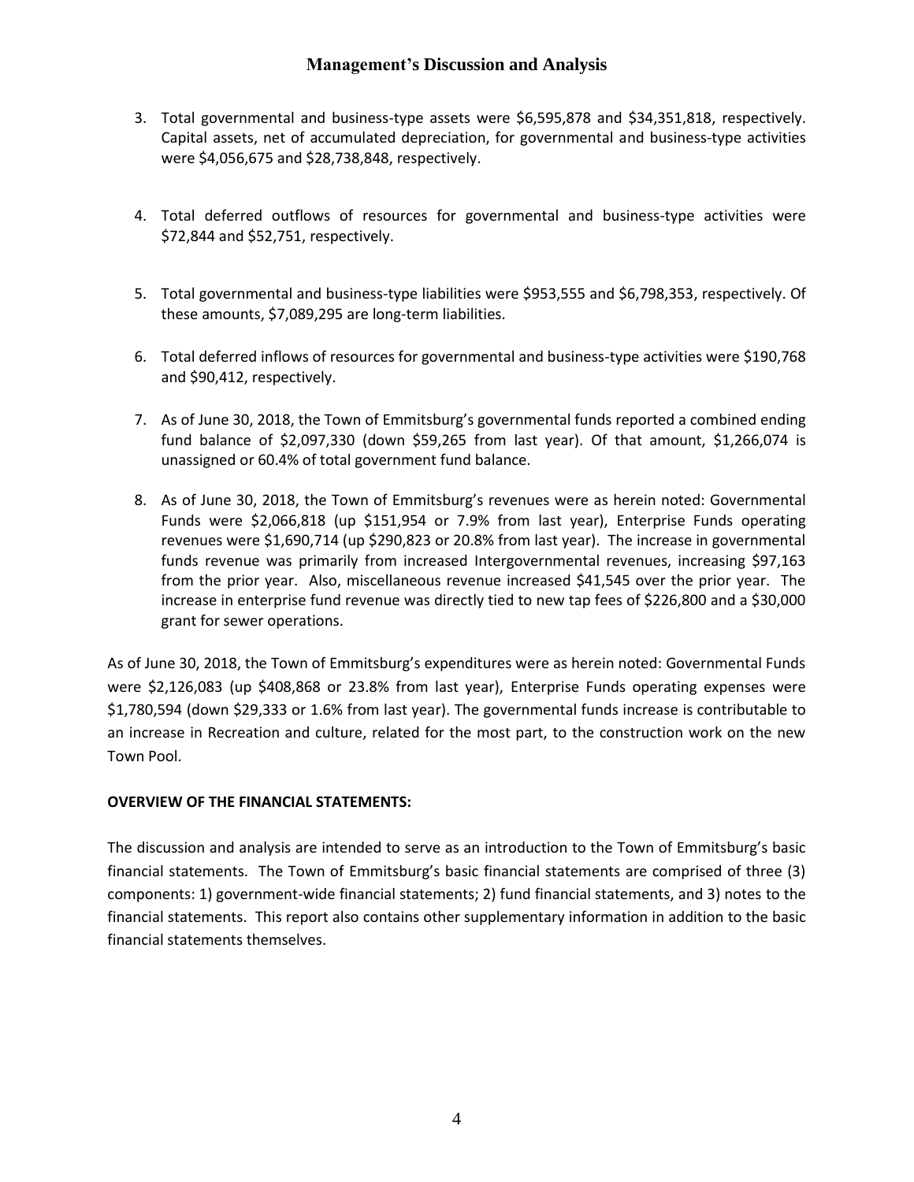3. Total governmental and business-type assets were $6,595,878 and $34,351,818, respectively. Capital assets, net of accumulated depreciation, for governmental and business-type activities were $4,056,675 and $28,738,848, respectively.

4. Total deferred outflows of resources for governmental and business-type activities were $72,844 and $52,751, respectively.

5. Total governmental and business-type liabilities were $953,555 and $6,798,353, respectively. Of these amounts, $7,089,295 are long-term liabilities.

6. Total deferred inflows of resources for governmental and business-type activities were $190,768 and $90,412, respectively.

7. As of June 30, 2018, the Town of Emmitsburg's governmental funds reported a combined ending fund balance of $2,097,330 (down $59,265 from last year). Of that amount, $1,266,074 is unassigned or 60.4% of total government fund balance.

8. As of June 30, 2018, the Town of Emmitsburg's revenues were as herein noted: Governmental Funds were $2,066,818 (up $151,954 or 7.9% from last year), Enterprise Funds operating revenues were $1,690,714 (up $290,823 or 20.8% from last year). The increase in governmental funds revenue was primarily from increased Intergovernmental revenues, increasing $97,163 from the prior year. Also, miscellaneous revenue increased $41,545 over the prior year. The increase in enterprise fund revenue was directly tied to new tap fees of $226,800 and a $30,000 grant for sewer operations.

As of June 30, 2018, the Town of Emmitsburg's expenditures were as herein noted: Governmental Funds were $2,126,083 (up $408,868 or 23.8% from last year), Enterprise Funds operating expenses were $1,780,594 (down $29,333 or 1.6% from last year). The governmental funds increase is contributable to an increase in Recreation and culture, related for the most part, to the construction work on the new Town Pool.

**OVERVIEW OF THE FINANCIAL STATEMENTS:**

The discussion and analysis are intended to serve as an introduction to the Town of Emmitsburg's basic financial statements. The Town of Emmitsburg's basic financial statements are comprised of three (3) components: 1) government-wide financial statements; 2) fund financial statements, and 3) notes to the financial statements. This report also contains other supplementary information in addition to the basic financial statements themselves.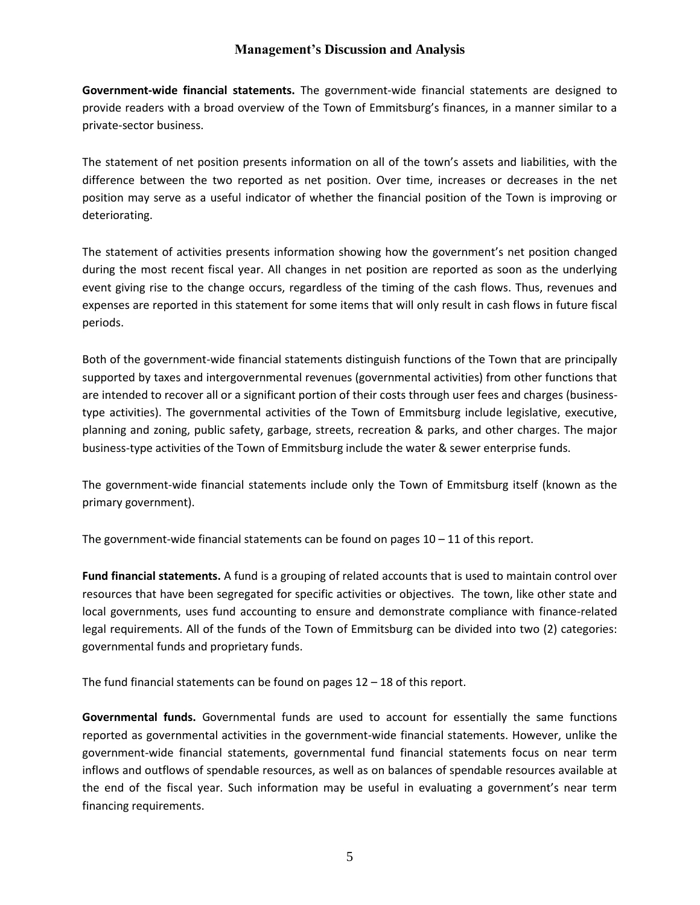## Management's Discussion and Analysis

**Government-wide financial statements.** The government-wide financial statements are designed to provide readers with a broad overview of the Town of Emmitsburg's finances, in a manner similar to a private-sector business.

The statement of net position presents information on all of the town's assets and liabilities, with the difference between the two reported as net position. Over time, increases or decreases in the net position may serve as a useful indicator of whether the financial position of the Town is improving or deteriorating.

The statement of activities presents information showing how the government's net position changed during the most recent fiscal year. All changes in net position are reported as soon as the underlying event giving rise to the change occurs, regardless of the timing of the cash flows. Thus, revenues and expenses are reported in this statement for some items that will only result in cash flows in future fiscal periods.

Both of the government-wide financial statements distinguish functions of the Town that are principally supported by taxes and intergovernmental revenues (governmental activities) from other functions that are intended to recover all or a significant portion of their costs through user fees and charges (business-type activities). The governmental activities of the Town of Emmitsburg include legislative, executive, planning and zoning, public safety, garbage, streets, recreation & parks, and other charges. The major business-type activities of the Town of Emmitsburg include the water & sewer enterprise funds.

The government-wide financial statements include only the Town of Emmitsburg itself (known as the primary government).

The government-wide financial statements can be found on pages 10 – 11 of this report.

**Fund financial statements.** A fund is a grouping of related accounts that is used to maintain control over resources that have been segregated for specific activities or objectives. The town, like other state and local governments, uses fund accounting to ensure and demonstrate compliance with finance-related legal requirements. All of the funds of the Town of Emmitsburg can be divided into two (2) categories: governmental funds and proprietary funds.

The fund financial statements can be found on pages 12 – 18 of this report.

**Governmental funds.** Governmental funds are used to account for essentially the same functions reported as governmental activities in the government-wide financial statements. However, unlike the government-wide financial statements, governmental fund financial statements focus on near term inflows and outflows of spendable resources, as well as on balances of spendable resources available at the end of the fiscal year. Such information may be useful in evaluating a government's near term financing requirements.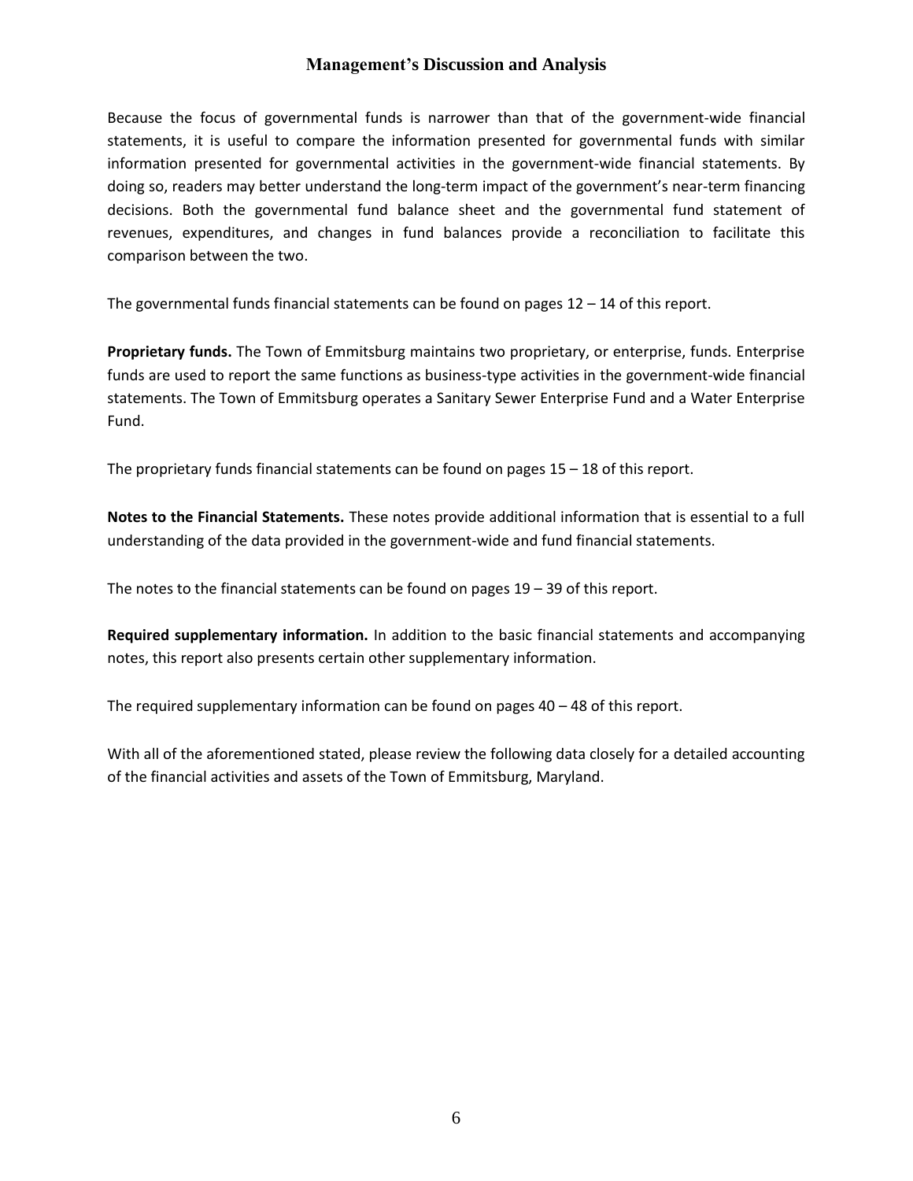## Management's Discussion and Analysis

Because the focus of governmental funds is narrower than that of the government-wide financial statements, it is useful to compare the information presented for governmental funds with similar information presented for governmental activities in the government-wide financial statements. By doing so, readers may better understand the long-term impact of the government's near-term financing decisions. Both the governmental fund balance sheet and the governmental fund statement of revenues, expenditures, and changes in fund balances provide a reconciliation to facilitate this comparison between the two.

The governmental funds financial statements can be found on pages 12 – 14 of this report.

**Proprietary funds.** The Town of Emmitsburg maintains two proprietary, or enterprise, funds. Enterprise funds are used to report the same functions as business-type activities in the government-wide financial statements. The Town of Emmitsburg operates a Sanitary Sewer Enterprise Fund and a Water Enterprise Fund.

The proprietary funds financial statements can be found on pages 15 – 18 of this report.

**Notes to the Financial Statements.** These notes provide additional information that is essential to a full understanding of the data provided in the government-wide and fund financial statements.

The notes to the financial statements can be found on pages 19 – 39 of this report.

**Required supplementary information.** In addition to the basic financial statements and accompanying notes, this report also presents certain other supplementary information.

The required supplementary information can be found on pages 40 – 48 of this report.

With all of the aforementioned stated, please review the following data closely for a detailed accounting of the financial activities and assets of the Town of Emmitsburg, Maryland.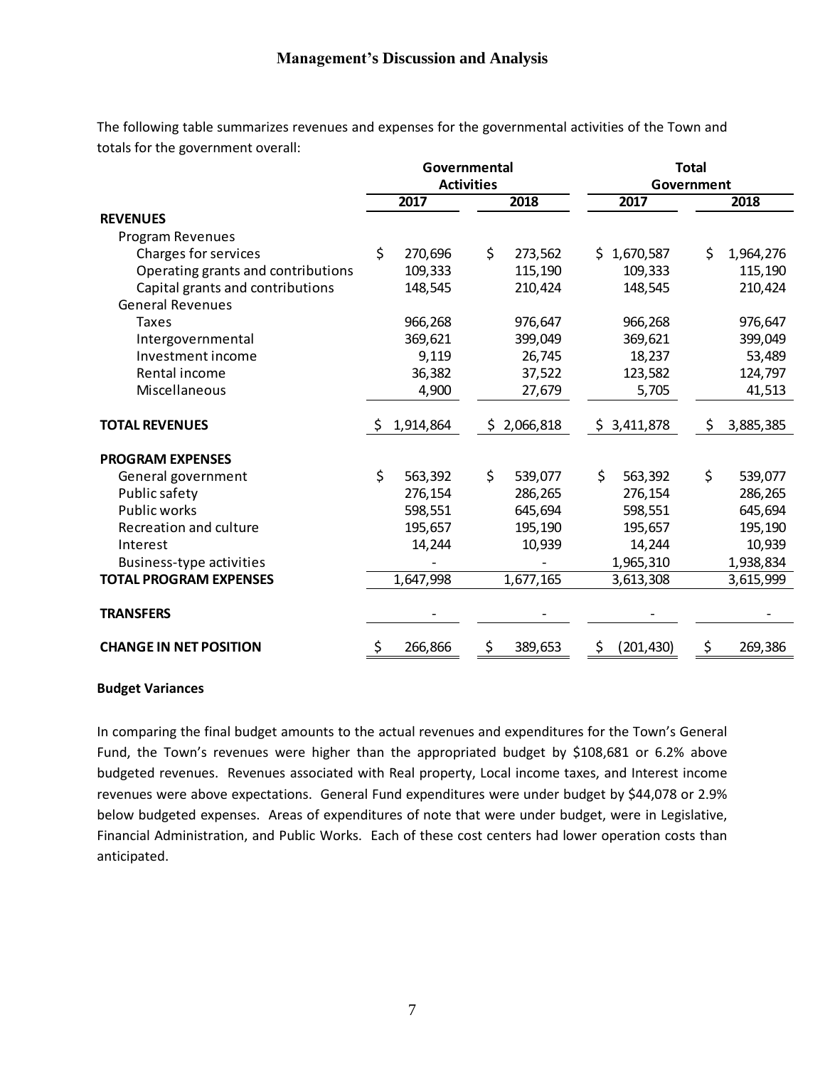## Management's Discussion and Analysis

The following table summarizes revenues and expenses for the governmental activities of the Town and totals for the government overall:

| | Governmental Activities | | Total Government | |
|---|---|---|---|---|
| | 2017 | 2018 | 2017 | 2018 |
| **REVENUES** | | | | |
| Program Revenues | | | | |
| Charges for services | $ 270,696 | $ 273,562 | $ 1,670,587 | $ 1,964,276 |
| Operating grants and contributions | 109,333 | 115,190 | 109,333 | 115,190 |
| Capital grants and contributions | 148,545 | 210,424 | 148,545 | 210,424 |
| General Revenues | | | | |
| Taxes | 966,268 | 976,647 | 966,268 | 976,647 |
| Intergovernmental | 369,621 | 399,049 | 369,621 | 399,049 |
| Investment income | 9,119 | 26,745 | 18,237 | 53,489 |
| Rental income | 36,382 | 37,522 | 123,582 | 124,797 |
| Miscellaneous | 4,900 | 27,679 | 5,705 | 41,513 |
| **TOTAL REVENUES** | $ 1,914,864 | $ 2,066,818 | $ 3,411,878 | $ 3,885,385 |
| **PROGRAM EXPENSES** | | | | |
| General government | $ 563,392 | $ 539,077 | $ 563,392 | $ 539,077 |
| Public safety | 276,154 | 286,265 | 276,154 | 286,265 |
| Public works | 598,551 | 645,694 | 598,551 | 645,694 |
| Recreation and culture | 195,657 | 195,190 | 195,657 | 195,190 |
| Interest | 14,244 | 10,939 | 14,244 | 10,939 |
| Business-type activities | - | - | 1,965,310 | 1,938,834 |
| **TOTAL PROGRAM EXPENSES** | 1,647,998 | 1,677,165 | 3,613,308 | 3,615,999 |
| **TRANSFERS** | - | - | - | - |
| **CHANGE IN NET POSITION** | $ 266,866 | $ 389,653 | $ (201,430) | $ 269,386 |

**Budget Variances**

In comparing the final budget amounts to the actual revenues and expenditures for the Town's General Fund, the Town's revenues were higher than the appropriated budget by $108,681 or 6.2% above budgeted revenues. Revenues associated with Real property, Local income taxes, and Interest income revenues were above expectations. General Fund expenditures were under budget by $44,078 or 2.9% below budgeted expenses. Areas of expenditures of note that were under budget, were in Legislative, Financial Administration, and Public Works. Each of these cost centers had lower operation costs than anticipated.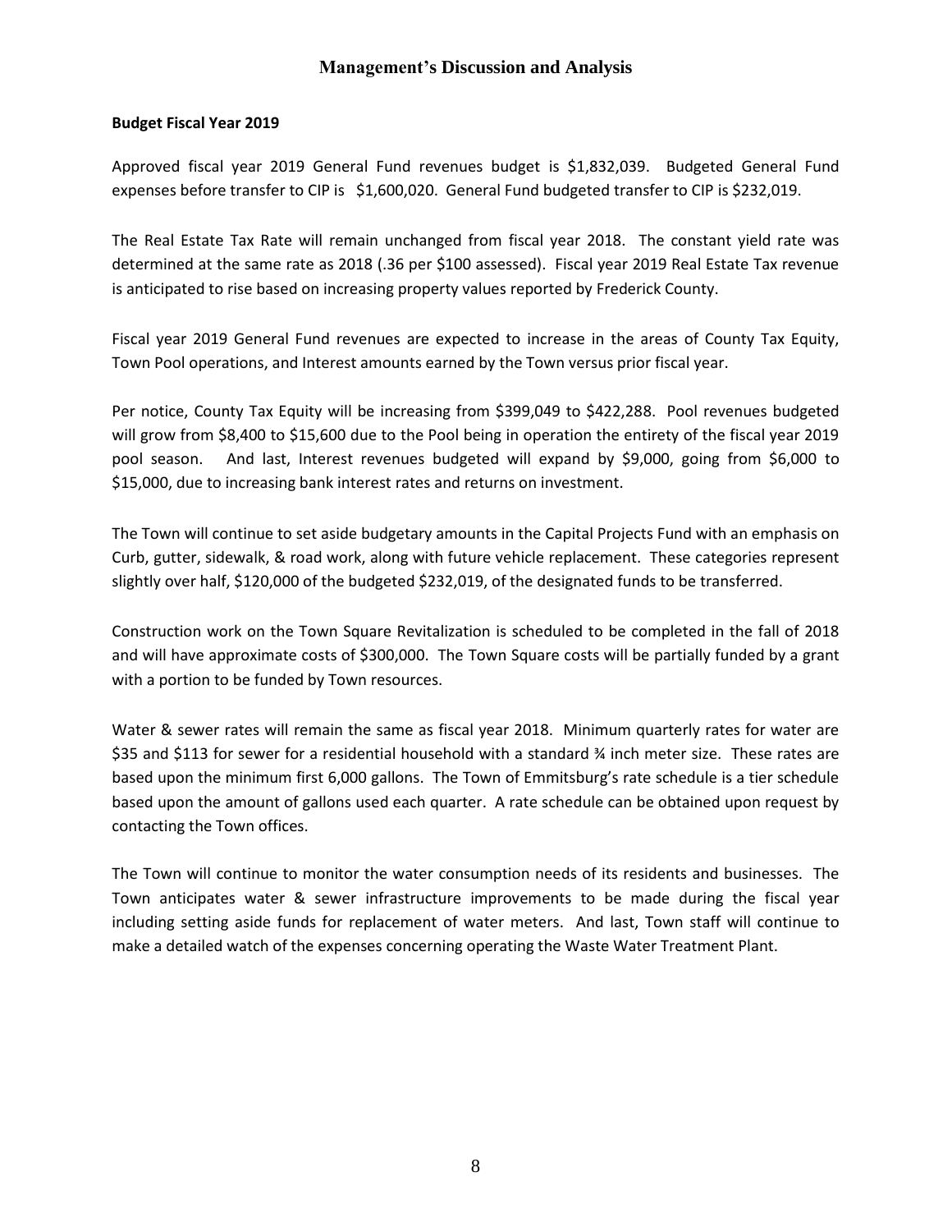## Management's Discussion and Analysis

**Budget Fiscal Year 2019**

Approved fiscal year 2019 General Fund revenues budget is $1,832,039. Budgeted General Fund expenses before transfer to CIP is $1,600,020. General Fund budgeted transfer to CIP is $232,019.

The Real Estate Tax Rate will remain unchanged from fiscal year 2018. The constant yield rate was determined at the same rate as 2018 (.36 per $100 assessed). Fiscal year 2019 Real Estate Tax revenue is anticipated to rise based on increasing property values reported by Frederick County.

Fiscal year 2019 General Fund revenues are expected to increase in the areas of County Tax Equity, Town Pool operations, and Interest amounts earned by the Town versus prior fiscal year.

Per notice, County Tax Equity will be increasing from $399,049 to $422,288. Pool revenues budgeted will grow from $8,400 to $15,600 due to the Pool being in operation the entirety of the fiscal year 2019 pool season. And last, Interest revenues budgeted will expand by $9,000, going from $6,000 to $15,000, due to increasing bank interest rates and returns on investment.

The Town will continue to set aside budgetary amounts in the Capital Projects Fund with an emphasis on Curb, gutter, sidewalk, & road work, along with future vehicle replacement. These categories represent slightly over half, $120,000 of the budgeted $232,019, of the designated funds to be transferred.

Construction work on the Town Square Revitalization is scheduled to be completed in the fall of 2018 and will have approximate costs of $300,000. The Town Square costs will be partially funded by a grant with a portion to be funded by Town resources.

Water & sewer rates will remain the same as fiscal year 2018. Minimum quarterly rates for water are $35 and $113 for sewer for a residential household with a standard ¾ inch meter size. These rates are based upon the minimum first 6,000 gallons. The Town of Emmitsburg's rate schedule is a tier schedule based upon the amount of gallons used each quarter. A rate schedule can be obtained upon request by contacting the Town offices.

The Town will continue to monitor the water consumption needs of its residents and businesses. The Town anticipates water & sewer infrastructure improvements to be made during the fiscal year including setting aside funds for replacement of water meters. And last, Town staff will continue to make a detailed watch of the expenses concerning operating the Waste Water Treatment Plant.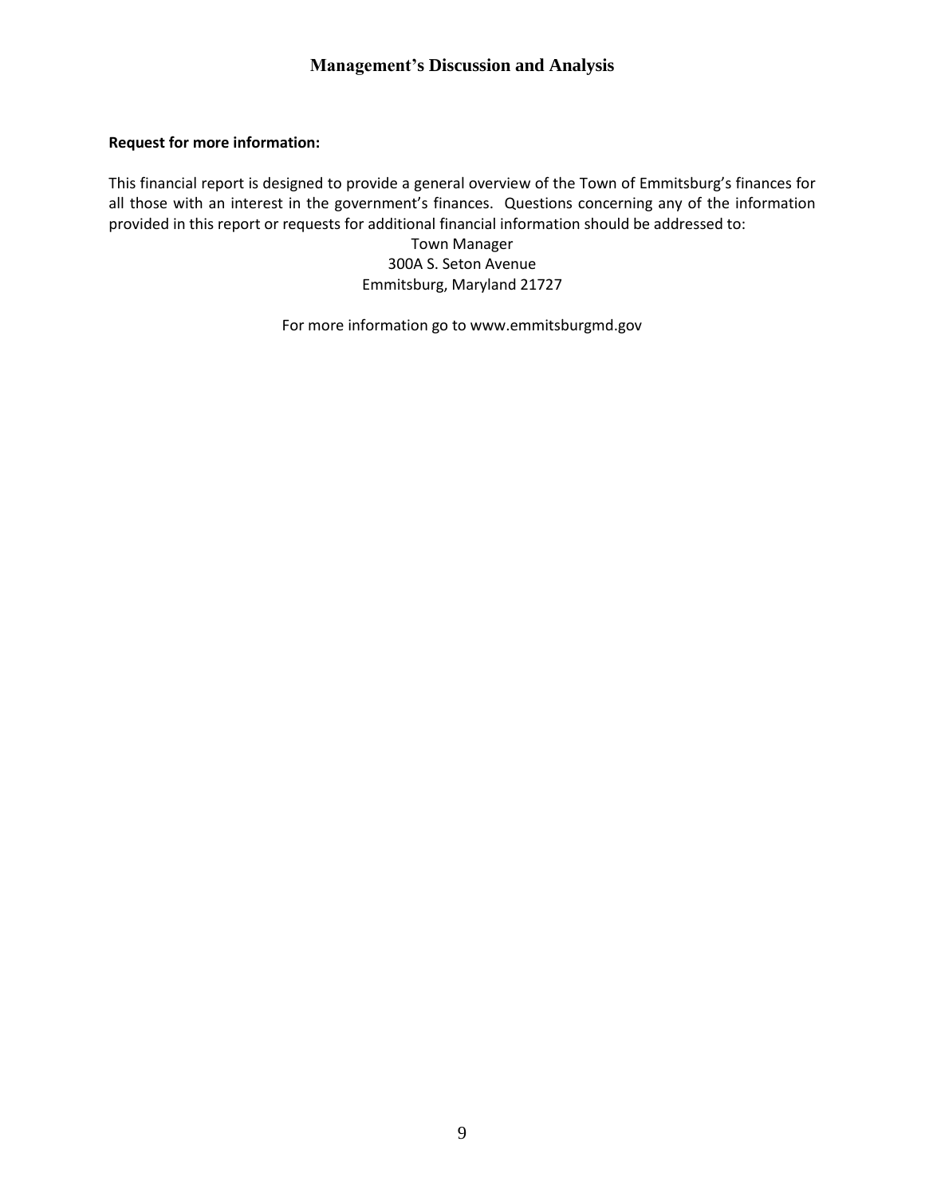**Request for more information:**

This financial report is designed to provide a general overview of the Town of Emmitsburg's finances for all those with an interest in the government's finances. Questions concerning any of the information provided in this report or requests for additional financial information should be addressed to:

Town Manager
300A S. Seton Avenue
Emmitsburg, Maryland 21727

For more information go to www.emmitsburgmd.gov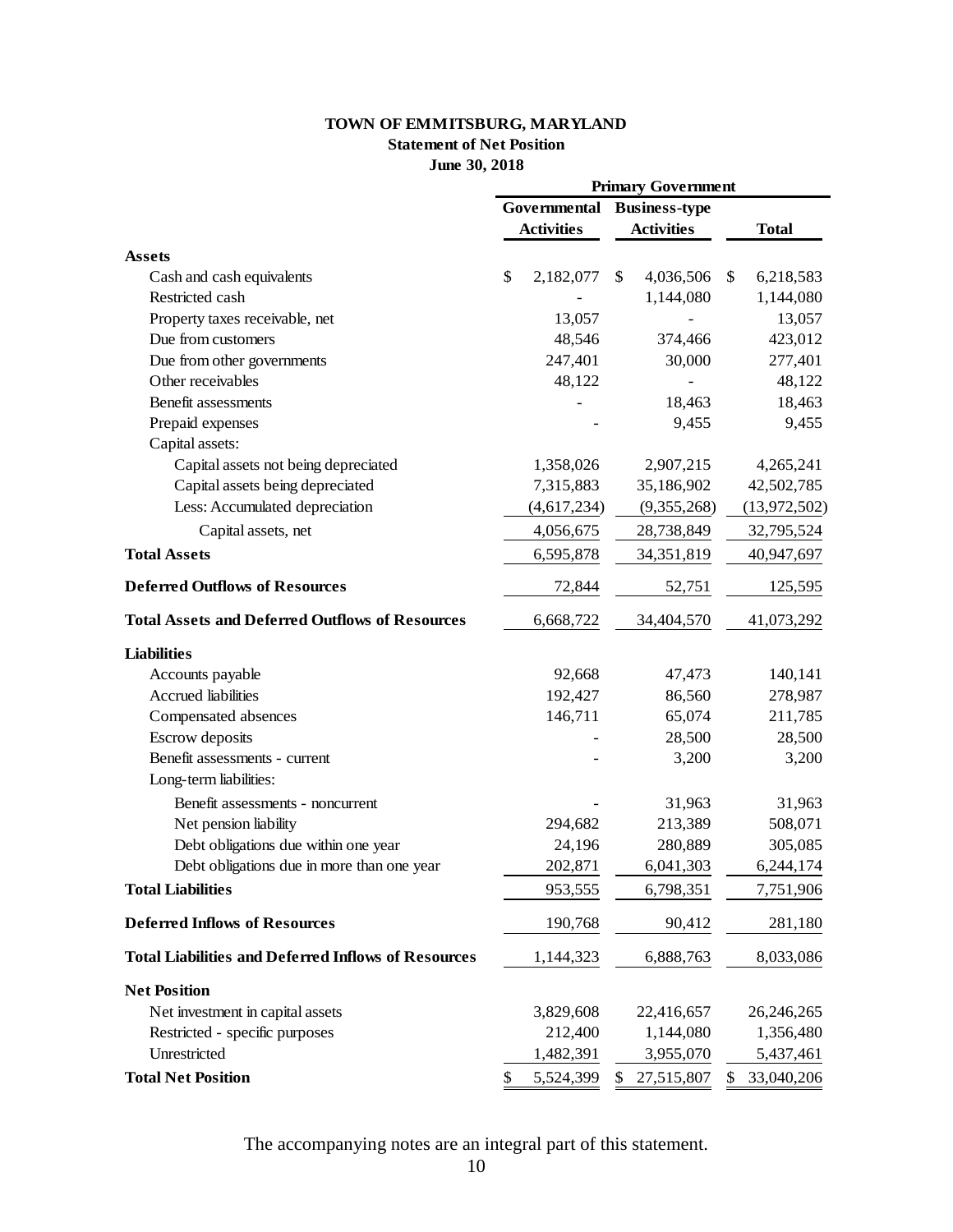# TOWN OF EMMITSBURG, MARYLAND

## Statement of Net Position

### June 30, 2018

| | Primary Government | | |
|---|---|---|---|
| | Governmental Activities | Business-type Activities | Total |
| **Assets** | | | |
| Cash and cash equivalents | $ 2,182,077 | $ 4,036,506 | $ 6,218,583 |
| Restricted cash | - | 1,144,080 | 1,144,080 |
| Property taxes receivable, net | 13,057 | - | 13,057 |
| Due from customers | 48,546 | 374,466 | 423,012 |
| Due from other governments | 247,401 | 30,000 | 277,401 |
| Other receivables | 48,122 | - | 48,122 |
| Benefit assessments | - | 18,463 | 18,463 |
| Prepaid expenses | - | 9,455 | 9,455 |
| Capital assets: | | | |
| Capital assets not being depreciated | 1,358,026 | 2,907,215 | 4,265,241 |
| Capital assets being depreciated | 7,315,883 | 35,186,902 | 42,502,785 |
| Less: Accumulated depreciation | (4,617,234) | (9,355,268) | (13,972,502) |
| Capital assets, net | 4,056,675 | 28,738,849 | 32,795,524 |
| **Total Assets** | 6,595,878 | 34,351,819 | 40,947,697 |
| **Deferred Outflows of Resources** | 72,844 | 52,751 | 125,595 |
| **Total Assets and Deferred Outflows of Resources** | 6,668,722 | 34,404,570 | 41,073,292 |
| **Liabilities** | | | |
| Accounts payable | 92,668 | 47,473 | 140,141 |
| Accrued liabilities | 192,427 | 86,560 | 278,987 |
| Compensated absences | 146,711 | 65,074 | 211,785 |
| Escrow deposits | - | 28,500 | 28,500 |
| Benefit assessments - current | - | 3,200 | 3,200 |
| Long-term liabilities: | | | |
| Benefit assessments - noncurrent | - | 31,963 | 31,963 |
| Net pension liability | 294,682 | 213,389 | 508,071 |
| Debt obligations due within one year | 24,196 | 280,889 | 305,085 |
| Debt obligations due in more than one year | 202,871 | 6,041,303 | 6,244,174 |
| **Total Liabilities** | 953,555 | 6,798,351 | 7,751,906 |
| **Deferred Inflows of Resources** | 190,768 | 90,412 | 281,180 |
| **Total Liabilities and Deferred Inflows of Resources** | 1,144,323 | 6,888,763 | 8,033,086 |
| **Net Position** | | | |
| Net investment in capital assets | 3,829,608 | 22,416,657 | 26,246,265 |
| Restricted - specific purposes | 212,400 | 1,144,080 | 1,356,480 |
| Unrestricted | 1,482,391 | 3,955,070 | 5,437,461 |
| **Total Net Position** | $ 5,524,399 | $ 27,515,807 | $ 33,040,206 |

The accompanying notes are an integral part of this statement.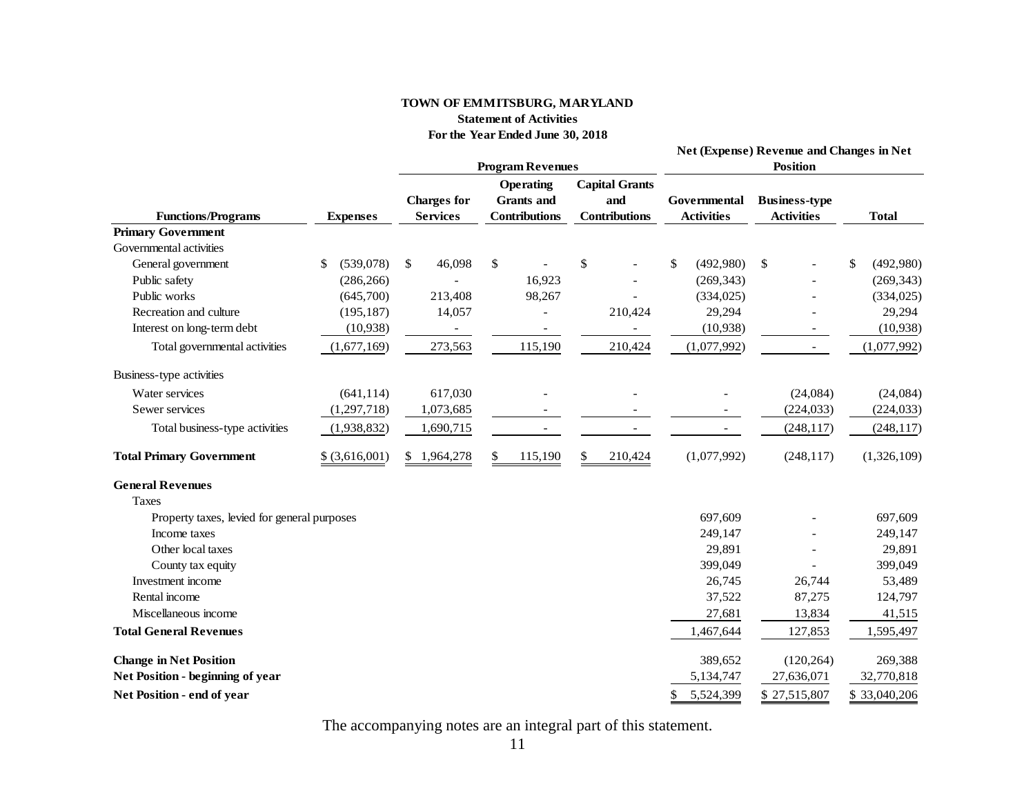# TOWN OF EMMITSBURG, MARYLAND

## Statement of Activities

### For the Year Ended June 30, 2018

| Functions/Programs | Expenses | Program Revenues: Charges for Services | Program Revenues: Operating Grants and Contributions | Program Revenues: Capital Grants and Contributions | Net (Expense) Revenue and Changes in Net Position: Governmental Activities | Net (Expense) Revenue and Changes in Net Position: Business-type Activities | Net (Expense) Revenue and Changes in Net Position: Total |
|---|---|---|---|---|---|---|---|
| **Primary Government** | | | | | | | |
| Governmental activities | | | | | | | |
| General government | $ (539,078) | $ 46,098 | $ - | $ - | $ (492,980) | $ - | $ (492,980) |
| Public safety | (286,266) | - | 16,923 | - | (269,343) | - | (269,343) |
| Public works | (645,700) | 213,408 | 98,267 | - | (334,025) | - | (334,025) |
| Recreation and culture | (195,187) | 14,057 | - | 210,424 | 29,294 | - | 29,294 |
| Interest on long-term debt | (10,938) | - | - | - | (10,938) | - | (10,938) |
| Total governmental activities | (1,677,169) | 273,563 | 115,190 | 210,424 | (1,077,992) | - | (1,077,992) |
| Business-type activities | | | | | | | |
| Water services | (641,114) | 617,030 | - | - | - | (24,084) | (24,084) |
| Sewer services | (1,297,718) | 1,073,685 | - | - | - | (224,033) | (224,033) |
| Total business-type activities | (1,938,832) | 1,690,715 | - | - | - | (248,117) | (248,117) |
| **Total Primary Government** | $ (3,616,001) | $ 1,964,278 | $ 115,190 | $ 210,424 | (1,077,992) | (248,117) | (1,326,109) |
| **General Revenues** | | | | | | | |
| Taxes | | | | | | | |
| Property taxes, levied for general purposes | | | | | 697,609 | - | 697,609 |
| Income taxes | | | | | 249,147 | - | 249,147 |
| Other local taxes | | | | | 29,891 | - | 29,891 |
| County tax equity | | | | | 399,049 | - | 399,049 |
| Investment income | | | | | 26,745 | 26,744 | 53,489 |
| Rental income | | | | | 37,522 | 87,275 | 124,797 |
| Miscellaneous income | | | | | 27,681 | 13,834 | 41,515 |
| **Total General Revenues** | | | | | 1,467,644 | 127,853 | 1,595,497 |
| **Change in Net Position** | | | | | 389,652 | (120,264) | 269,388 |
| **Net Position - beginning of year** | | | | | 5,134,747 | 27,636,071 | 32,770,818 |
| **Net Position - end of year** | | | | | $ 5,524,399 | $ 27,515,807 | $ 33,040,206 |

The accompanying notes are an integral part of this statement.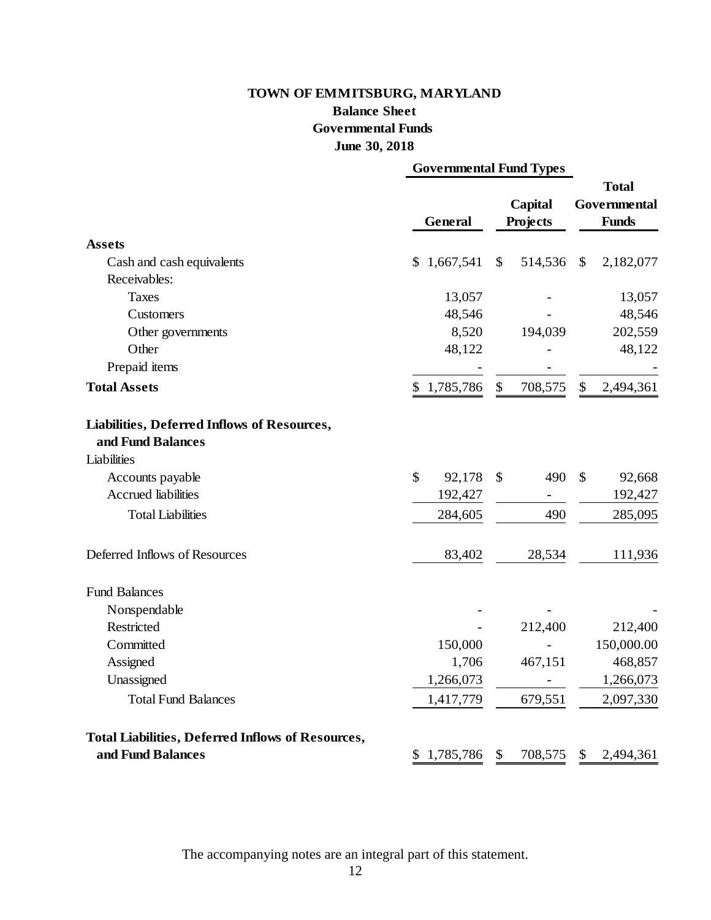# TOWN OF EMMITSBURG, MARYLAND

## Balance Sheet

## Governmental Funds

## June 30, 2018

| | Governmental Fund Types | | Total |
|---|---|---|---|
| | **General** | **Capital Projects** | **Total Governmental Funds** |
| **Assets** | | | |
| Cash and cash equivalents | $ 1,667,541 | $ 514,536 | $ 2,182,077 |
| Receivables: | | | |
| Taxes | 13,057 | - | 13,057 |
| Customers | 48,546 | - | 48,546 |
| Other governments | 8,520 | 194,039 | 202,559 |
| Other | 48,122 | - | 48,122 |
| Prepaid items | - | - | - |
| **Total Assets** | $ 1,785,786 | $ 708,575 | $ 2,494,361 |
| **Liabilities, Deferred Inflows of Resources, and Fund Balances** | | | |
| Liabilities | | | |
| Accounts payable | $ 92,178 | $ 490 | $ 92,668 |
| Accrued liabilities | 192,427 | - | 192,427 |
| Total Liabilities | 284,605 | 490 | 285,095 |
| Deferred Inflows of Resources | 83,402 | 28,534 | 111,936 |
| Fund Balances | | | |
| Nonspendable | - | - | - |
| Restricted | - | 212,400 | 212,400 |
| Committed | 150,000 | - | 150,000.00 |
| Assigned | 1,706 | 467,151 | 468,857 |
| Unassigned | 1,266,073 | - | 1,266,073 |
| Total Fund Balances | 1,417,779 | 679,551 | 2,097,330 |
| **Total Liabilities, Deferred Inflows of Resources, and Fund Balances** | $ 1,785,786 | $ 708,575 | $ 2,494,361 |

The accompanying notes are an integral part of this statement.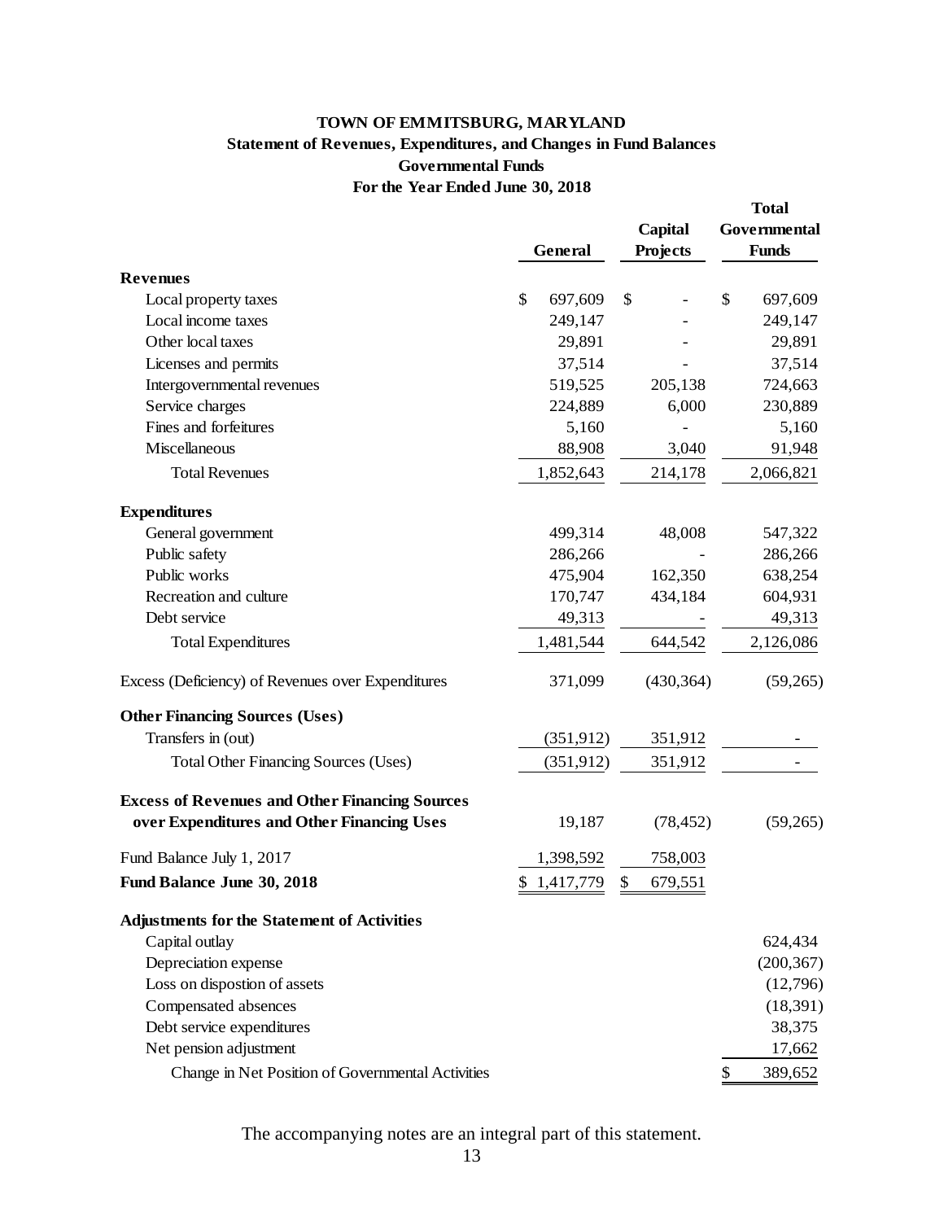# TOWN OF EMMITSBURG, MARYLAND

## Statement of Revenues, Expenditures, and Changes in Fund Balances

### Governmental Funds

### For the Year Ended June 30, 2018

| | General | Capital Projects | Total Governmental Funds |
|---|---|---|---|
| **Revenues** | | | |
| Local property taxes | $ 697,609 | $ - | $ 697,609 |
| Local income taxes | 249,147 | - | 249,147 |
| Other local taxes | 29,891 | - | 29,891 |
| Licenses and permits | 37,514 | - | 37,514 |
| Intergovernmental revenues | 519,525 | 205,138 | 724,663 |
| Service charges | 224,889 | 6,000 | 230,889 |
| Fines and forfeitures | 5,160 | - | 5,160 |
| Miscellaneous | 88,908 | 3,040 | 91,948 |
| Total Revenues | 1,852,643 | 214,178 | 2,066,821 |
| **Expenditures** | | | |
| General government | 499,314 | 48,008 | 547,322 |
| Public safety | 286,266 | - | 286,266 |
| Public works | 475,904 | 162,350 | 638,254 |
| Recreation and culture | 170,747 | 434,184 | 604,931 |
| Debt service | 49,313 | - | 49,313 |
| Total Expenditures | 1,481,544 | 644,542 | 2,126,086 |
| Excess (Deficiency) of Revenues over Expenditures | 371,099 | (430,364) | (59,265) |
| **Other Financing Sources (Uses)** | | | |
| Transfers in (out) | (351,912) | 351,912 | - |
| Total Other Financing Sources (Uses) | (351,912) | 351,912 | - |
| **Excess of Revenues and Other Financing Sources over Expenditures and Other Financing Uses** | 19,187 | (78,452) | (59,265) |
| Fund Balance July 1, 2017 | 1,398,592 | 758,003 | |
| **Fund Balance June 30, 2018** | $ 1,417,779 | $ 679,551 | |
| **Adjustments for the Statement of Activities** | | | |
| Capital outlay | | | 624,434 |
| Depreciation expense | | | (200,367) |
| Loss on dispostion of assets | | | (12,796) |
| Compensated absences | | | (18,391) |
| Debt service expenditures | | | 38,375 |
| Net pension adjustment | | | 17,662 |
| Change in Net Position of Governmental Activities | | | $ 389,652 |

The accompanying notes are an integral part of this statement.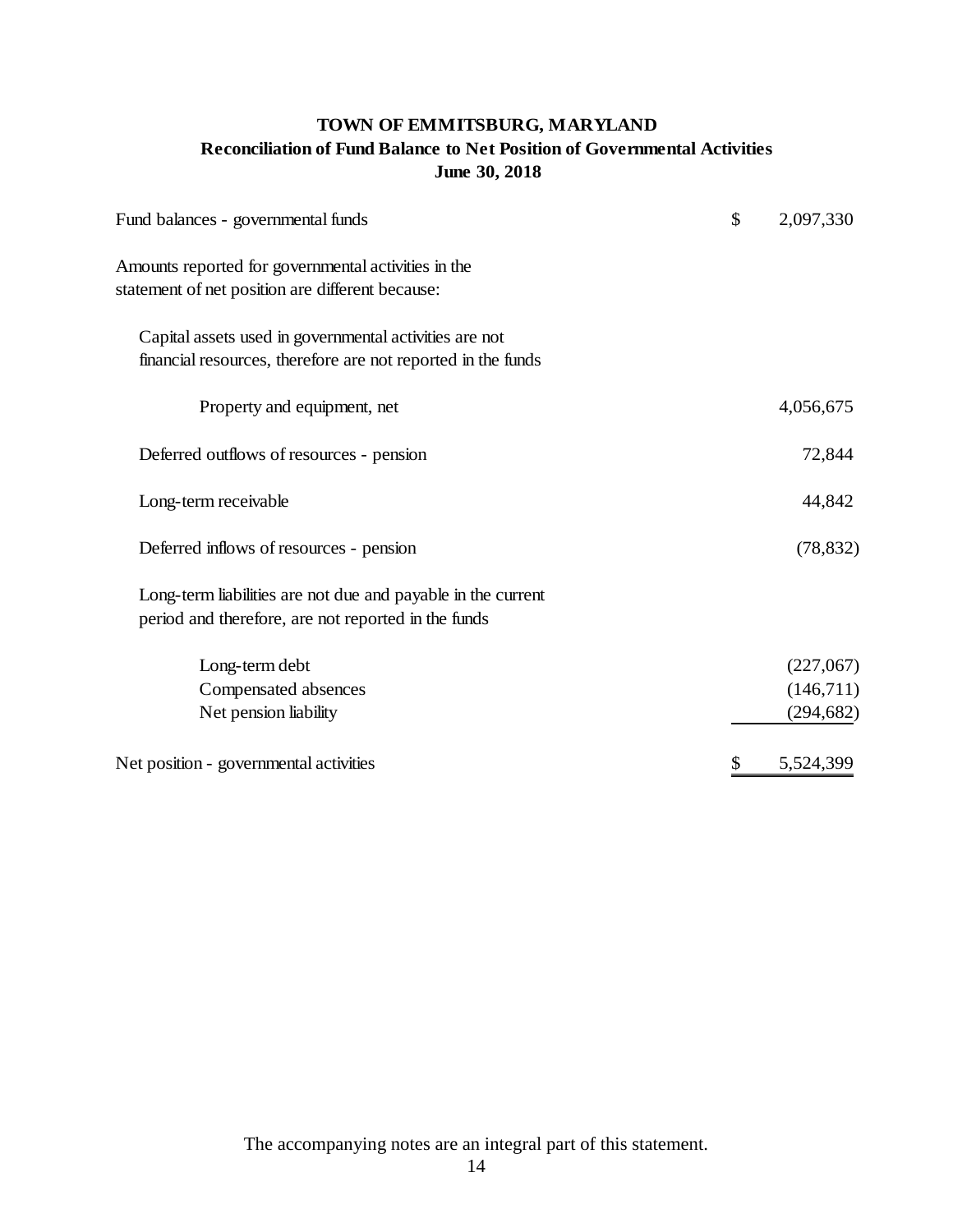# TOWN OF EMMITSBURG, MARYLAND
## Reconciliation of Fund Balance to Net Position of Governmental Activities
### June 30, 2018

| | | |
|---|---|---|
| Fund balances - governmental funds | $ | 2,097,330 |
| Amounts reported for governmental activities in the statement of net position are different because: | | |
| Capital assets used in governmental activities are not financial resources, therefore are not reported in the funds | | |
| Property and equipment, net | | 4,056,675 |
| Deferred outflows of resources - pension | | 72,844 |
| Long-term receivable | | 44,842 |
| Deferred inflows of resources - pension | | (78,832) |
| Long-term liabilities are not due and payable in the current period and therefore, are not reported in the funds | | |
| Long-term debt | | (227,067) |
| Compensated absences | | (146,711) |
| Net pension liability | | (294,682) |
| Net position - governmental activities | $ | 5,524,399 |

The accompanying notes are an integral part of this statement.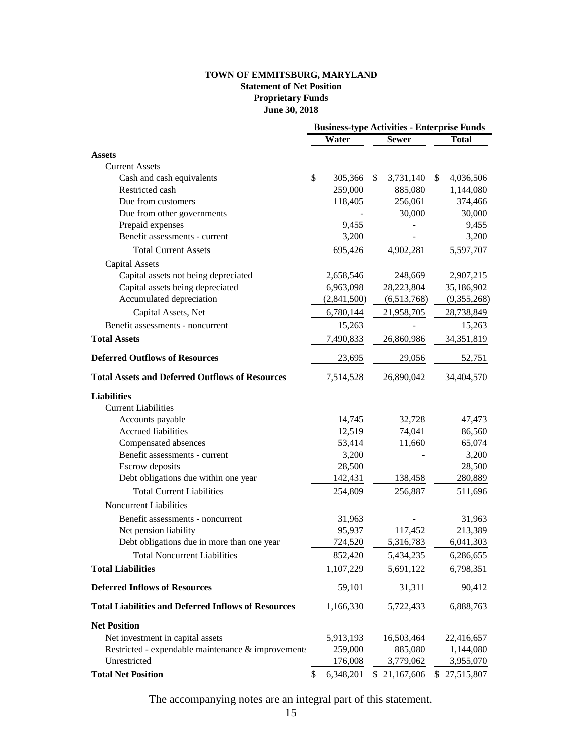**TOWN OF EMMITSBURG, MARYLAND**
**Statement of Net Position**
**Proprietary Funds**
**June 30, 2018**

| | Business-type Activities - Enterprise Funds | | |
|---|---|---|---|
| | **Water** | **Sewer** | **Total** |
| **Assets** | | | |
| Current Assets | | | |
| Cash and cash equivalents | $ 305,366 | $ 3,731,140 | $ 4,036,506 |
| Restricted cash | 259,000 | 885,080 | 1,144,080 |
| Due from customers | 118,405 | 256,061 | 374,466 |
| Due from other governments | - | 30,000 | 30,000 |
| Prepaid expenses | 9,455 | - | 9,455 |
| Benefit assessments - current | 3,200 | - | 3,200 |
| Total Current Assets | 695,426 | 4,902,281 | 5,597,707 |
| Capital Assets | | | |
| Capital assets not being depreciated | 2,658,546 | 248,669 | 2,907,215 |
| Capital assets being depreciated | 6,963,098 | 28,223,804 | 35,186,902 |
| Accumulated depreciation | (2,841,500) | (6,513,768) | (9,355,268) |
| Capital Assets, Net | 6,780,144 | 21,958,705 | 28,738,849 |
| Benefit assessments - noncurrent | 15,263 | - | 15,263 |
| **Total Assets** | 7,490,833 | 26,860,986 | 34,351,819 |
| **Deferred Outflows of Resources** | 23,695 | 29,056 | 52,751 |
| **Total Assets and Deferred Outflows of Resources** | 7,514,528 | 26,890,042 | 34,404,570 |
| **Liabilities** | | | |
| Current Liabilities | | | |
| Accounts payable | 14,745 | 32,728 | 47,473 |
| Accrued liabilities | 12,519 | 74,041 | 86,560 |
| Compensated absences | 53,414 | 11,660 | 65,074 |
| Benefit assessments - current | 3,200 | - | 3,200 |
| Escrow deposits | 28,500 | | 28,500 |
| Debt obligations due within one year | 142,431 | 138,458 | 280,889 |
| Total Current Liabilities | 254,809 | 256,887 | 511,696 |
| Noncurrent Liabilities | | | |
| Benefit assessments - noncurrent | 31,963 | - | 31,963 |
| Net pension liability | 95,937 | 117,452 | 213,389 |
| Debt obligations due in more than one year | 724,520 | 5,316,783 | 6,041,303 |
| Total Noncurrent Liabilities | 852,420 | 5,434,235 | 6,286,655 |
| **Total Liabilities** | 1,107,229 | 5,691,122 | 6,798,351 |
| **Deferred Inflows of Resources** | 59,101 | 31,311 | 90,412 |
| **Total Liabilities and Deferred Inflows of Resources** | 1,166,330 | 5,722,433 | 6,888,763 |
| **Net Position** | | | |
| Net investment in capital assets | 5,913,193 | 16,503,464 | 22,416,657 |
| Restricted - expendable maintenance & improvements | 259,000 | 885,080 | 1,144,080 |
| Unrestricted | 176,008 | 3,779,062 | 3,955,070 |
| **Total Net Position** | $ 6,348,201 | $ 21,167,606 | $ 27,515,807 |

The accompanying notes are an integral part of this statement.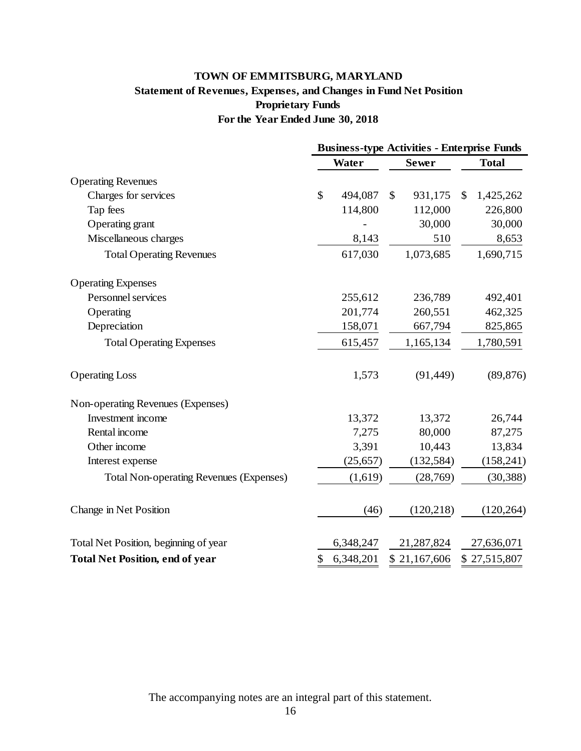# TOWN OF EMMITSBURG, MARYLAND

## Statement of Revenues, Expenses, and Changes in Fund Net Position

## Proprietary Funds

## For the Year Ended June 30, 2018

| | Business-type Activities - Enterprise Funds | | |
|---|---|---|---|
| | Water | Sewer | Total |
| Operating Revenues | | | |
| Charges for services | $ 494,087 | $ 931,175 | $ 1,425,262 |
| Tap fees | 114,800 | 112,000 | 226,800 |
| Operating grant | - | 30,000 | 30,000 |
| Miscellaneous charges | 8,143 | 510 | 8,653 |
| Total Operating Revenues | 617,030 | 1,073,685 | 1,690,715 |
| Operating Expenses | | | |
| Personnel services | 255,612 | 236,789 | 492,401 |
| Operating | 201,774 | 260,551 | 462,325 |
| Depreciation | 158,071 | 667,794 | 825,865 |
| Total Operating Expenses | 615,457 | 1,165,134 | 1,780,591 |
| Operating Loss | 1,573 | (91,449) | (89,876) |
| Non-operating Revenues (Expenses) | | | |
| Investment income | 13,372 | 13,372 | 26,744 |
| Rental income | 7,275 | 80,000 | 87,275 |
| Other income | 3,391 | 10,443 | 13,834 |
| Interest expense | (25,657) | (132,584) | (158,241) |
| Total Non-operating Revenues (Expenses) | (1,619) | (28,769) | (30,388) |
| Change in Net Position | (46) | (120,218) | (120,264) |
| Total Net Position, beginning of year | 6,348,247 | 21,287,824 | 27,636,071 |
| **Total Net Position, end of year** | $ 6,348,201 | $ 21,167,606 | $ 27,515,807 |

The accompanying notes are an integral part of this statement.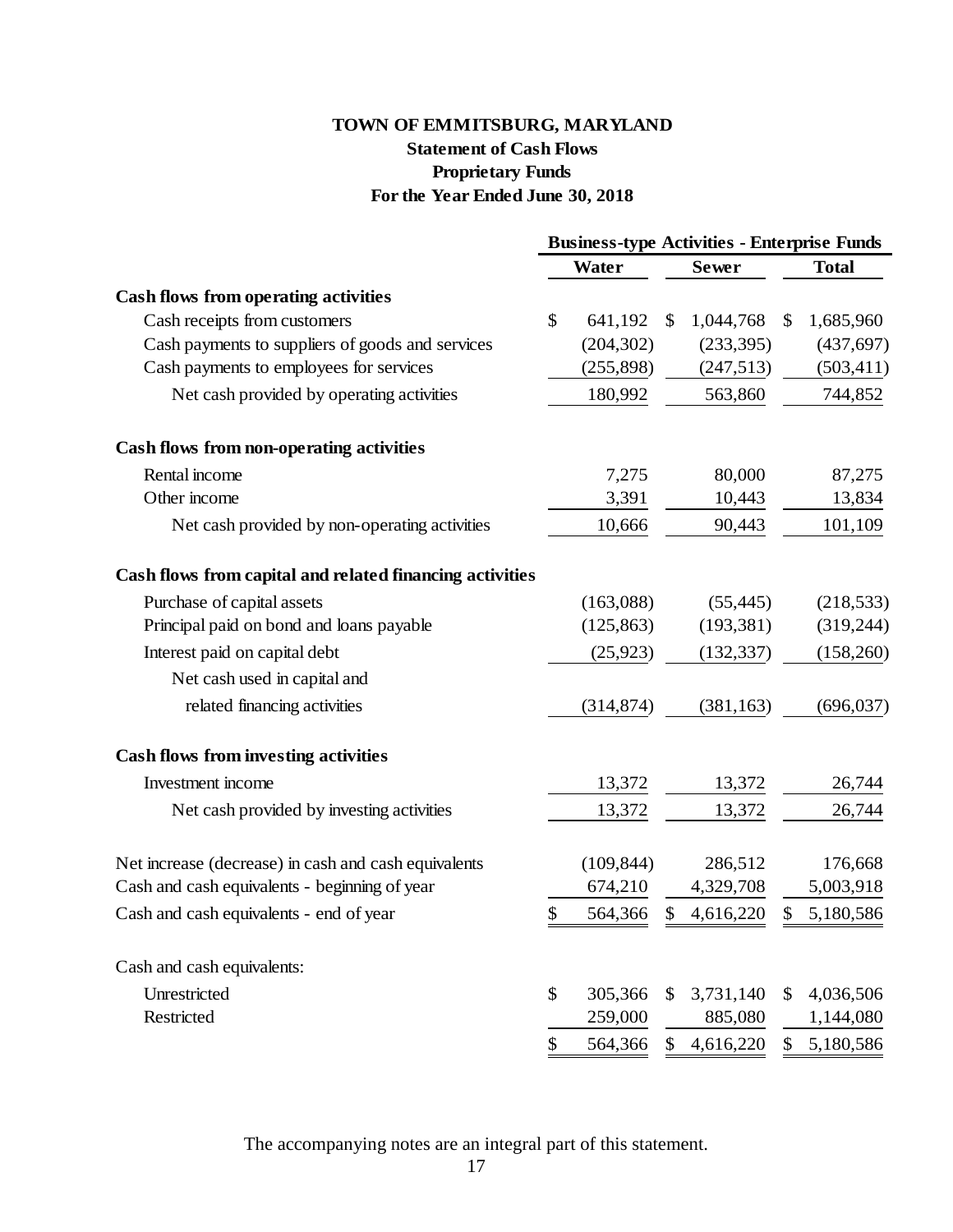# TOWN OF EMMITSBURG, MARYLAND

## Statement of Cash Flows

## Proprietary Funds

## For the Year Ended June 30, 2018

| | Business-type Activities - Enterprise Funds | | |
|---|---|---|---|
| | **Water** | **Sewer** | **Total** |
| **Cash flows from operating activities** | | | |
| Cash receipts from customers | $ 641,192 | $ 1,044,768 | $ 1,685,960 |
| Cash payments to suppliers of goods and services | (204,302) | (233,395) | (437,697) |
| Cash payments to employees for services | (255,898) | (247,513) | (503,411) |
| Net cash provided by operating activities | 180,992 | 563,860 | 744,852 |
| **Cash flows from non-operating activities** | | | |
| Rental income | 7,275 | 80,000 | 87,275 |
| Other income | 3,391 | 10,443 | 13,834 |
| Net cash provided by non-operating activities | 10,666 | 90,443 | 101,109 |
| **Cash flows from capital and related financing activities** | | | |
| Purchase of capital assets | (163,088) | (55,445) | (218,533) |
| Principal paid on bond and loans payable | (125,863) | (193,381) | (319,244) |
| Interest paid on capital debt | (25,923) | (132,337) | (158,260) |
| Net cash used in capital and related financing activities | (314,874) | (381,163) | (696,037) |
| **Cash flows from investing activities** | | | |
| Investment income | 13,372 | 13,372 | 26,744 |
| Net cash provided by investing activities | 13,372 | 13,372 | 26,744 |
| Net increase (decrease) in cash and cash equivalents | (109,844) | 286,512 | 176,668 |
| Cash and cash equivalents - beginning of year | 674,210 | 4,329,708 | 5,003,918 |
| Cash and cash equivalents - end of year | $ 564,366 | $ 4,616,220 | $ 5,180,586 |
| Cash and cash equivalents: | | | |
| Unrestricted | $ 305,366 | $ 3,731,140 | $ 4,036,506 |
| Restricted | 259,000 | 885,080 | 1,144,080 |
| | $ 564,366 | $ 4,616,220 | $ 5,180,586 |

The accompanying notes are an integral part of this statement.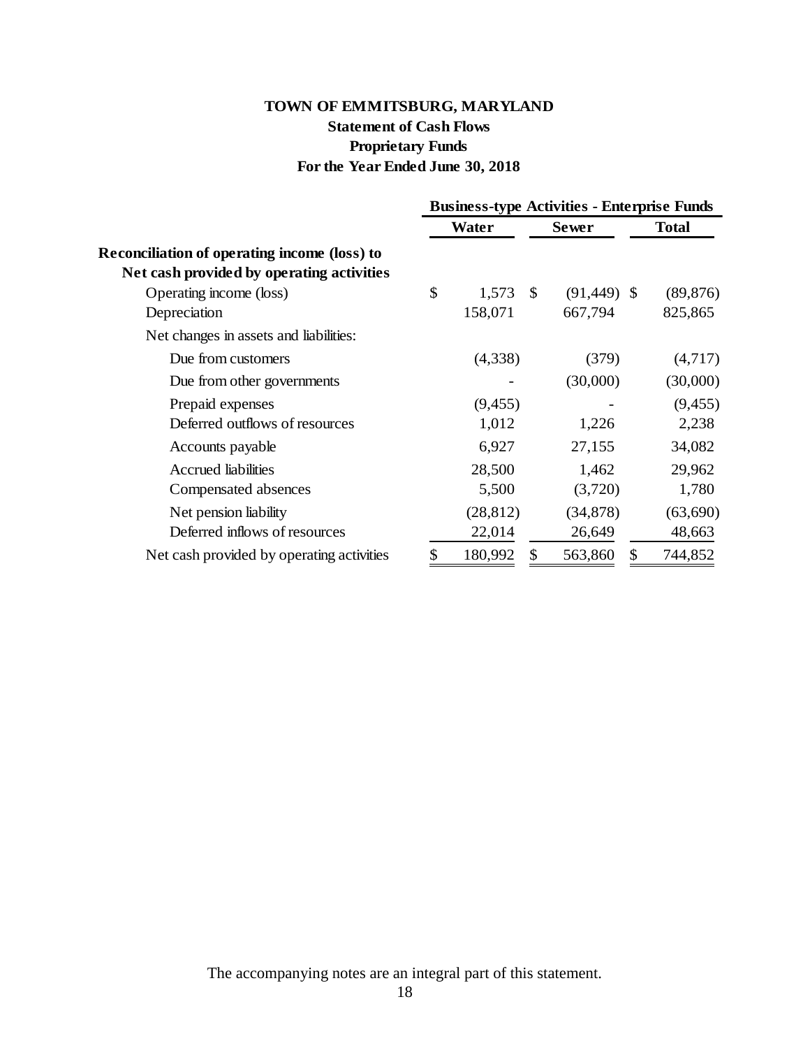# TOWN OF EMMITSBURG, MARYLAND

## Statement of Cash Flows

## Proprietary Funds

## For the Year Ended June 30, 2018

| | Business-type Activities - Enterprise Funds | | |
|---|---|---|---|
| | Water | Sewer | Total |
| **Reconciliation of operating income (loss) to Net cash provided by operating activities** | | | |
| Operating income (loss) | $ 1,573 | $ (91,449) | $ (89,876) |
| Depreciation | 158,071 | 667,794 | 825,865 |
| Net changes in assets and liabilities: | | | |
| Due from customers | (4,338) | (379) | (4,717) |
| Due from other governments | - | (30,000) | (30,000) |
| Prepaid expenses | (9,455) | - | (9,455) |
| Deferred outflows of resources | 1,012 | 1,226 | 2,238 |
| Accounts payable | 6,927 | 27,155 | 34,082 |
| Accrued liabilities | 28,500 | 1,462 | 29,962 |
| Compensated absences | 5,500 | (3,720) | 1,780 |
| Net pension liability | (28,812) | (34,878) | (63,690) |
| Deferred inflows of resources | 22,014 | 26,649 | 48,663 |
| Net cash provided by operating activities | $ 180,992 | $ 563,860 | $ 744,852 |

The accompanying notes are an integral part of this statement.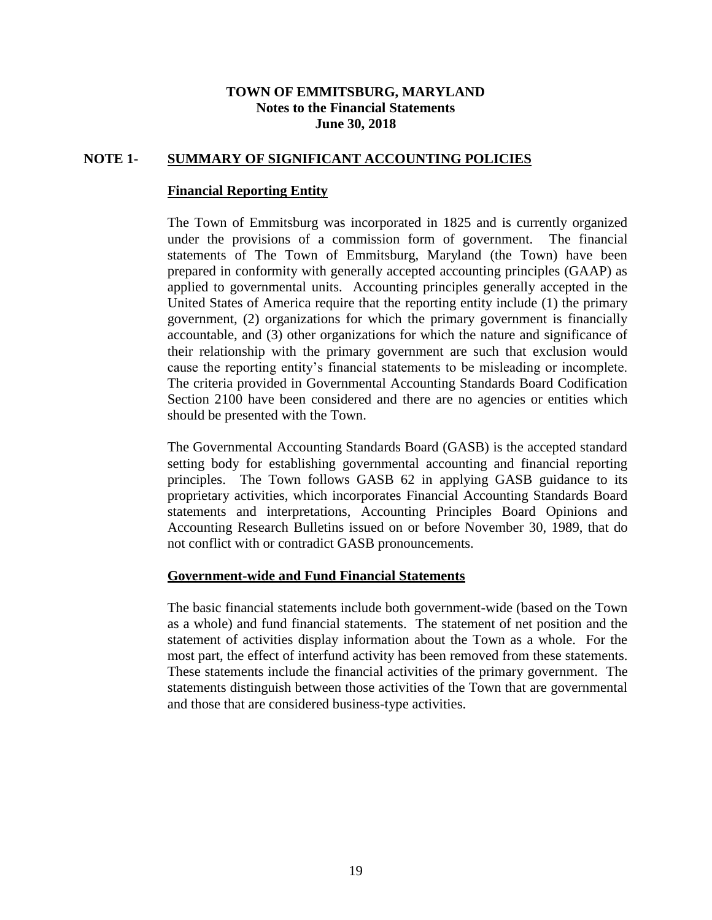**TOWN OF EMMITSBURG, MARYLAND**
**Notes to the Financial Statements**
**June 30, 2018**

## NOTE 1- SUMMARY OF SIGNIFICANT ACCOUNTING POLICIES

### Financial Reporting Entity

The Town of Emmitsburg was incorporated in 1825 and is currently organized under the provisions of a commission form of government. The financial statements of The Town of Emmitsburg, Maryland (the Town) have been prepared in conformity with generally accepted accounting principles (GAAP) as applied to governmental units. Accounting principles generally accepted in the United States of America require that the reporting entity include (1) the primary government, (2) organizations for which the primary government is financially accountable, and (3) other organizations for which the nature and significance of their relationship with the primary government are such that exclusion would cause the reporting entity's financial statements to be misleading or incomplete. The criteria provided in Governmental Accounting Standards Board Codification Section 2100 have been considered and there are no agencies or entities which should be presented with the Town.

The Governmental Accounting Standards Board (GASB) is the accepted standard setting body for establishing governmental accounting and financial reporting principles. The Town follows GASB 62 in applying GASB guidance to its proprietary activities, which incorporates Financial Accounting Standards Board statements and interpretations, Accounting Principles Board Opinions and Accounting Research Bulletins issued on or before November 30, 1989, that do not conflict with or contradict GASB pronouncements.

### Government-wide and Fund Financial Statements

The basic financial statements include both government-wide (based on the Town as a whole) and fund financial statements. The statement of net position and the statement of activities display information about the Town as a whole. For the most part, the effect of interfund activity has been removed from these statements. These statements include the financial activities of the primary government. The statements distinguish between those activities of the Town that are governmental and those that are considered business-type activities.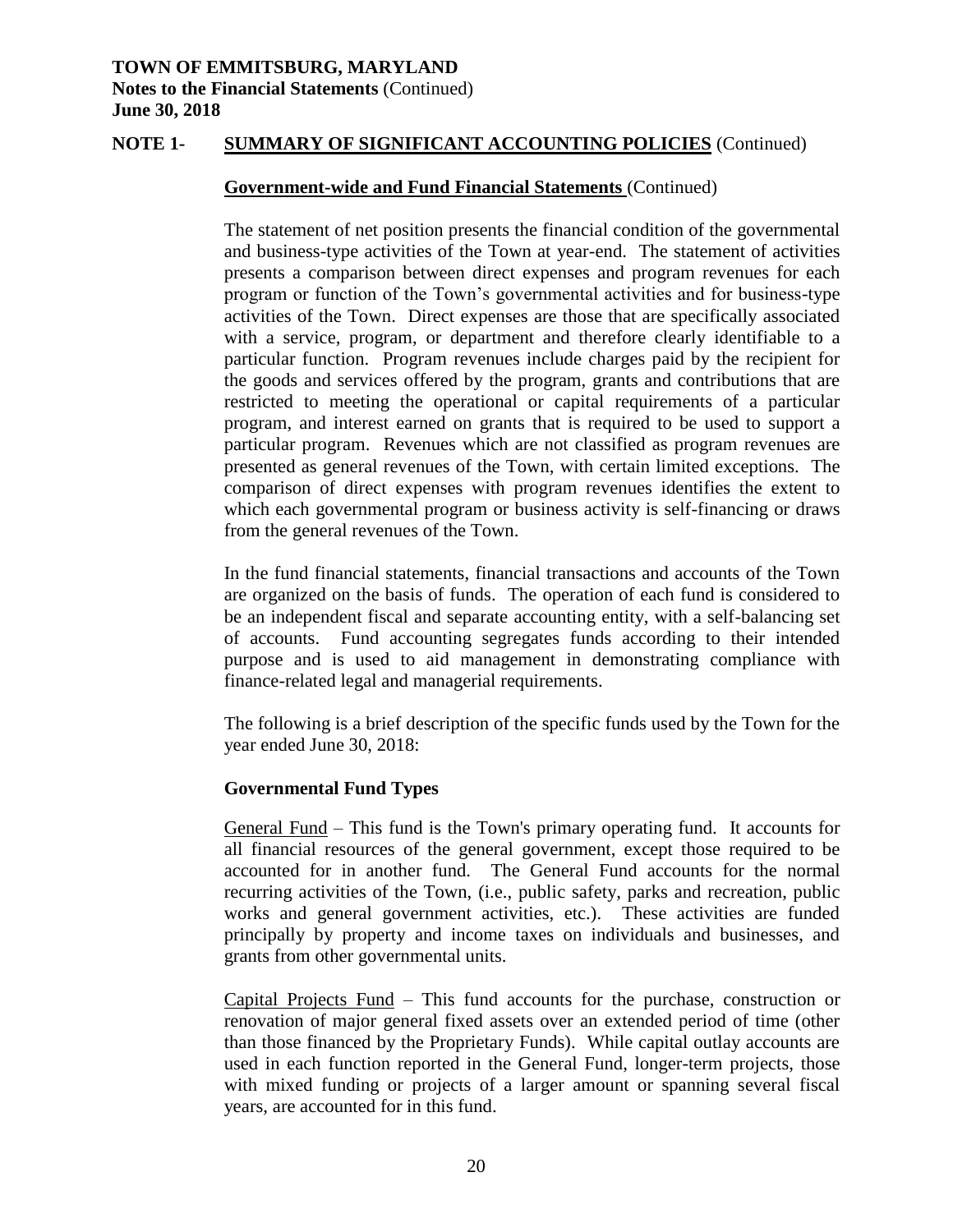## NOTE 1- SUMMARY OF SIGNIFICANT ACCOUNTING POLICIES (Continued)

### Government-wide and Fund Financial Statements (Continued)

The statement of net position presents the financial condition of the governmental and business-type activities of the Town at year-end. The statement of activities presents a comparison between direct expenses and program revenues for each program or function of the Town's governmental activities and for business-type activities of the Town. Direct expenses are those that are specifically associated with a service, program, or department and therefore clearly identifiable to a particular function. Program revenues include charges paid by the recipient for the goods and services offered by the program, grants and contributions that are restricted to meeting the operational or capital requirements of a particular program, and interest earned on grants that is required to be used to support a particular program. Revenues which are not classified as program revenues are presented as general revenues of the Town, with certain limited exceptions. The comparison of direct expenses with program revenues identifies the extent to which each governmental program or business activity is self-financing or draws from the general revenues of the Town.

In the fund financial statements, financial transactions and accounts of the Town are organized on the basis of funds. The operation of each fund is considered to be an independent fiscal and separate accounting entity, with a self-balancing set of accounts. Fund accounting segregates funds according to their intended purpose and is used to aid management in demonstrating compliance with finance-related legal and managerial requirements.

The following is a brief description of the specific funds used by the Town for the year ended June 30, 2018:

### Governmental Fund Types

General Fund – This fund is the Town's primary operating fund. It accounts for all financial resources of the general government, except those required to be accounted for in another fund. The General Fund accounts for the normal recurring activities of the Town, (i.e., public safety, parks and recreation, public works and general government activities, etc.). These activities are funded principally by property and income taxes on individuals and businesses, and grants from other governmental units.

Capital Projects Fund – This fund accounts for the purchase, construction or renovation of major general fixed assets over an extended period of time (other than those financed by the Proprietary Funds). While capital outlay accounts are used in each function reported in the General Fund, longer-term projects, those with mixed funding or projects of a larger amount or spanning several fiscal years, are accounted for in this fund.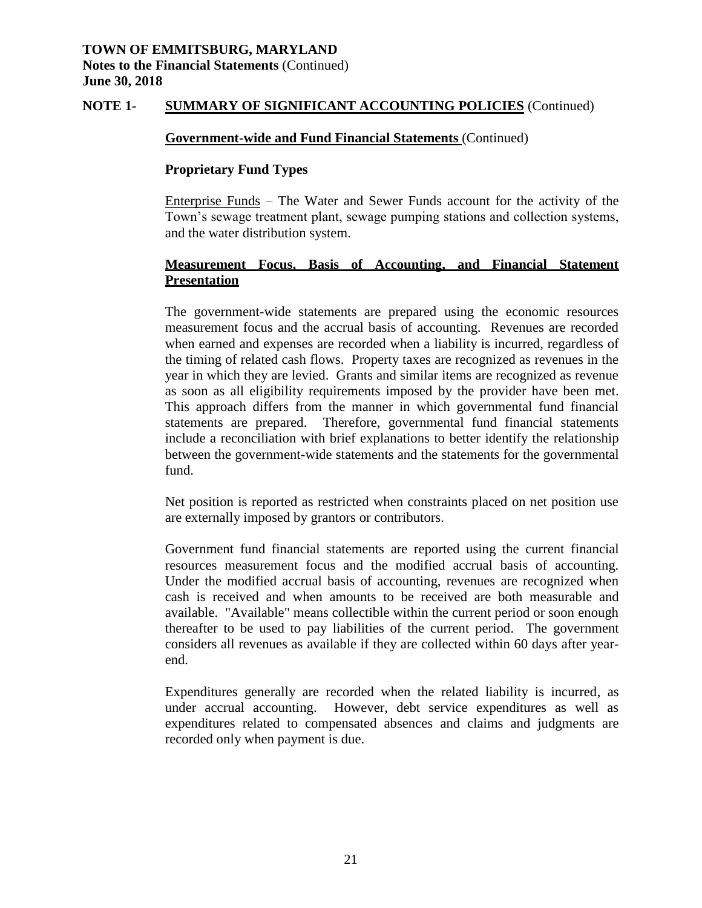## NOTE 1- SUMMARY OF SIGNIFICANT ACCOUNTING POLICIES (Continued)

**Government-wide and Fund Financial Statements** (Continued)

**Proprietary Fund Types**

Enterprise Funds – The Water and Sewer Funds account for the activity of the Town's sewage treatment plant, sewage pumping stations and collection systems, and the water distribution system.

**Measurement Focus, Basis of Accounting, and Financial Statement Presentation**

The government-wide statements are prepared using the economic resources measurement focus and the accrual basis of accounting. Revenues are recorded when earned and expenses are recorded when a liability is incurred, regardless of the timing of related cash flows. Property taxes are recognized as revenues in the year in which they are levied. Grants and similar items are recognized as revenue as soon as all eligibility requirements imposed by the provider have been met. This approach differs from the manner in which governmental fund financial statements are prepared. Therefore, governmental fund financial statements include a reconciliation with brief explanations to better identify the relationship between the government-wide statements and the statements for the governmental fund.

Net position is reported as restricted when constraints placed on net position use are externally imposed by grantors or contributors.

Government fund financial statements are reported using the current financial resources measurement focus and the modified accrual basis of accounting. Under the modified accrual basis of accounting, revenues are recognized when cash is received and when amounts to be received are both measurable and available. "Available" means collectible within the current period or soon enough thereafter to be used to pay liabilities of the current period. The government considers all revenues as available if they are collected within 60 days after year-end.

Expenditures generally are recorded when the related liability is incurred, as under accrual accounting. However, debt service expenditures as well as expenditures related to compensated absences and claims and judgments are recorded only when payment is due.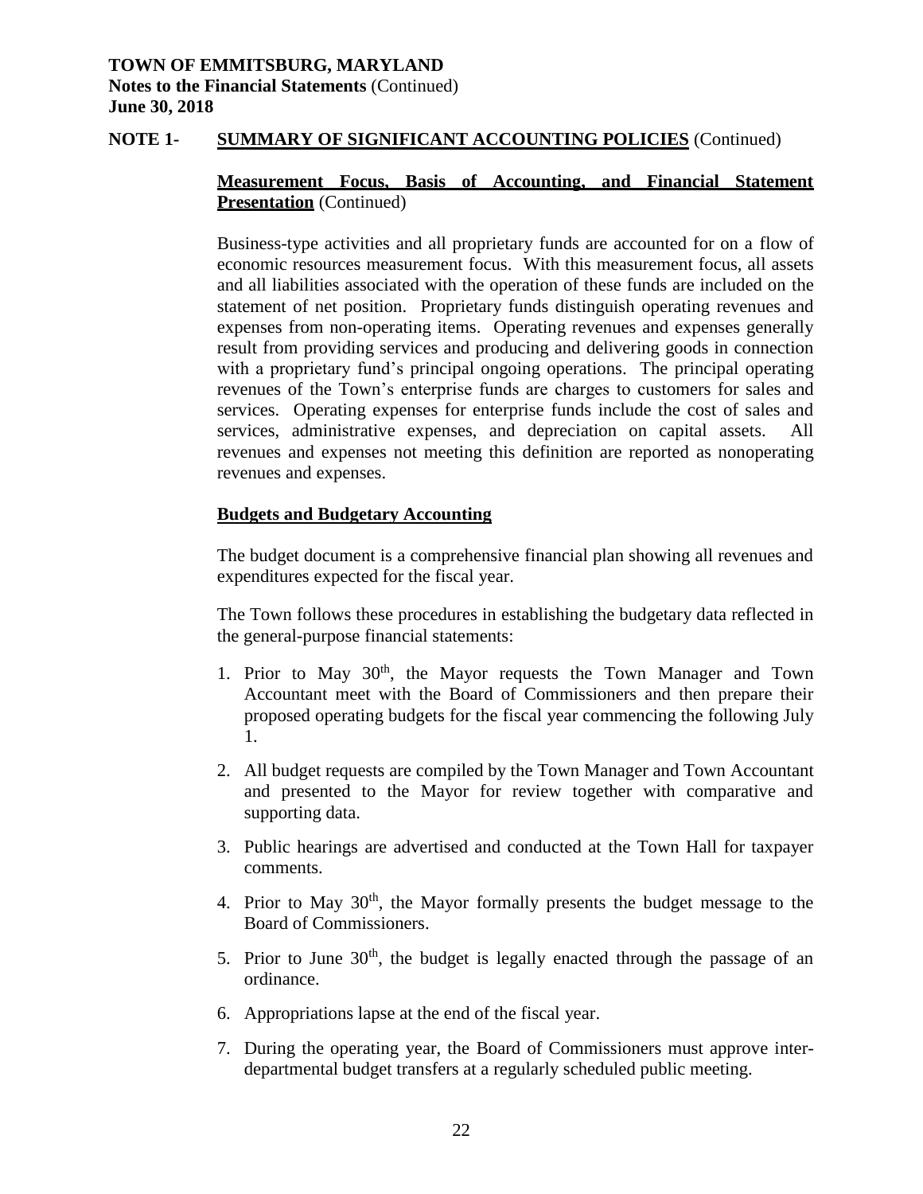**TOWN OF EMMITSBURG, MARYLAND**
**Notes to the Financial Statements** (Continued)
**June 30, 2018**

**NOTE 1- SUMMARY OF SIGNIFICANT ACCOUNTING POLICIES** (Continued)

**Measurement Focus, Basis of Accounting, and Financial Statement Presentation** (Continued)

Business-type activities and all proprietary funds are accounted for on a flow of economic resources measurement focus. With this measurement focus, all assets and all liabilities associated with the operation of these funds are included on the statement of net position. Proprietary funds distinguish operating revenues and expenses from non-operating items. Operating revenues and expenses generally result from providing services and producing and delivering goods in connection with a proprietary fund's principal ongoing operations. The principal operating revenues of the Town's enterprise funds are charges to customers for sales and services. Operating expenses for enterprise funds include the cost of sales and services, administrative expenses, and depreciation on capital assets. All revenues and expenses not meeting this definition are reported as nonoperating revenues and expenses.

**Budgets and Budgetary Accounting**

The budget document is a comprehensive financial plan showing all revenues and expenditures expected for the fiscal year.

The Town follows these procedures in establishing the budgetary data reflected in the general-purpose financial statements:

1. Prior to May 30th, the Mayor requests the Town Manager and Town Accountant meet with the Board of Commissioners and then prepare their proposed operating budgets for the fiscal year commencing the following July 1.
2. All budget requests are compiled by the Town Manager and Town Accountant and presented to the Mayor for review together with comparative and supporting data.
3. Public hearings are advertised and conducted at the Town Hall for taxpayer comments.
4. Prior to May 30th, the Mayor formally presents the budget message to the Board of Commissioners.
5. Prior to June 30th, the budget is legally enacted through the passage of an ordinance.
6. Appropriations lapse at the end of the fiscal year.
7. During the operating year, the Board of Commissioners must approve inter-departmental budget transfers at a regularly scheduled public meeting.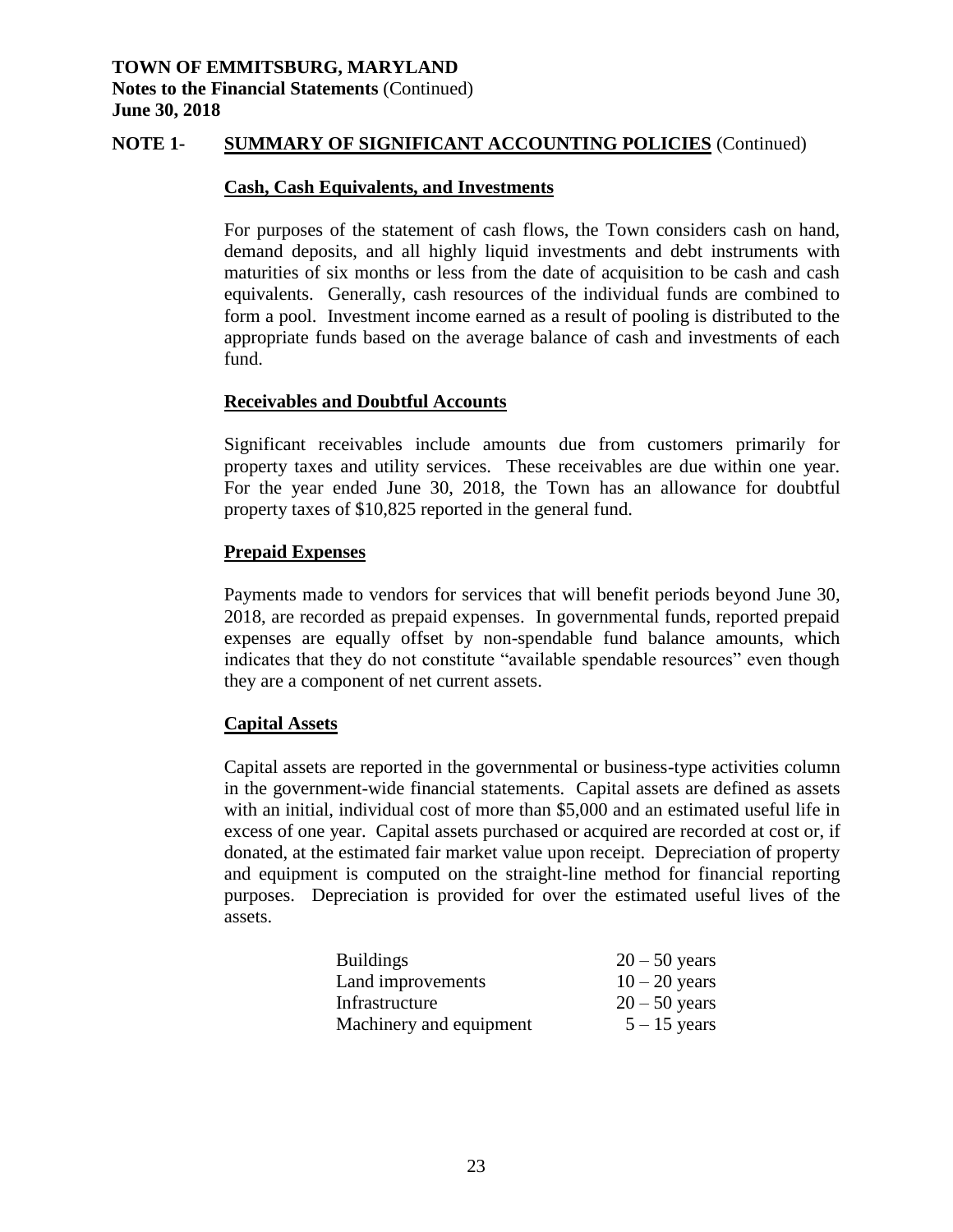**TOWN OF EMMITSBURG, MARYLAND**
**Notes to the Financial Statements** (Continued)
**June 30, 2018**

**NOTE 1- SUMMARY OF SIGNIFICANT ACCOUNTING POLICIES** (Continued)

**Cash, Cash Equivalents, and Investments**

For purposes of the statement of cash flows, the Town considers cash on hand, demand deposits, and all highly liquid investments and debt instruments with maturities of six months or less from the date of acquisition to be cash and cash equivalents. Generally, cash resources of the individual funds are combined to form a pool. Investment income earned as a result of pooling is distributed to the appropriate funds based on the average balance of cash and investments of each fund.

**Receivables and Doubtful Accounts**

Significant receivables include amounts due from customers primarily for property taxes and utility services. These receivables are due within one year. For the year ended June 30, 2018, the Town has an allowance for doubtful property taxes of $10,825 reported in the general fund.

**Prepaid Expenses**

Payments made to vendors for services that will benefit periods beyond June 30, 2018, are recorded as prepaid expenses. In governmental funds, reported prepaid expenses are equally offset by non-spendable fund balance amounts, which indicates that they do not constitute "available spendable resources" even though they are a component of net current assets.

**Capital Assets**

Capital assets are reported in the governmental or business-type activities column in the government-wide financial statements. Capital assets are defined as assets with an initial, individual cost of more than $5,000 and an estimated useful life in excess of one year. Capital assets purchased or acquired are recorded at cost or, if donated, at the estimated fair market value upon receipt. Depreciation of property and equipment is computed on the straight-line method for financial reporting purposes. Depreciation is provided for over the estimated useful lives of the assets.

| | |
|---|---|
| Buildings | 20 – 50 years |
| Land improvements | 10 – 20 years |
| Infrastructure | 20 – 50 years |
| Machinery and equipment | 5 – 15 years |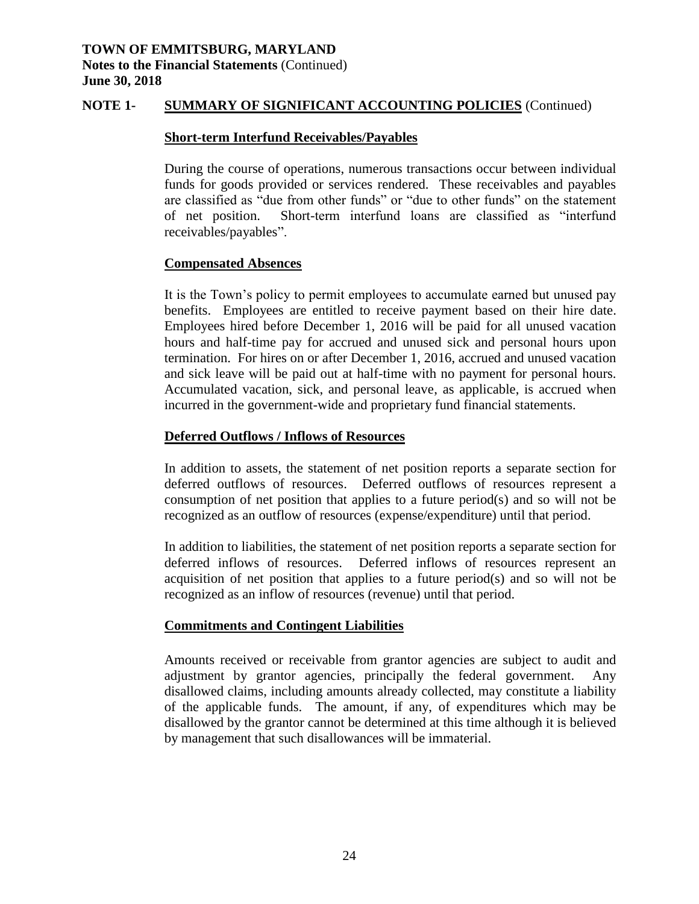**TOWN OF EMMITSBURG, MARYLAND**
**Notes to the Financial Statements** (Continued)
**June 30, 2018**

## NOTE 1- SUMMARY OF SIGNIFICANT ACCOUNTING POLICIES (Continued)

### Short-term Interfund Receivables/Payables

During the course of operations, numerous transactions occur between individual funds for goods provided or services rendered. These receivables and payables are classified as "due from other funds" or "due to other funds" on the statement of net position. Short-term interfund loans are classified as "interfund receivables/payables".

### Compensated Absences

It is the Town's policy to permit employees to accumulate earned but unused pay benefits. Employees are entitled to receive payment based on their hire date. Employees hired before December 1, 2016 will be paid for all unused vacation hours and half-time pay for accrued and unused sick and personal hours upon termination. For hires on or after December 1, 2016, accrued and unused vacation and sick leave will be paid out at half-time with no payment for personal hours. Accumulated vacation, sick, and personal leave, as applicable, is accrued when incurred in the government-wide and proprietary fund financial statements.

### Deferred Outflows / Inflows of Resources

In addition to assets, the statement of net position reports a separate section for deferred outflows of resources. Deferred outflows of resources represent a consumption of net position that applies to a future period(s) and so will not be recognized as an outflow of resources (expense/expenditure) until that period.

In addition to liabilities, the statement of net position reports a separate section for deferred inflows of resources. Deferred inflows of resources represent an acquisition of net position that applies to a future period(s) and so will not be recognized as an inflow of resources (revenue) until that period.

### Commitments and Contingent Liabilities

Amounts received or receivable from grantor agencies are subject to audit and adjustment by grantor agencies, principally the federal government. Any disallowed claims, including amounts already collected, may constitute a liability of the applicable funds. The amount, if any, of expenditures which may be disallowed by the grantor cannot be determined at this time although it is believed by management that such disallowances will be immaterial.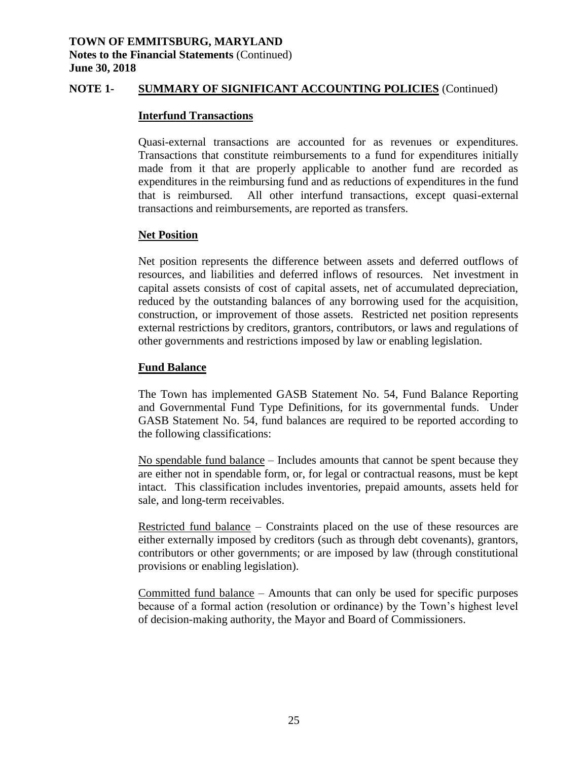**TOWN OF EMMITSBURG, MARYLAND**
**Notes to the Financial Statements** (Continued)
**June 30, 2018**

## NOTE 1- SUMMARY OF SIGNIFICANT ACCOUNTING POLICIES (Continued)

### Interfund Transactions

Quasi-external transactions are accounted for as revenues or expenditures. Transactions that constitute reimbursements to a fund for expenditures initially made from it that are properly applicable to another fund are recorded as expenditures in the reimbursing fund and as reductions of expenditures in the fund that is reimbursed. All other interfund transactions, except quasi-external transactions and reimbursements, are reported as transfers.

### Net Position

Net position represents the difference between assets and deferred outflows of resources, and liabilities and deferred inflows of resources. Net investment in capital assets consists of cost of capital assets, net of accumulated depreciation, reduced by the outstanding balances of any borrowing used for the acquisition, construction, or improvement of those assets. Restricted net position represents external restrictions by creditors, grantors, contributors, or laws and regulations of other governments and restrictions imposed by law or enabling legislation.

### Fund Balance

The Town has implemented GASB Statement No. 54, Fund Balance Reporting and Governmental Fund Type Definitions, for its governmental funds. Under GASB Statement No. 54, fund balances are required to be reported according to the following classifications:

No spendable fund balance – Includes amounts that cannot be spent because they are either not in spendable form, or, for legal or contractual reasons, must be kept intact. This classification includes inventories, prepaid amounts, assets held for sale, and long-term receivables.

Restricted fund balance – Constraints placed on the use of these resources are either externally imposed by creditors (such as through debt covenants), grantors, contributors or other governments; or are imposed by law (through constitutional provisions or enabling legislation).

Committed fund balance – Amounts that can only be used for specific purposes because of a formal action (resolution or ordinance) by the Town's highest level of decision-making authority, the Mayor and Board of Commissioners.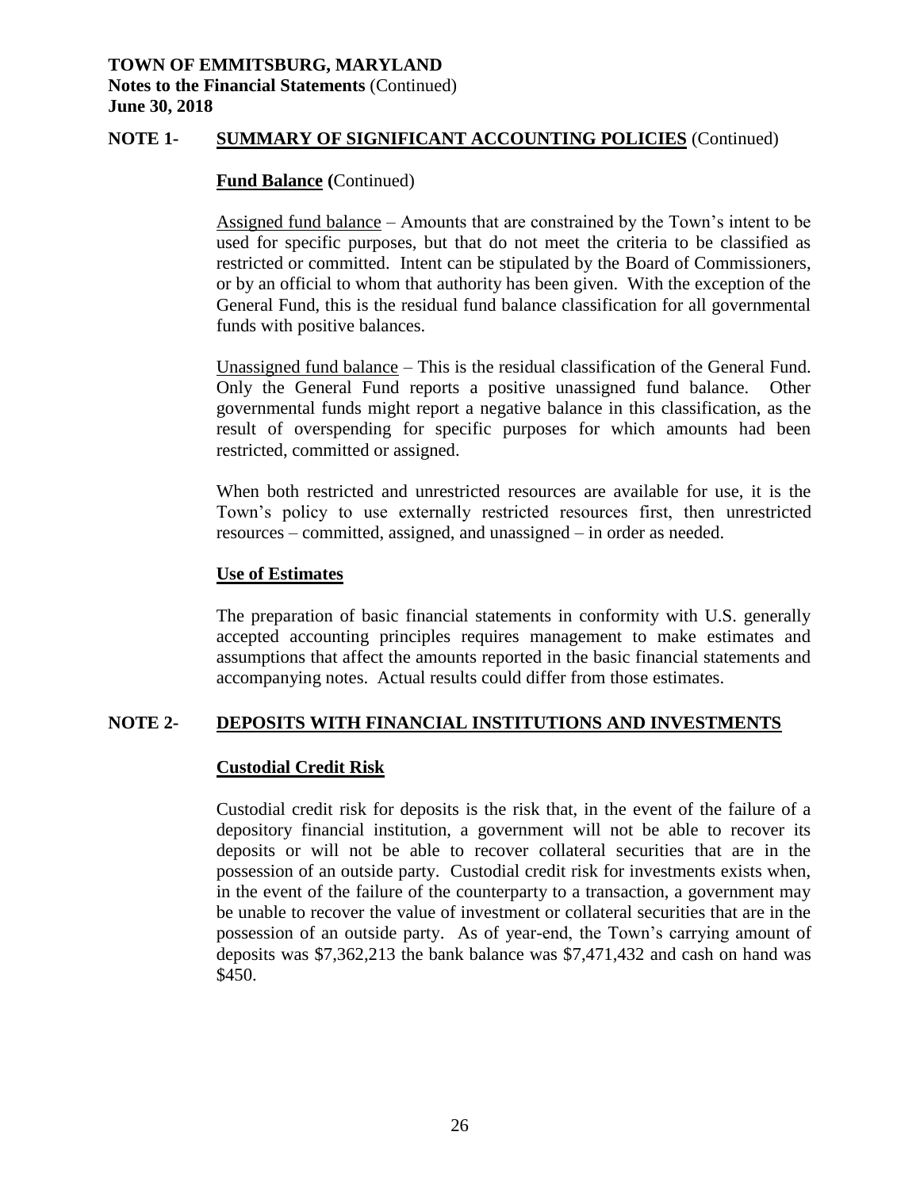## NOTE 1- SUMMARY OF SIGNIFICANT ACCOUNTING POLICIES (Continued)

### Fund Balance (Continued)

Assigned fund balance – Amounts that are constrained by the Town's intent to be used for specific purposes, but that do not meet the criteria to be classified as restricted or committed. Intent can be stipulated by the Board of Commissioners, or by an official to whom that authority has been given. With the exception of the General Fund, this is the residual fund balance classification for all governmental funds with positive balances.

Unassigned fund balance – This is the residual classification of the General Fund. Only the General Fund reports a positive unassigned fund balance. Other governmental funds might report a negative balance in this classification, as the result of overspending for specific purposes for which amounts had been restricted, committed or assigned.

When both restricted and unrestricted resources are available for use, it is the Town's policy to use externally restricted resources first, then unrestricted resources – committed, assigned, and unassigned – in order as needed.

### Use of Estimates

The preparation of basic financial statements in conformity with U.S. generally accepted accounting principles requires management to make estimates and assumptions that affect the amounts reported in the basic financial statements and accompanying notes. Actual results could differ from those estimates.

## NOTE 2- DEPOSITS WITH FINANCIAL INSTITUTIONS AND INVESTMENTS

### Custodial Credit Risk

Custodial credit risk for deposits is the risk that, in the event of the failure of a depository financial institution, a government will not be able to recover its deposits or will not be able to recover collateral securities that are in the possession of an outside party. Custodial credit risk for investments exists when, in the event of the failure of the counterparty to a transaction, a government may be unable to recover the value of investment or collateral securities that are in the possession of an outside party. As of year-end, the Town's carrying amount of deposits was $7,362,213 the bank balance was $7,471,432 and cash on hand was $450.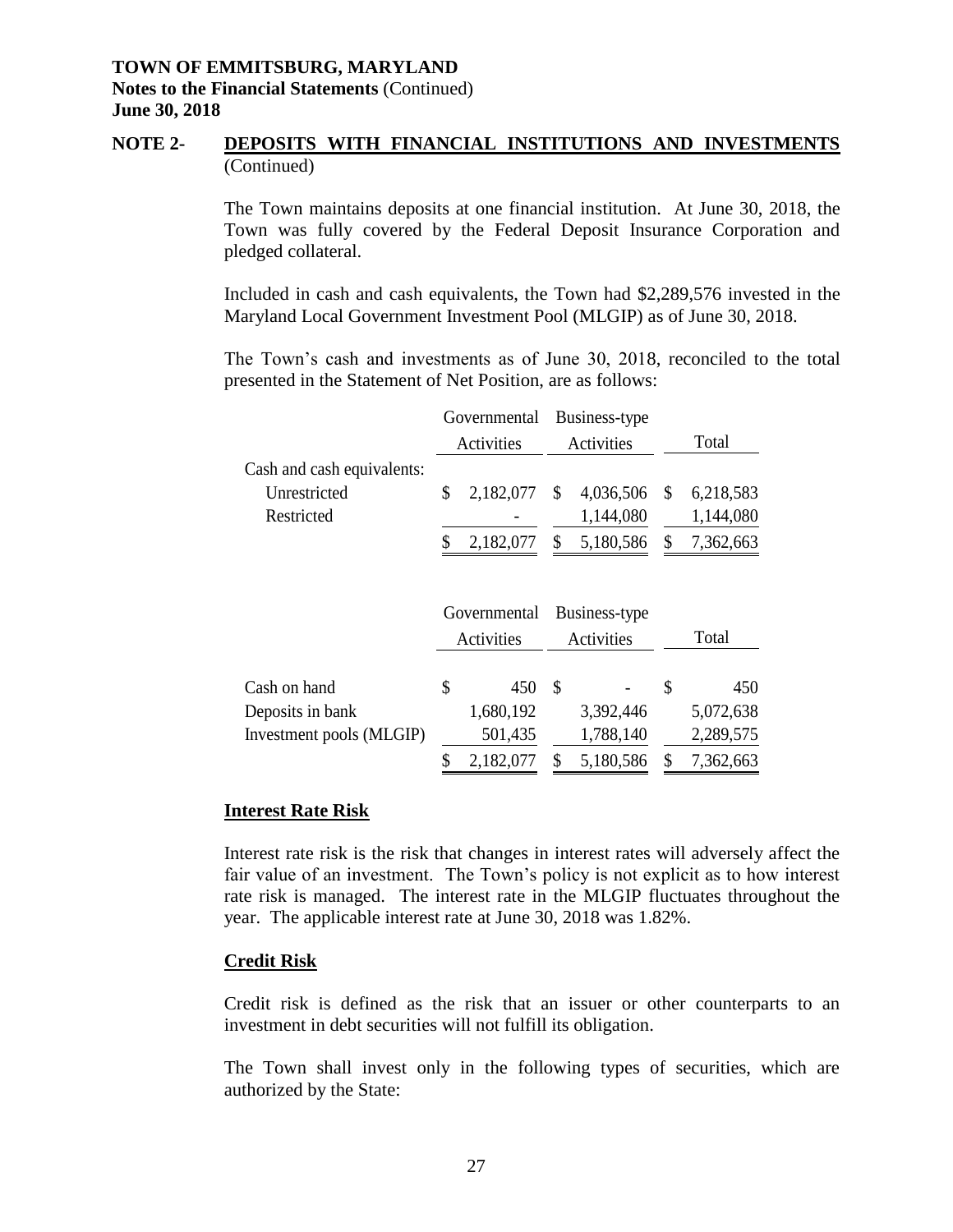**TOWN OF EMMITSBURG, MARYLAND**
**Notes to the Financial Statements** (Continued)
**June 30, 2018**

## NOTE 2- DEPOSITS WITH FINANCIAL INSTITUTIONS AND INVESTMENTS (Continued)

The Town maintains deposits at one financial institution. At June 30, 2018, the Town was fully covered by the Federal Deposit Insurance Corporation and pledged collateral.

Included in cash and cash equivalents, the Town had $2,289,576 invested in the Maryland Local Government Investment Pool (MLGIP) as of June 30, 2018.

The Town's cash and investments as of June 30, 2018, reconciled to the total presented in the Statement of Net Position, are as follows:

| | Governmental Activities | Business-type Activities | Total |
|---|---|---|---|
| Cash and cash equivalents: | | | |
| Unrestricted | $ 2,182,077 | $ 4,036,506 | $ 6,218,583 |
| Restricted | - | 1,144,080 | 1,144,080 |
| | $ 2,182,077 | $ 5,180,586 | $ 7,362,663 |

| | Governmental Activities | Business-type Activities | Total |
|---|---|---|---|
| Cash on hand | $ 450 | $ - | $ 450 |
| Deposits in bank | 1,680,192 | 3,392,446 | 5,072,638 |
| Investment pools (MLGIP) | 501,435 | 1,788,140 | 2,289,575 |
| | $ 2,182,077 | $ 5,180,586 | $ 7,362,663 |

### Interest Rate Risk

Interest rate risk is the risk that changes in interest rates will adversely affect the fair value of an investment. The Town's policy is not explicit as to how interest rate risk is managed. The interest rate in the MLGIP fluctuates throughout the year. The applicable interest rate at June 30, 2018 was 1.82%.

### Credit Risk

Credit risk is defined as the risk that an issuer or other counterparts to an investment in debt securities will not fulfill its obligation.

The Town shall invest only in the following types of securities, which are authorized by the State: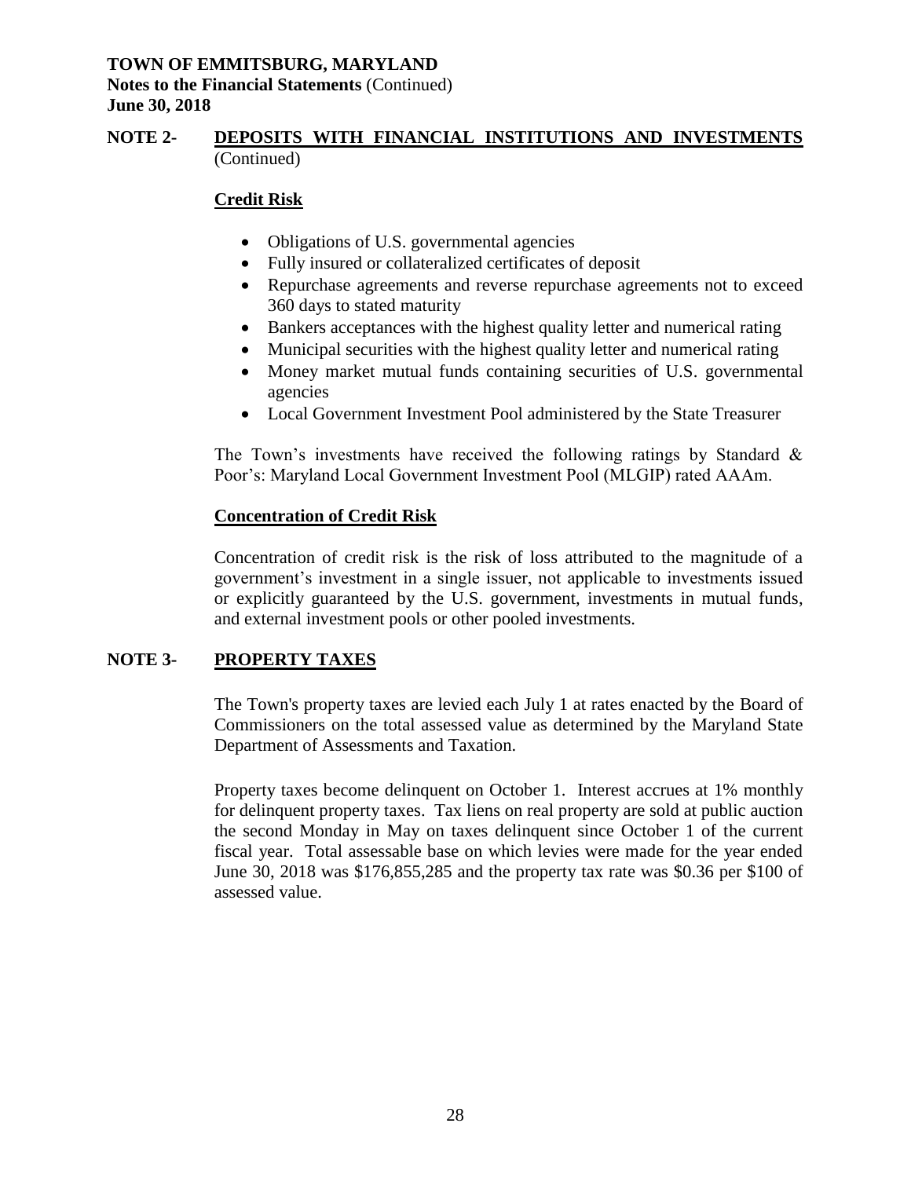## NOTE 2- DEPOSITS WITH FINANCIAL INSTITUTIONS AND INVESTMENTS (Continued)

### Credit Risk

- Obligations of U.S. governmental agencies
- Fully insured or collateralized certificates of deposit
- Repurchase agreements and reverse repurchase agreements not to exceed 360 days to stated maturity
- Bankers acceptances with the highest quality letter and numerical rating
- Municipal securities with the highest quality letter and numerical rating
- Money market mutual funds containing securities of U.S. governmental agencies
- Local Government Investment Pool administered by the State Treasurer

The Town's investments have received the following ratings by Standard & Poor's: Maryland Local Government Investment Pool (MLGIP) rated AAAm.

### Concentration of Credit Risk

Concentration of credit risk is the risk of loss attributed to the magnitude of a government's investment in a single issuer, not applicable to investments issued or explicitly guaranteed by the U.S. government, investments in mutual funds, and external investment pools or other pooled investments.

## NOTE 3- PROPERTY TAXES

The Town's property taxes are levied each July 1 at rates enacted by the Board of Commissioners on the total assessed value as determined by the Maryland State Department of Assessments and Taxation.

Property taxes become delinquent on October 1. Interest accrues at 1% monthly for delinquent property taxes. Tax liens on real property are sold at public auction the second Monday in May on taxes delinquent since October 1 of the current fiscal year. Total assessable base on which levies were made for the year ended June 30, 2018 was $176,855,285 and the property tax rate was $0.36 per $100 of assessed value.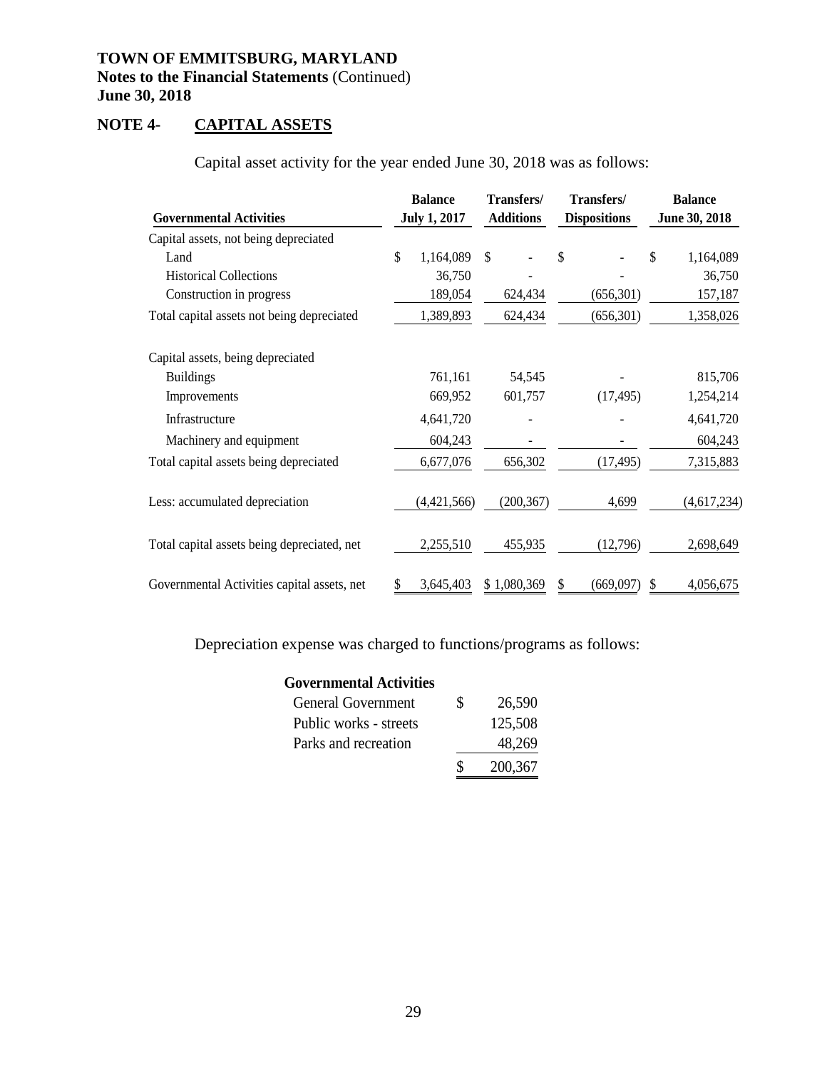**TOWN OF EMMITSBURG, MARYLAND**
**Notes to the Financial Statements** (Continued)
**June 30, 2018**

## NOTE 4- CAPITAL ASSETS

Capital asset activity for the year ended June 30, 2018 was as follows:

| Governmental Activities | Balance July 1, 2017 | Transfers/ Additions | Transfers/ Dispositions | Balance June 30, 2018 |
|---|---|---|---|---|
| Capital assets, not being depreciated | | | | |
| Land | $ 1,164,089 | $ - | $ - | $ 1,164,089 |
| Historical Collections | 36,750 | - | - | 36,750 |
| Construction in progress | 189,054 | 624,434 | (656,301) | 157,187 |
| Total capital assets not being depreciated | 1,389,893 | 624,434 | (656,301) | 1,358,026 |
| Capital assets, being depreciated | | | | |
| Buildings | 761,161 | 54,545 | - | 815,706 |
| Improvements | 669,952 | 601,757 | (17,495) | 1,254,214 |
| Infrastructure | 4,641,720 | - | - | 4,641,720 |
| Machinery and equipment | 604,243 | - | - | 604,243 |
| Total capital assets being depreciated | 6,677,076 | 656,302 | (17,495) | 7,315,883 |
| Less: accumulated depreciation | (4,421,566) | (200,367) | 4,699 | (4,617,234) |
| Total capital assets being depreciated, net | 2,255,510 | 455,935 | (12,796) | 2,698,649 |
| Governmental Activities capital assets, net | $ 3,645,403 | $ 1,080,369 | $ (669,097) | $ 4,056,675 |

Depreciation expense was charged to functions/programs as follows:

| Governmental Activities | |
|---|---|
| General Government | $ 26,590 |
| Public works - streets | 125,508 |
| Parks and recreation | 48,269 |
| | $ 200,367 |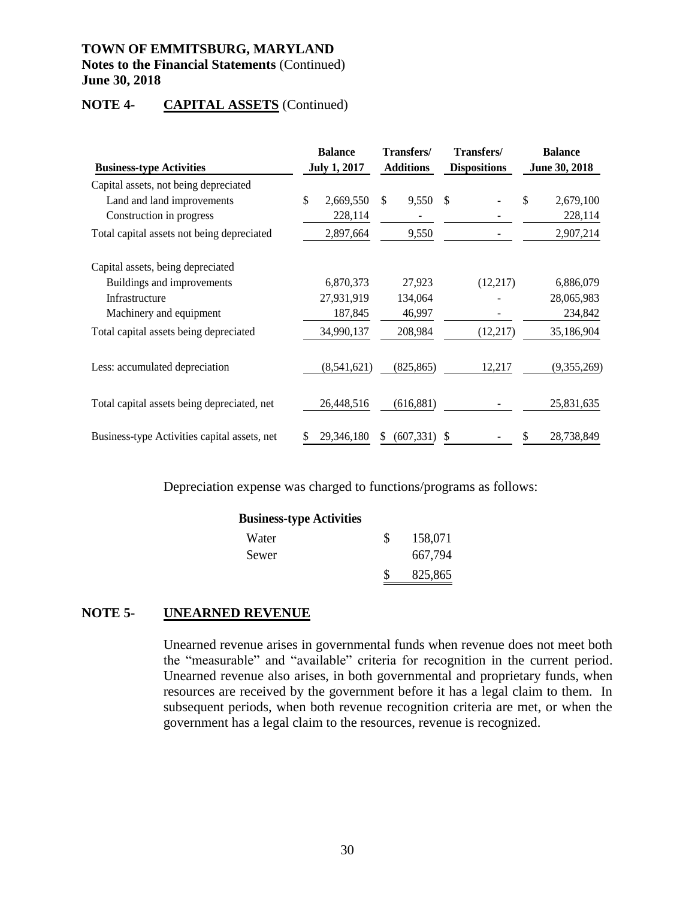**TOWN OF EMMITSBURG, MARYLAND**
**Notes to the Financial Statements** (Continued)
**June 30, 2018**

## NOTE 4- CAPITAL ASSETS (Continued)

| Business-type Activities | Balance July 1, 2017 | Transfers/ Additions | Transfers/ Dispositions | Balance June 30, 2018 |
|---|---|---|---|---|
| Capital assets, not being depreciated | | | | |
| Land and land improvements | $ 2,669,550 | $ 9,550 | $ - | $ 2,679,100 |
| Construction in progress | 228,114 | - | - | 228,114 |
| Total capital assets not being depreciated | 2,897,664 | 9,550 | - | 2,907,214 |
| Capital assets, being depreciated | | | | |
| Buildings and improvements | 6,870,373 | 27,923 | (12,217) | 6,886,079 |
| Infrastructure | 27,931,919 | 134,064 | - | 28,065,983 |
| Machinery and equipment | 187,845 | 46,997 | - | 234,842 |
| Total capital assets being depreciated | 34,990,137 | 208,984 | (12,217) | 35,186,904 |
| Less: accumulated depreciation | (8,541,621) | (825,865) | 12,217 | (9,355,269) |
| Total capital assets being depreciated, net | 26,448,516 | (616,881) | - | 25,831,635 |
| Business-type Activities capital assets, net | $ 29,346,180 | $ (607,331) | $ - | $ 28,738,849 |

Depreciation expense was charged to functions/programs as follows:

| Business-type Activities | |
|---|---|
| Water | $ 158,071 |
| Sewer | 667,794 |
| | $ 825,865 |

## NOTE 5- UNEARNED REVENUE

Unearned revenue arises in governmental funds when revenue does not meet both the "measurable" and "available" criteria for recognition in the current period. Unearned revenue also arises, in both governmental and proprietary funds, when resources are received by the government before it has a legal claim to them. In subsequent periods, when both revenue recognition criteria are met, or when the government has a legal claim to the resources, revenue is recognized.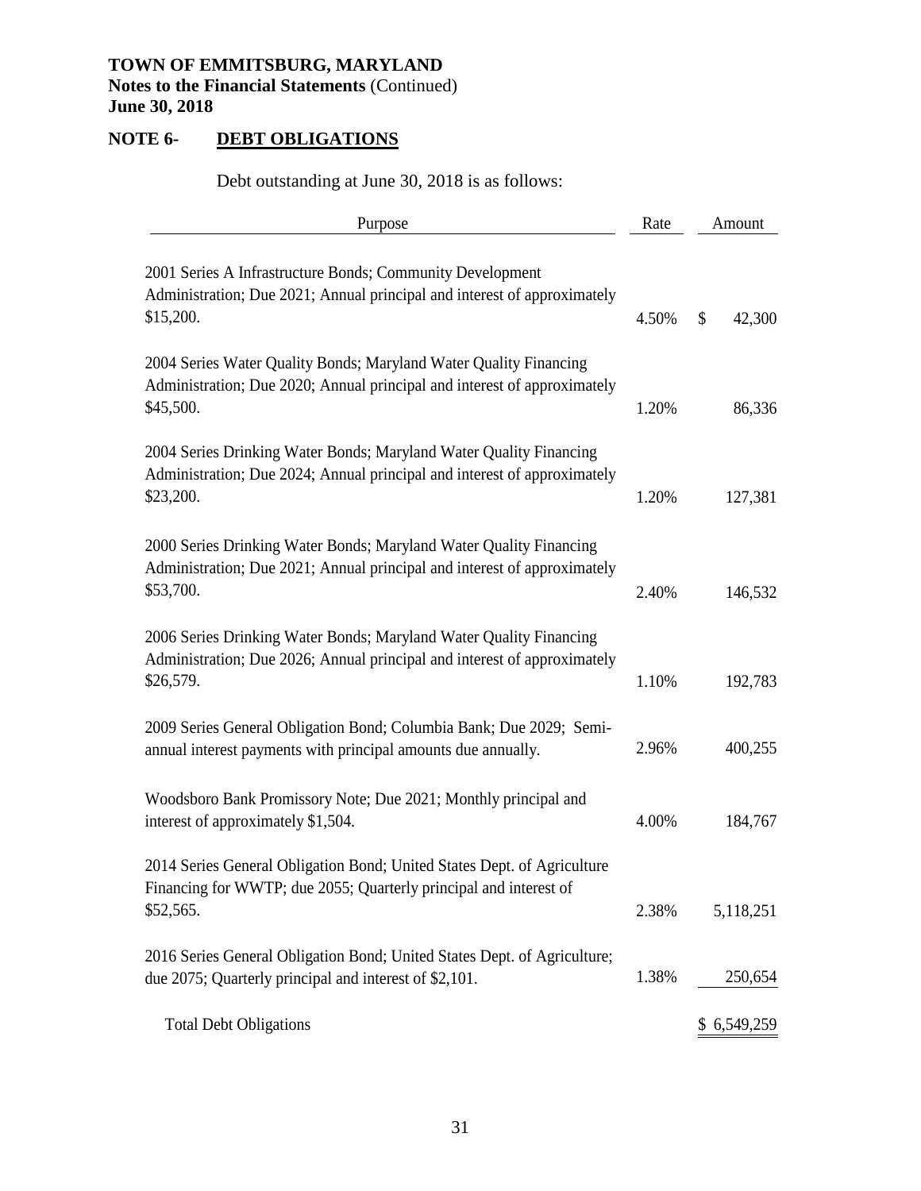**TOWN OF EMMITSBURG, MARYLAND**
**Notes to the Financial Statements** (Continued)
**June 30, 2018**

## NOTE 6- DEBT OBLIGATIONS

Debt outstanding at June 30, 2018 is as follows:

| Purpose | Rate | Amount |
|---|---|---|
| 2001 Series A Infrastructure Bonds; Community Development Administration; Due 2021; Annual principal and interest of approximately $15,200. | 4.50% | $ 42,300 |
| 2004 Series Water Quality Bonds; Maryland Water Quality Financing Administration; Due 2020; Annual principal and interest of approximately $45,500. | 1.20% | 86,336 |
| 2004 Series Drinking Water Bonds; Maryland Water Quality Financing Administration; Due 2024; Annual principal and interest of approximately $23,200. | 1.20% | 127,381 |
| 2000 Series Drinking Water Bonds; Maryland Water Quality Financing Administration; Due 2021; Annual principal and interest of approximately $53,700. | 2.40% | 146,532 |
| 2006 Series Drinking Water Bonds; Maryland Water Quality Financing Administration; Due 2026; Annual principal and interest of approximately $26,579. | 1.10% | 192,783 |
| 2009 Series General Obligation Bond; Columbia Bank; Due 2029; Semi-annual interest payments with principal amounts due annually. | 2.96% | 400,255 |
| Woodsboro Bank Promissory Note; Due 2021; Monthly principal and interest of approximately $1,504. | 4.00% | 184,767 |
| 2014 Series General Obligation Bond; United States Dept. of Agriculture Financing for WWTP; due 2055; Quarterly principal and interest of $52,565. | 2.38% | 5,118,251 |
| 2016 Series General Obligation Bond; United States Dept. of Agriculture; due 2075; Quarterly principal and interest of $2,101. | 1.38% | 250,654 |
| Total Debt Obligations | | $ 6,549,259 |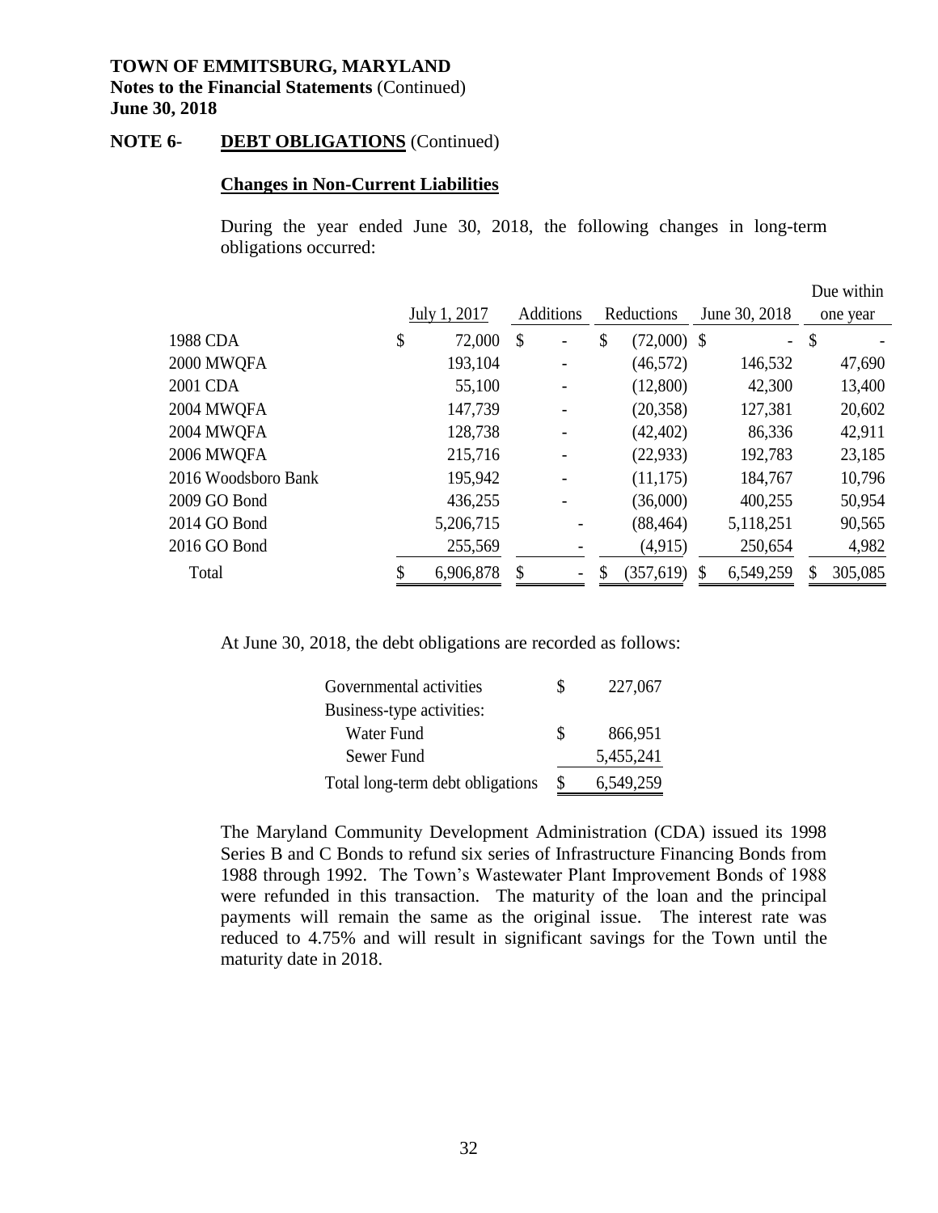**TOWN OF EMMITSBURG, MARYLAND**
**Notes to the Financial Statements** (Continued)
**June 30, 2018**

**NOTE 6- DEBT OBLIGATIONS** (Continued)

**Changes in Non-Current Liabilities**

During the year ended June 30, 2018, the following changes in long-term obligations occurred:

| | July 1, 2017 | Additions | Reductions | June 30, 2018 | Due within one year |
|---|---|---|---|---|---|
| 1988 CDA | $ 72,000 | $ - | $ (72,000) | $ - | $ - |
| 2000 MWQFA | 193,104 | - | (46,572) | 146,532 | 47,690 |
| 2001 CDA | 55,100 | - | (12,800) | 42,300 | 13,400 |
| 2004 MWQFA | 147,739 | - | (20,358) | 127,381 | 20,602 |
| 2004 MWQFA | 128,738 | - | (42,402) | 86,336 | 42,911 |
| 2006 MWQFA | 215,716 | - | (22,933) | 192,783 | 23,185 |
| 2016 Woodsboro Bank | 195,942 | - | (11,175) | 184,767 | 10,796 |
| 2009 GO Bond | 436,255 | - | (36,000) | 400,255 | 50,954 |
| 2014 GO Bond | 5,206,715 | - | (88,464) | 5,118,251 | 90,565 |
| 2016 GO Bond | 255,569 | - | (4,915) | 250,654 | 4,982 |
| Total | $ 6,906,878 | $ - | $ (357,619) | $ 6,549,259 | $ 305,085 |

At June 30, 2018, the debt obligations are recorded as follows:

| | |
|---|---|
| Governmental activities | $ 227,067 |
| Business-type activities: | |
| Water Fund | $ 866,951 |
| Sewer Fund | 5,455,241 |
| Total long-term debt obligations | $ 6,549,259 |

The Maryland Community Development Administration (CDA) issued its 1998 Series B and C Bonds to refund six series of Infrastructure Financing Bonds from 1988 through 1992. The Town's Wastewater Plant Improvement Bonds of 1988 were refunded in this transaction. The maturity of the loan and the principal payments will remain the same as the original issue. The interest rate was reduced to 4.75% and will result in significant savings for the Town until the maturity date in 2018.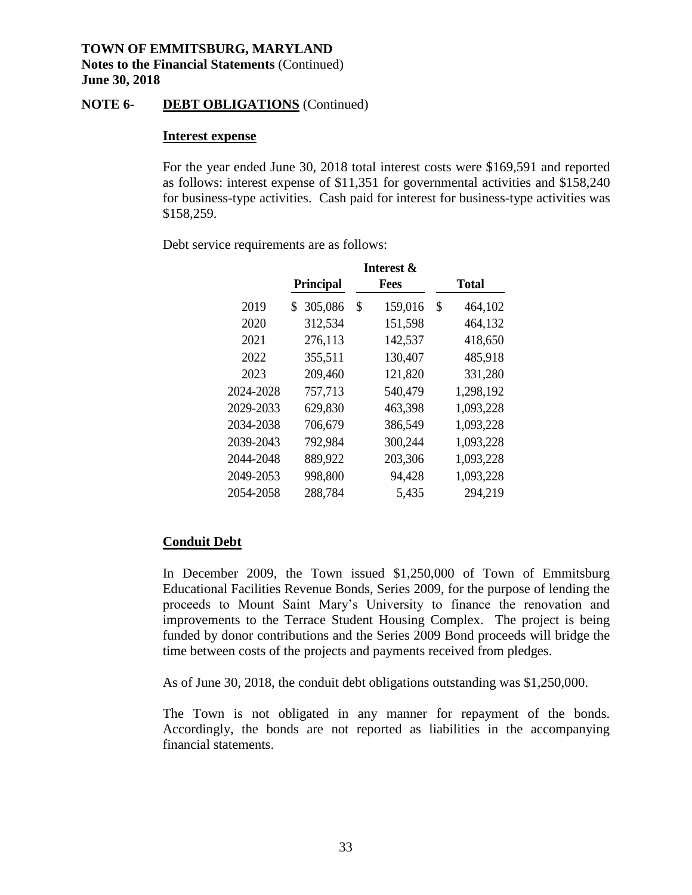**TOWN OF EMMITSBURG, MARYLAND**
**Notes to the Financial Statements** (Continued)
**June 30, 2018**

## NOTE 6- DEBT OBLIGATIONS (Continued)

### Interest expense

For the year ended June 30, 2018 total interest costs were $169,591 and reported as follows: interest expense of $11,351 for governmental activities and $158,240 for business-type activities. Cash paid for interest for business-type activities was $158,259.

Debt service requirements are as follows:

| | Principal | Interest & Fees | Total |
|---|---|---|---|
| 2019 | $ 305,086 | $ 159,016 | $ 464,102 |
| 2020 | 312,534 | 151,598 | 464,132 |
| 2021 | 276,113 | 142,537 | 418,650 |
| 2022 | 355,511 | 130,407 | 485,918 |
| 2023 | 209,460 | 121,820 | 331,280 |
| 2024-2028 | 757,713 | 540,479 | 1,298,192 |
| 2029-2033 | 629,830 | 463,398 | 1,093,228 |
| 2034-2038 | 706,679 | 386,549 | 1,093,228 |
| 2039-2043 | 792,984 | 300,244 | 1,093,228 |
| 2044-2048 | 889,922 | 203,306 | 1,093,228 |
| 2049-2053 | 998,800 | 94,428 | 1,093,228 |
| 2054-2058 | 288,784 | 5,435 | 294,219 |

### Conduit Debt

In December 2009, the Town issued $1,250,000 of Town of Emmitsburg Educational Facilities Revenue Bonds, Series 2009, for the purpose of lending the proceeds to Mount Saint Mary's University to finance the renovation and improvements to the Terrace Student Housing Complex. The project is being funded by donor contributions and the Series 2009 Bond proceeds will bridge the time between costs of the projects and payments received from pledges.

As of June 30, 2018, the conduit debt obligations outstanding was $1,250,000.

The Town is not obligated in any manner for repayment of the bonds. Accordingly, the bonds are not reported as liabilities in the accompanying financial statements.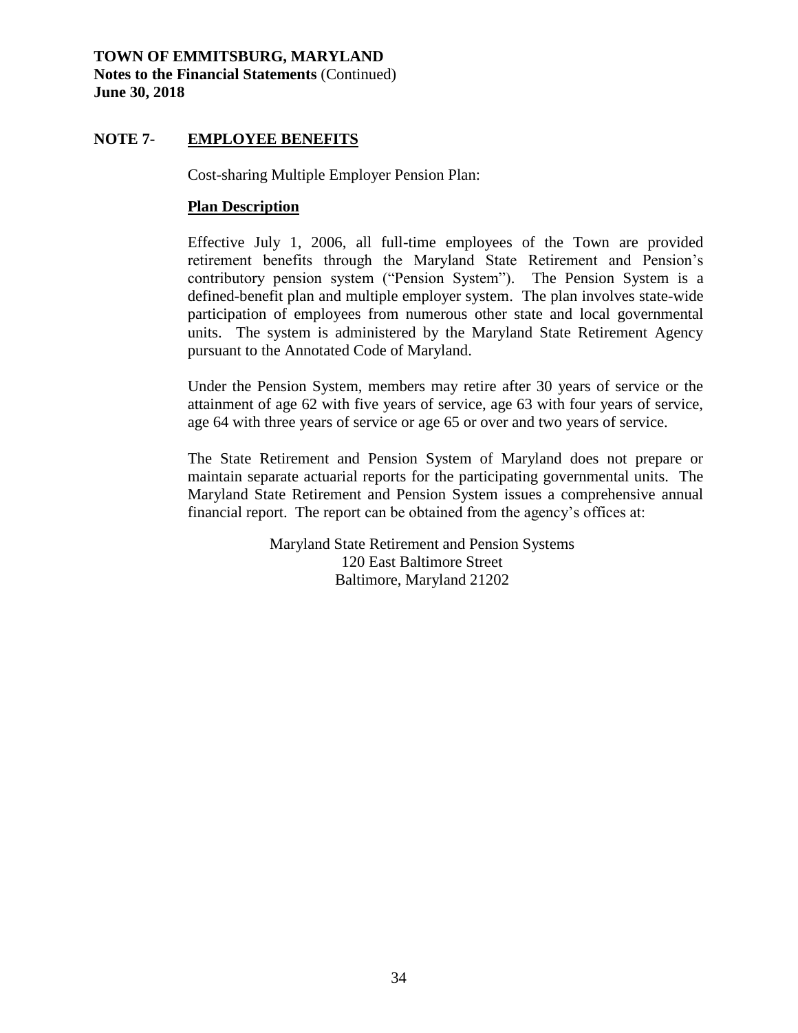**TOWN OF EMMITSBURG, MARYLAND**
**Notes to the Financial Statements** (Continued)
**June 30, 2018**

## NOTE 7- EMPLOYEE BENEFITS

Cost-sharing Multiple Employer Pension Plan:

### Plan Description

Effective July 1, 2006, all full-time employees of the Town are provided retirement benefits through the Maryland State Retirement and Pension's contributory pension system ("Pension System"). The Pension System is a defined-benefit plan and multiple employer system. The plan involves state-wide participation of employees from numerous other state and local governmental units. The system is administered by the Maryland State Retirement Agency pursuant to the Annotated Code of Maryland.

Under the Pension System, members may retire after 30 years of service or the attainment of age 62 with five years of service, age 63 with four years of service, age 64 with three years of service or age 65 or over and two years of service.

The State Retirement and Pension System of Maryland does not prepare or maintain separate actuarial reports for the participating governmental units. The Maryland State Retirement and Pension System issues a comprehensive annual financial report. The report can be obtained from the agency's offices at:

Maryland State Retirement and Pension Systems
120 East Baltimore Street
Baltimore, Maryland 21202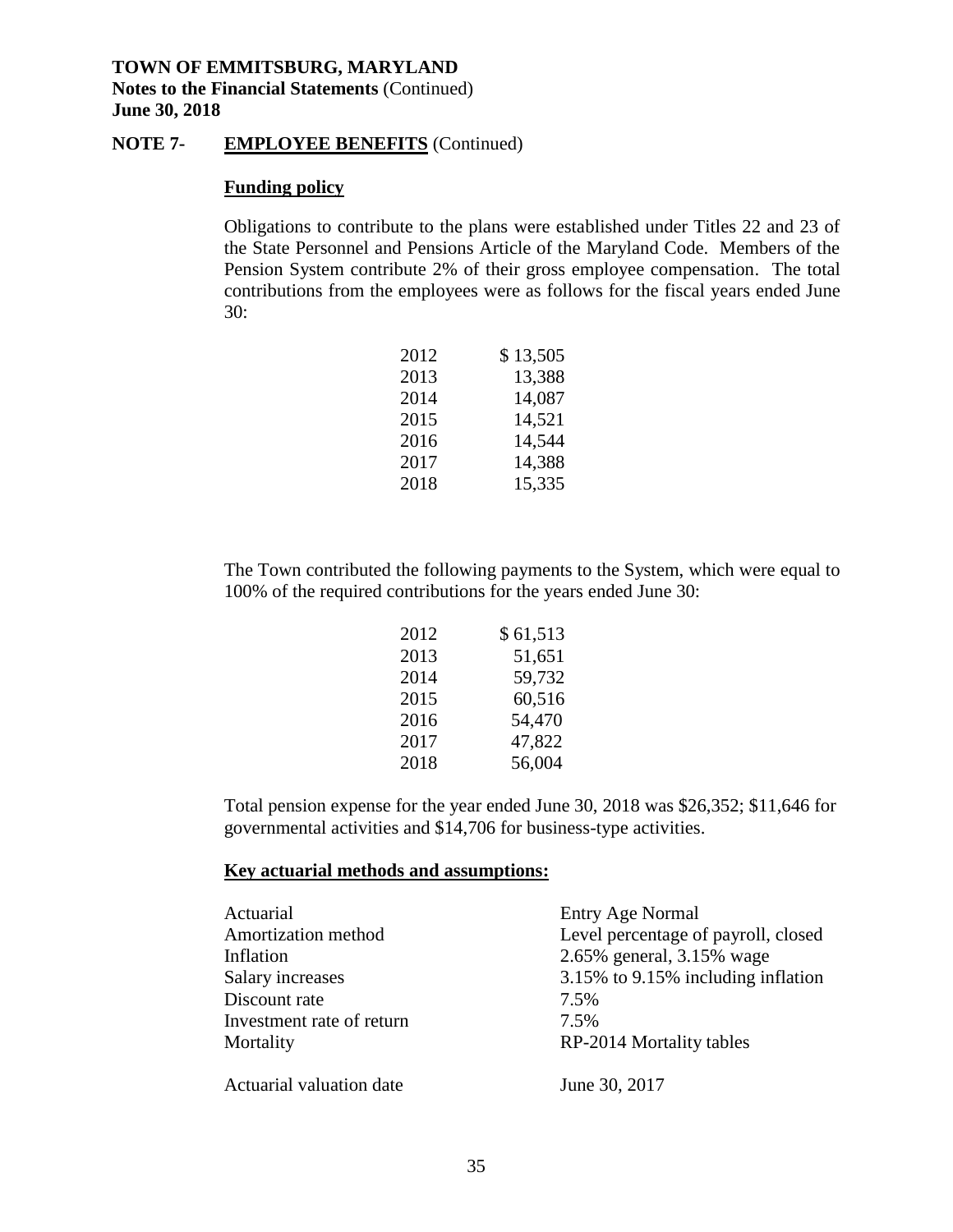**TOWN OF EMMITSBURG, MARYLAND**
**Notes to the Financial Statements** (Continued)
**June 30, 2018**

**NOTE 7- EMPLOYEE BENEFITS** (Continued)

**Funding policy**

Obligations to contribute to the plans were established under Titles 22 and 23 of the State Personnel and Pensions Article of the Maryland Code. Members of the Pension System contribute 2% of their gross employee compensation. The total contributions from the employees were as follows for the fiscal years ended June 30:

| | |
|---|---|
| 2012 | $ 13,505 |
| 2013 | 13,388 |
| 2014 | 14,087 |
| 2015 | 14,521 |
| 2016 | 14,544 |
| 2017 | 14,388 |
| 2018 | 15,335 |

The Town contributed the following payments to the System, which were equal to 100% of the required contributions for the years ended June 30:

| | |
|---|---|
| 2012 | $ 61,513 |
| 2013 | 51,651 |
| 2014 | 59,732 |
| 2015 | 60,516 |
| 2016 | 54,470 |
| 2017 | 47,822 |
| 2018 | 56,004 |

Total pension expense for the year ended June 30, 2018 was $26,352; $11,646 for governmental activities and $14,706 for business-type activities.

**Key actuarial methods and assumptions:**

| | |
|---|---|
| Actuarial | Entry Age Normal |
| Amortization method | Level percentage of payroll, closed |
| Inflation | 2.65% general, 3.15% wage |
| Salary increases | 3.15% to 9.15% including inflation |
| Discount rate | 7.5% |
| Investment rate of return | 7.5% |
| Mortality | RP-2014 Mortality tables |
| Actuarial valuation date | June 30, 2017 |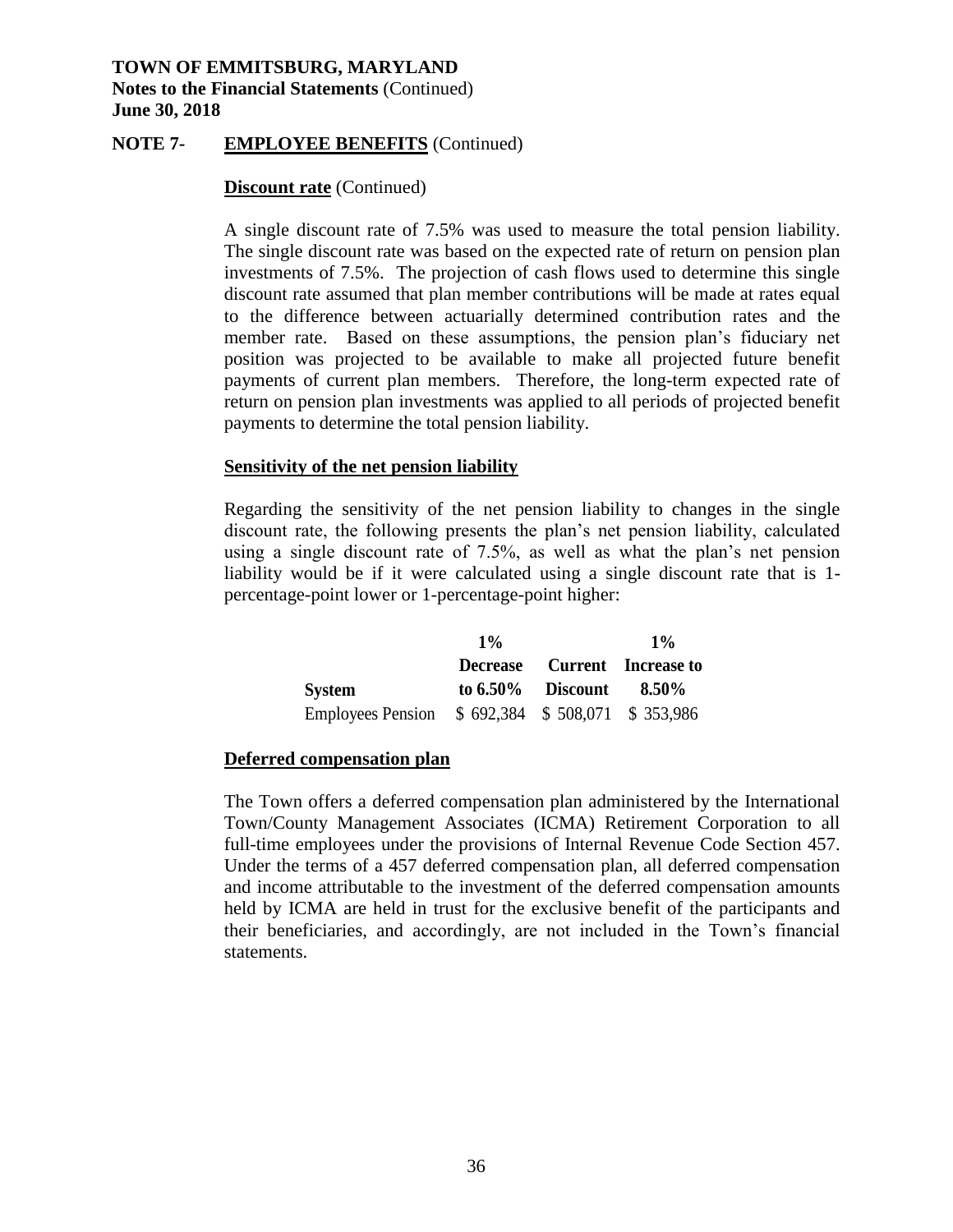**TOWN OF EMMITSBURG, MARYLAND**
**Notes to the Financial Statements** (Continued)
**June 30, 2018**

**NOTE 7- EMPLOYEE BENEFITS** (Continued)

**Discount rate** (Continued)

A single discount rate of 7.5% was used to measure the total pension liability. The single discount rate was based on the expected rate of return on pension plan investments of 7.5%. The projection of cash flows used to determine this single discount rate assumed that plan member contributions will be made at rates equal to the difference between actuarially determined contribution rates and the member rate. Based on these assumptions, the pension plan's fiduciary net position was projected to be available to make all projected future benefit payments of current plan members. Therefore, the long-term expected rate of return on pension plan investments was applied to all periods of projected benefit payments to determine the total pension liability.

**Sensitivity of the net pension liability**

Regarding the sensitivity of the net pension liability to changes in the single discount rate, the following presents the plan's net pension liability, calculated using a single discount rate of 7.5%, as well as what the plan's net pension liability would be if it were calculated using a single discount rate that is 1-percentage-point lower or 1-percentage-point higher:

| System | 1% Decrease to 6.50% | Current Discount | 1% Increase to 8.50% |
|---|---|---|---|
| Employees Pension | $ 692,384 | $ 508,071 | $ 353,986 |

**Deferred compensation plan**

The Town offers a deferred compensation plan administered by the International Town/County Management Associates (ICMA) Retirement Corporation to all full-time employees under the provisions of Internal Revenue Code Section 457. Under the terms of a 457 deferred compensation plan, all deferred compensation and income attributable to the investment of the deferred compensation amounts held by ICMA are held in trust for the exclusive benefit of the participants and their beneficiaries, and accordingly, are not included in the Town's financial statements.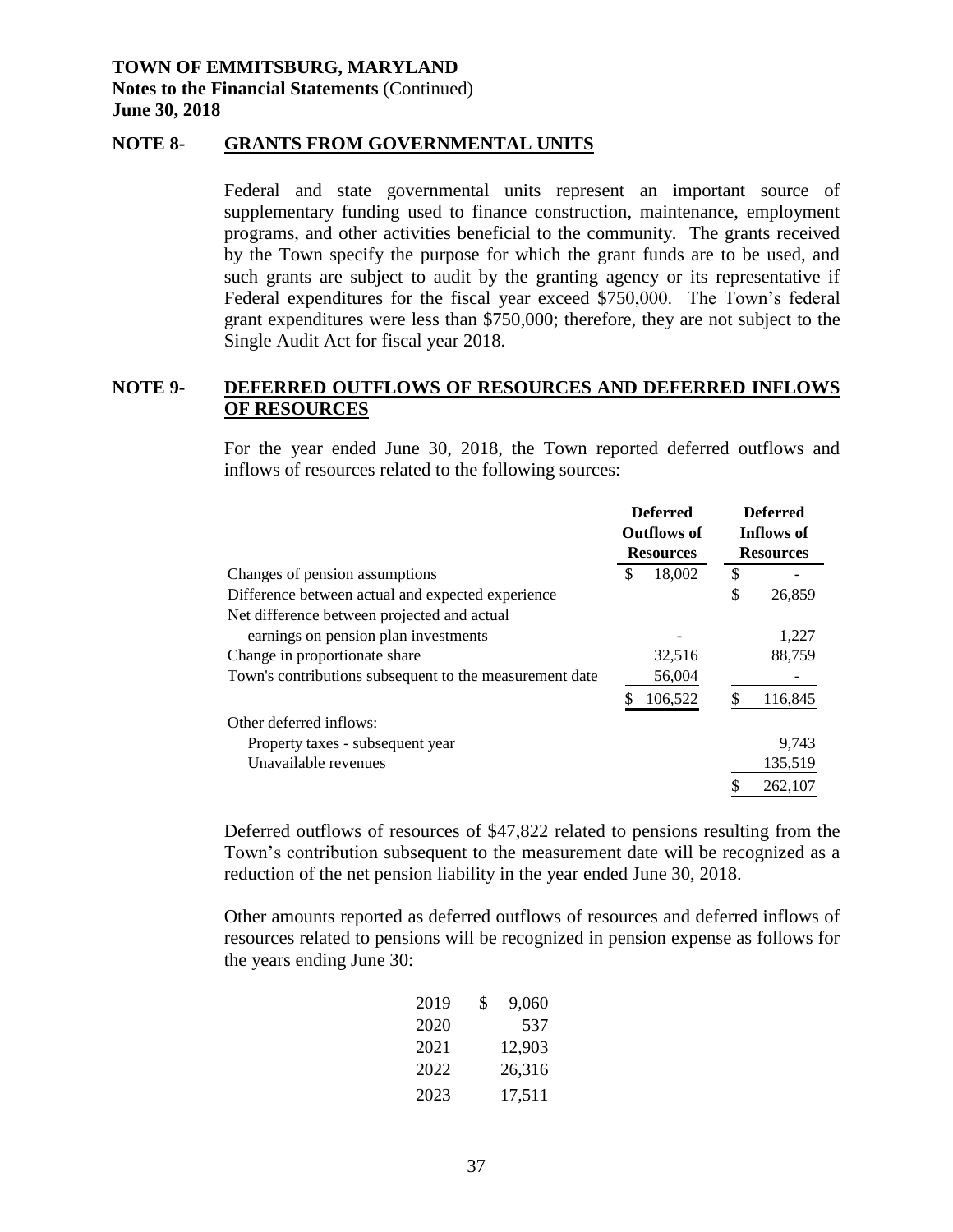**TOWN OF EMMITSBURG, MARYLAND**
**Notes to the Financial Statements** (Continued)
**June 30, 2018**

## NOTE 8- GRANTS FROM GOVERNMENTAL UNITS

Federal and state governmental units represent an important source of supplementary funding used to finance construction, maintenance, employment programs, and other activities beneficial to the community. The grants received by the Town specify the purpose for which the grant funds are to be used, and such grants are subject to audit by the granting agency or its representative if Federal expenditures for the fiscal year exceed $750,000. The Town's federal grant expenditures were less than $750,000; therefore, they are not subject to the Single Audit Act for fiscal year 2018.

## NOTE 9- DEFERRED OUTFLOWS OF RESOURCES AND DEFERRED INFLOWS OF RESOURCES

For the year ended June 30, 2018, the Town reported deferred outflows and inflows of resources related to the following sources:

| | Deferred Outflows of Resources | Deferred Inflows of Resources |
|---|---|---|
| Changes of pension assumptions | $ 18,002 | $ - |
| Difference between actual and expected experience | | $ 26,859 |
| Net difference between projected and actual earnings on pension plan investments | - | 1,227 |
| Change in proportionate share | 32,516 | 88,759 |
| Town's contributions subsequent to the measurement date | 56,004 | - |
| | $ 106,522 | $ 116,845 |
| Other deferred inflows: | | |
| Property taxes - subsequent year | | 9,743 |
| Unavailable revenues | | 135,519 |
| | | $ 262,107 |

Deferred outflows of resources of $47,822 related to pensions resulting from the Town's contribution subsequent to the measurement date will be recognized as a reduction of the net pension liability in the year ended June 30, 2018.

Other amounts reported as deferred outflows of resources and deferred inflows of resources related to pensions will be recognized in pension expense as follows for the years ending June 30:

| Year | Amount |
|---|---|
| 2019 | $ 9,060 |
| 2020 | 537 |
| 2021 | 12,903 |
| 2022 | 26,316 |
| 2023 | 17,511 |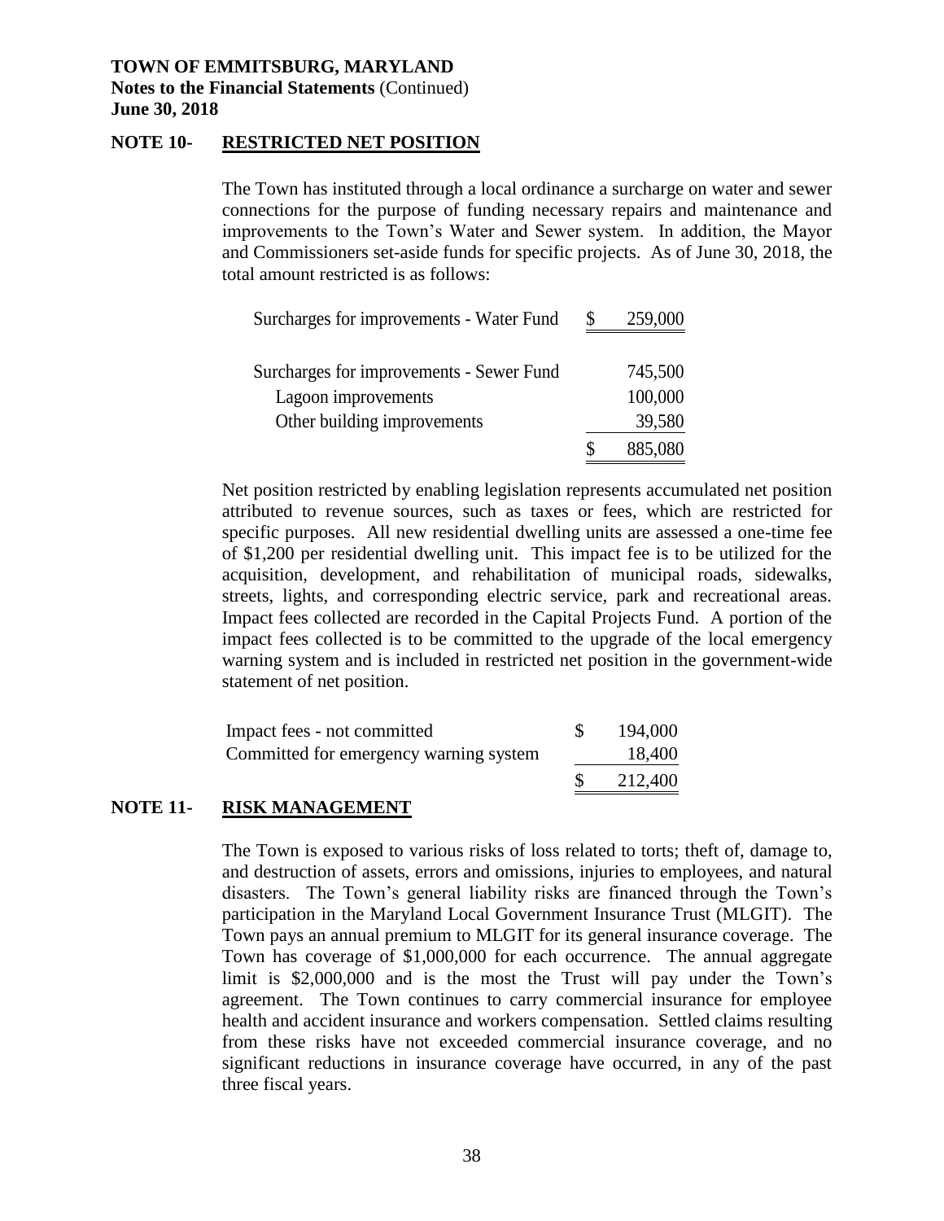**TOWN OF EMMITSBURG, MARYLAND**
**Notes to the Financial Statements** (Continued)
**June 30, 2018**

## NOTE 10- RESTRICTED NET POSITION

The Town has instituted through a local ordinance a surcharge on water and sewer connections for the purpose of funding necessary repairs and maintenance and improvements to the Town's Water and Sewer system. In addition, the Mayor and Commissioners set-aside funds for specific projects. As of June 30, 2018, the total amount restricted is as follows:

| | | |
|---|---|---|
| Surcharges for improvements - Water Fund | $ | 259,000 |
| | | |
| Surcharges for improvements - Sewer Fund | | 745,500 |
| Lagoon improvements | | 100,000 |
| Other building improvements | | 39,580 |
| | $ | 885,080 |

Net position restricted by enabling legislation represents accumulated net position attributed to revenue sources, such as taxes or fees, which are restricted for specific purposes. All new residential dwelling units are assessed a one-time fee of $1,200 per residential dwelling unit. This impact fee is to be utilized for the acquisition, development, and rehabilitation of municipal roads, sidewalks, streets, lights, and corresponding electric service, park and recreational areas. Impact fees collected are recorded in the Capital Projects Fund. A portion of the impact fees collected is to be committed to the upgrade of the local emergency warning system and is included in restricted net position in the government-wide statement of net position.

| | | |
|---|---|---|
| Impact fees - not committed | $ | 194,000 |
| Committed for emergency warning system | | 18,400 |
| | $ | 212,400 |

## NOTE 11- RISK MANAGEMENT

The Town is exposed to various risks of loss related to torts; theft of, damage to, and destruction of assets, errors and omissions, injuries to employees, and natural disasters. The Town's general liability risks are financed through the Town's participation in the Maryland Local Government Insurance Trust (MLGIT). The Town pays an annual premium to MLGIT for its general insurance coverage. The Town has coverage of $1,000,000 for each occurrence. The annual aggregate limit is $2,000,000 and is the most the Trust will pay under the Town's agreement. The Town continues to carry commercial insurance for employee health and accident insurance and workers compensation. Settled claims resulting from these risks have not exceeded commercial insurance coverage, and no significant reductions in insurance coverage have occurred, in any of the past three fiscal years.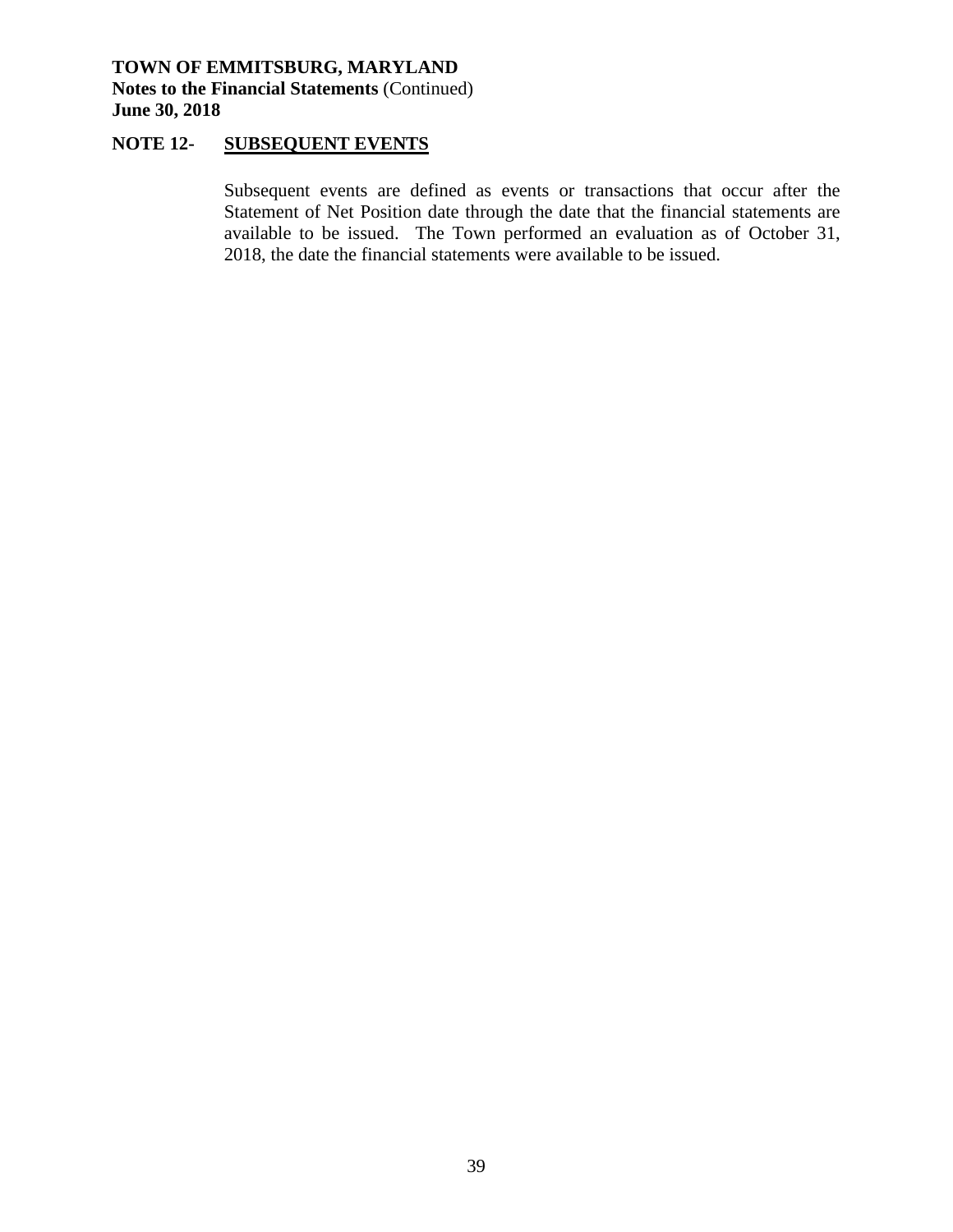## NOTE 12- SUBSEQUENT EVENTS

Subsequent events are defined as events or transactions that occur after the Statement of Net Position date through the date that the financial statements are available to be issued. The Town performed an evaluation as of October 31, 2018, the date the financial statements were available to be issued.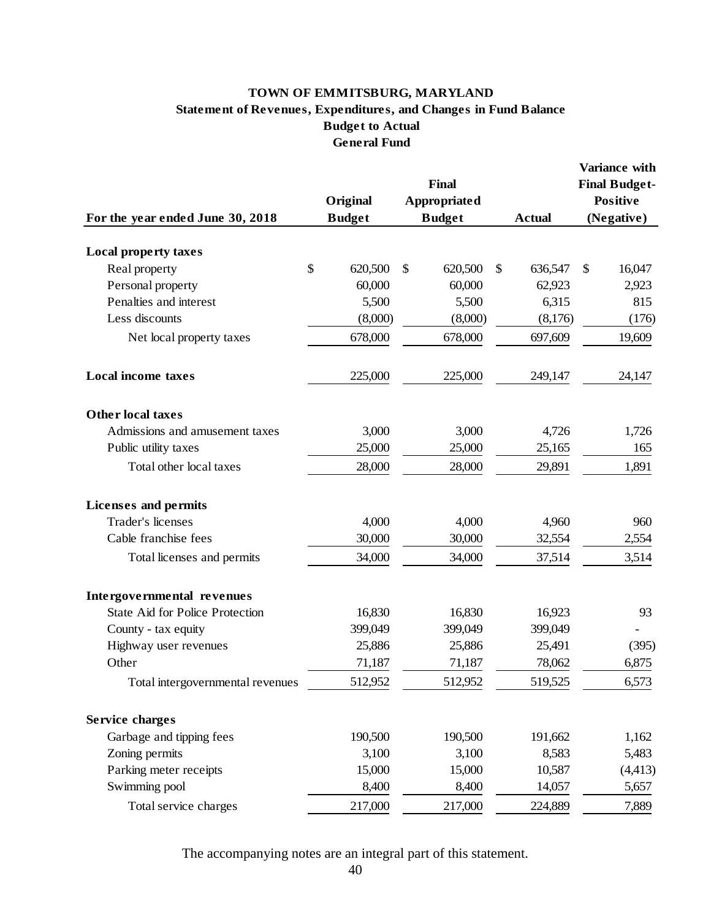# TOWN OF EMMITSBURG, MARYLAND
## Statement of Revenues, Expenditures, and Changes in Fund Balance
## Budget to Actual
## General Fund

| For the year ended June 30, 2018 | Original Budget | Final Appropriated Budget | Actual | Variance with Final Budget-Positive (Negative) |
|---|---|---|---|---|
| **Local property taxes** | | | | |
| Real property | $ 620,500 | $ 620,500 | $ 636,547 | $ 16,047 |
| Personal property | 60,000 | 60,000 | 62,923 | 2,923 |
| Penalties and interest | 5,500 | 5,500 | 6,315 | 815 |
| Less discounts | (8,000) | (8,000) | (8,176) | (176) |
| Net local property taxes | 678,000 | 678,000 | 697,609 | 19,609 |
| **Local income taxes** | 225,000 | 225,000 | 249,147 | 24,147 |
| **Other local taxes** | | | | |
| Admissions and amusement taxes | 3,000 | 3,000 | 4,726 | 1,726 |
| Public utility taxes | 25,000 | 25,000 | 25,165 | 165 |
| Total other local taxes | 28,000 | 28,000 | 29,891 | 1,891 |
| **Licenses and permits** | | | | |
| Trader's licenses | 4,000 | 4,000 | 4,960 | 960 |
| Cable franchise fees | 30,000 | 30,000 | 32,554 | 2,554 |
| Total licenses and permits | 34,000 | 34,000 | 37,514 | 3,514 |
| **Intergovernmental revenues** | | | | |
| State Aid for Police Protection | 16,830 | 16,830 | 16,923 | 93 |
| County - tax equity | 399,049 | 399,049 | 399,049 | - |
| Highway user revenues | 25,886 | 25,886 | 25,491 | (395) |
| Other | 71,187 | 71,187 | 78,062 | 6,875 |
| Total intergovernmental revenues | 512,952 | 512,952 | 519,525 | 6,573 |
| **Service charges** | | | | |
| Garbage and tipping fees | 190,500 | 190,500 | 191,662 | 1,162 |
| Zoning permits | 3,100 | 3,100 | 8,583 | 5,483 |
| Parking meter receipts | 15,000 | 15,000 | 10,587 | (4,413) |
| Swimming pool | 8,400 | 8,400 | 14,057 | 5,657 |
| Total service charges | 217,000 | 217,000 | 224,889 | 7,889 |

The accompanying notes are an integral part of this statement.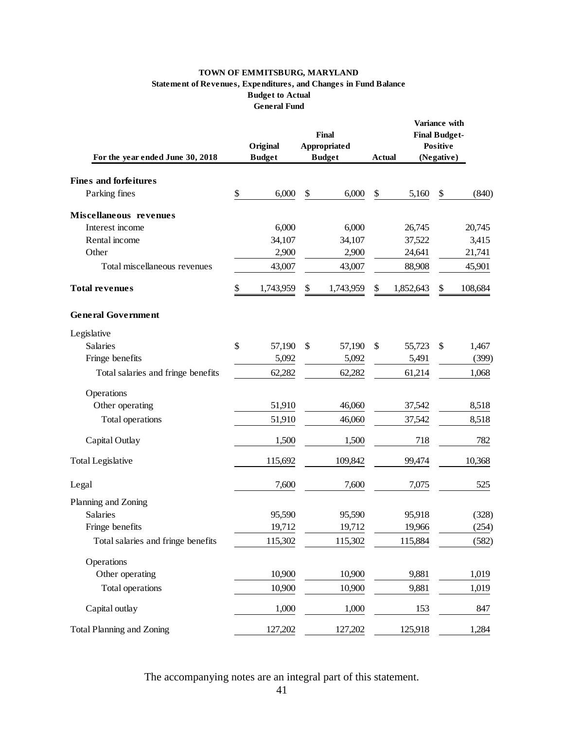**TOWN OF EMMITSBURG, MARYLAND**
**Statement of Revenues, Expenditures, and Changes in Fund Balance**
**Budget to Actual**
**General Fund**

| For the year ended June 30, 2018 | Original Budget | Final Appropriated Budget | Actual | Variance with Final Budget-Positive (Negative) |
|---|---|---|---|---|
| **Fines and forfeitures** | | | | |
| Parking fines | $ 6,000 | $ 6,000 | $ 5,160 | $ (840) |
| **Miscellaneous revenues** | | | | |
| Interest income | 6,000 | 6,000 | 26,745 | 20,745 |
| Rental income | 34,107 | 34,107 | 37,522 | 3,415 |
| Other | 2,900 | 2,900 | 24,641 | 21,741 |
| Total miscellaneous revenues | 43,007 | 43,007 | 88,908 | 45,901 |
| **Total revenues** | $ 1,743,959 | $ 1,743,959 | $ 1,852,643 | $ 108,684 |
| **General Government** | | | | |
| Legislative | | | | |
| Salaries | $ 57,190 | $ 57,190 | $ 55,723 | $ 1,467 |
| Fringe benefits | 5,092 | 5,092 | 5,491 | (399) |
| Total salaries and fringe benefits | 62,282 | 62,282 | 61,214 | 1,068 |
| Operations | | | | |
| Other operating | 51,910 | 46,060 | 37,542 | 8,518 |
| Total operations | 51,910 | 46,060 | 37,542 | 8,518 |
| Capital Outlay | 1,500 | 1,500 | 718 | 782 |
| Total Legislative | 115,692 | 109,842 | 99,474 | 10,368 |
| Legal | 7,600 | 7,600 | 7,075 | 525 |
| Planning and Zoning | | | | |
| Salaries | 95,590 | 95,590 | 95,918 | (328) |
| Fringe benefits | 19,712 | 19,712 | 19,966 | (254) |
| Total salaries and fringe benefits | 115,302 | 115,302 | 115,884 | (582) |
| Operations | | | | |
| Other operating | 10,900 | 10,900 | 9,881 | 1,019 |
| Total operations | 10,900 | 10,900 | 9,881 | 1,019 |
| Capital outlay | 1,000 | 1,000 | 153 | 847 |
| Total Planning and Zoning | 127,202 | 127,202 | 125,918 | 1,284 |

The accompanying notes are an integral part of this statement.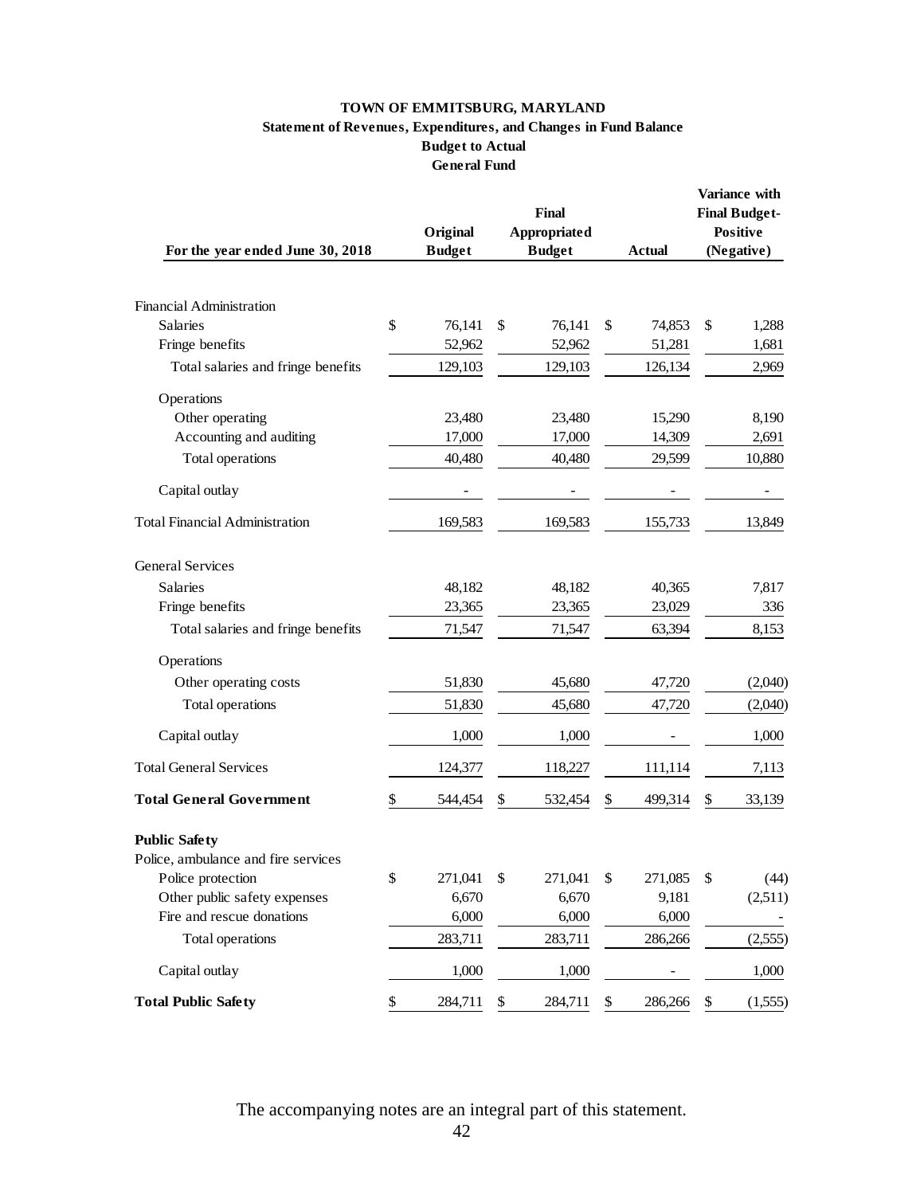# TOWN OF EMMITSBURG, MARYLAND

## Statement of Revenues, Expenditures, and Changes in Fund Balance

### Budget to Actual

### General Fund

| For the year ended June 30, 2018 | Original Budget | Final Appropriated Budget | Actual | Variance with Final Budget-Positive (Negative) |
|---|---|---|---|---|
| Financial Administration | | | | |
| Salaries | $ 76,141 | $ 76,141 | $ 74,853 | $ 1,288 |
| Fringe benefits | 52,962 | 52,962 | 51,281 | 1,681 |
| Total salaries and fringe benefits | 129,103 | 129,103 | 126,134 | 2,969 |
| Operations | | | | |
| Other operating | 23,480 | 23,480 | 15,290 | 8,190 |
| Accounting and auditing | 17,000 | 17,000 | 14,309 | 2,691 |
| Total operations | 40,480 | 40,480 | 29,599 | 10,880 |
| Capital outlay | - | - | - | - |
| Total Financial Administration | 169,583 | 169,583 | 155,733 | 13,849 |
| General Services | | | | |
| Salaries | 48,182 | 48,182 | 40,365 | 7,817 |
| Fringe benefits | 23,365 | 23,365 | 23,029 | 336 |
| Total salaries and fringe benefits | 71,547 | 71,547 | 63,394 | 8,153 |
| Operations | | | | |
| Other operating costs | 51,830 | 45,680 | 47,720 | (2,040) |
| Total operations | 51,830 | 45,680 | 47,720 | (2,040) |
| Capital outlay | 1,000 | 1,000 | - | 1,000 |
| Total General Services | 124,377 | 118,227 | 111,114 | 7,113 |
| **Total General Government** | $ 544,454 | $ 532,454 | $ 499,314 | $ 33,139 |
| **Public Safety** | | | | |
| Police, ambulance and fire services | | | | |
| Police protection | $ 271,041 | $ 271,041 | $ 271,085 | $ (44) |
| Other public safety expenses | 6,670 | 6,670 | 9,181 | (2,511) |
| Fire and rescue donations | 6,000 | 6,000 | 6,000 | - |
| Total operations | 283,711 | 283,711 | 286,266 | (2,555) |
| Capital outlay | 1,000 | 1,000 | - | 1,000 |
| **Total Public Safety** | $ 284,711 | $ 284,711 | $ 286,266 | $ (1,555) |

The accompanying notes are an integral part of this statement.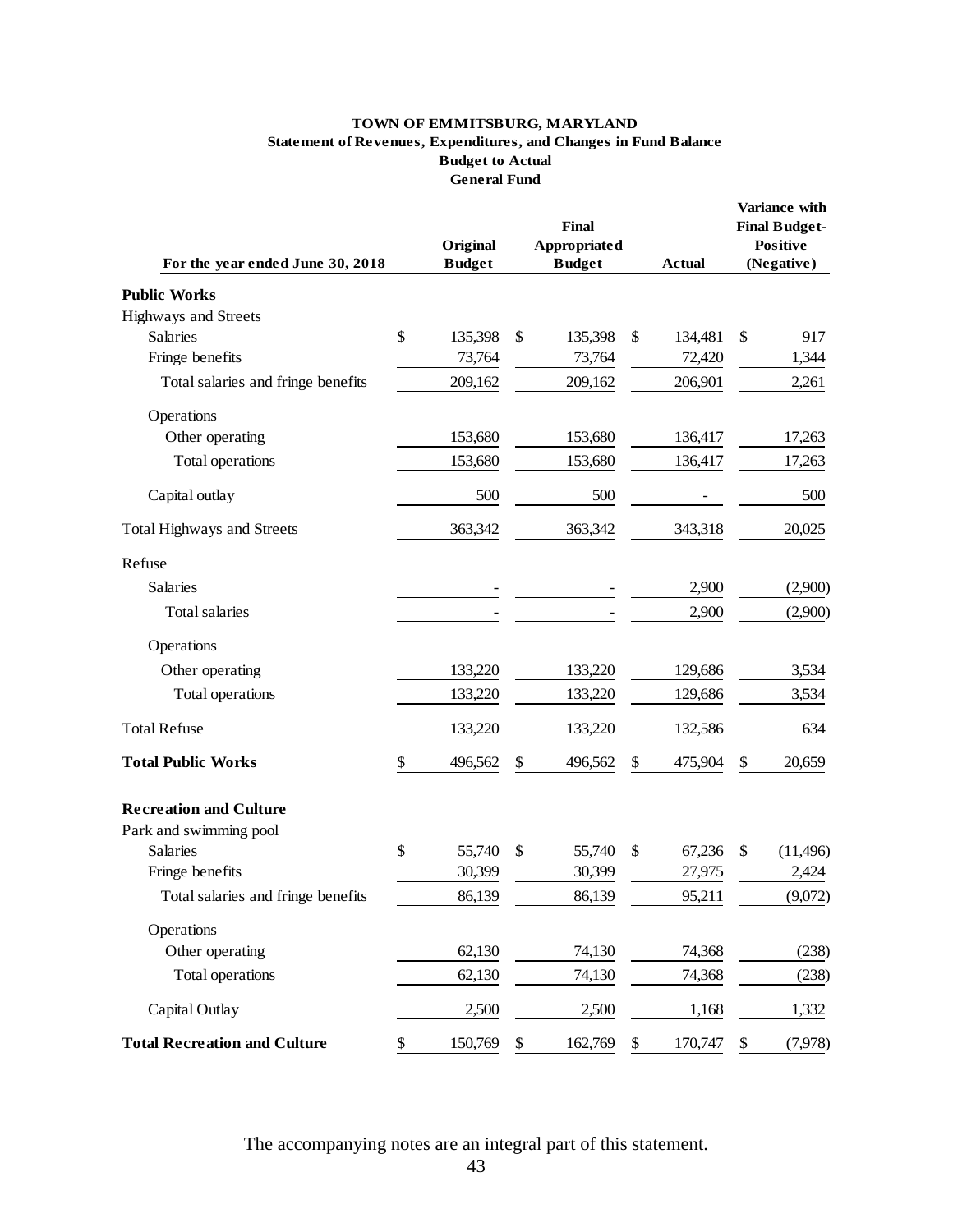**TOWN OF EMMITSBURG, MARYLAND**
**Statement of Revenues, Expenditures, and Changes in Fund Balance**
**Budget to Actual**
**General Fund**

| For the year ended June 30, 2018 | Original Budget | Final Appropriated Budget | Actual | Variance with Final Budget-Positive (Negative) |
|---|---|---|---|---|
| **Public Works** | | | | |
| Highways and Streets | | | | |
| Salaries | $ 135,398 | $ 135,398 | $ 134,481 | $ 917 |
| Fringe benefits | 73,764 | 73,764 | 72,420 | 1,344 |
| Total salaries and fringe benefits | 209,162 | 209,162 | 206,901 | 2,261 |
| Operations | | | | |
| Other operating | 153,680 | 153,680 | 136,417 | 17,263 |
| Total operations | 153,680 | 153,680 | 136,417 | 17,263 |
| Capital outlay | 500 | 500 | - | 500 |
| Total Highways and Streets | 363,342 | 363,342 | 343,318 | 20,025 |
| Refuse | | | | |
| Salaries | - | - | 2,900 | (2,900) |
| Total salaries | - | - | 2,900 | (2,900) |
| Operations | | | | |
| Other operating | 133,220 | 133,220 | 129,686 | 3,534 |
| Total operations | 133,220 | 133,220 | 129,686 | 3,534 |
| Total Refuse | 133,220 | 133,220 | 132,586 | 634 |
| **Total Public Works** | $ 496,562 | $ 496,562 | $ 475,904 | $ 20,659 |
| **Recreation and Culture** | | | | |
| Park and swimming pool | | | | |
| Salaries | $ 55,740 | $ 55,740 | $ 67,236 | $ (11,496) |
| Fringe benefits | 30,399 | 30,399 | 27,975 | 2,424 |
| Total salaries and fringe benefits | 86,139 | 86,139 | 95,211 | (9,072) |
| Operations | | | | |
| Other operating | 62,130 | 74,130 | 74,368 | (238) |
| Total operations | 62,130 | 74,130 | 74,368 | (238) |
| Capital Outlay | 2,500 | 2,500 | 1,168 | 1,332 |
| **Total Recreation and Culture** | $ 150,769 | $ 162,769 | $ 170,747 | $ (7,978) |

The accompanying notes are an integral part of this statement.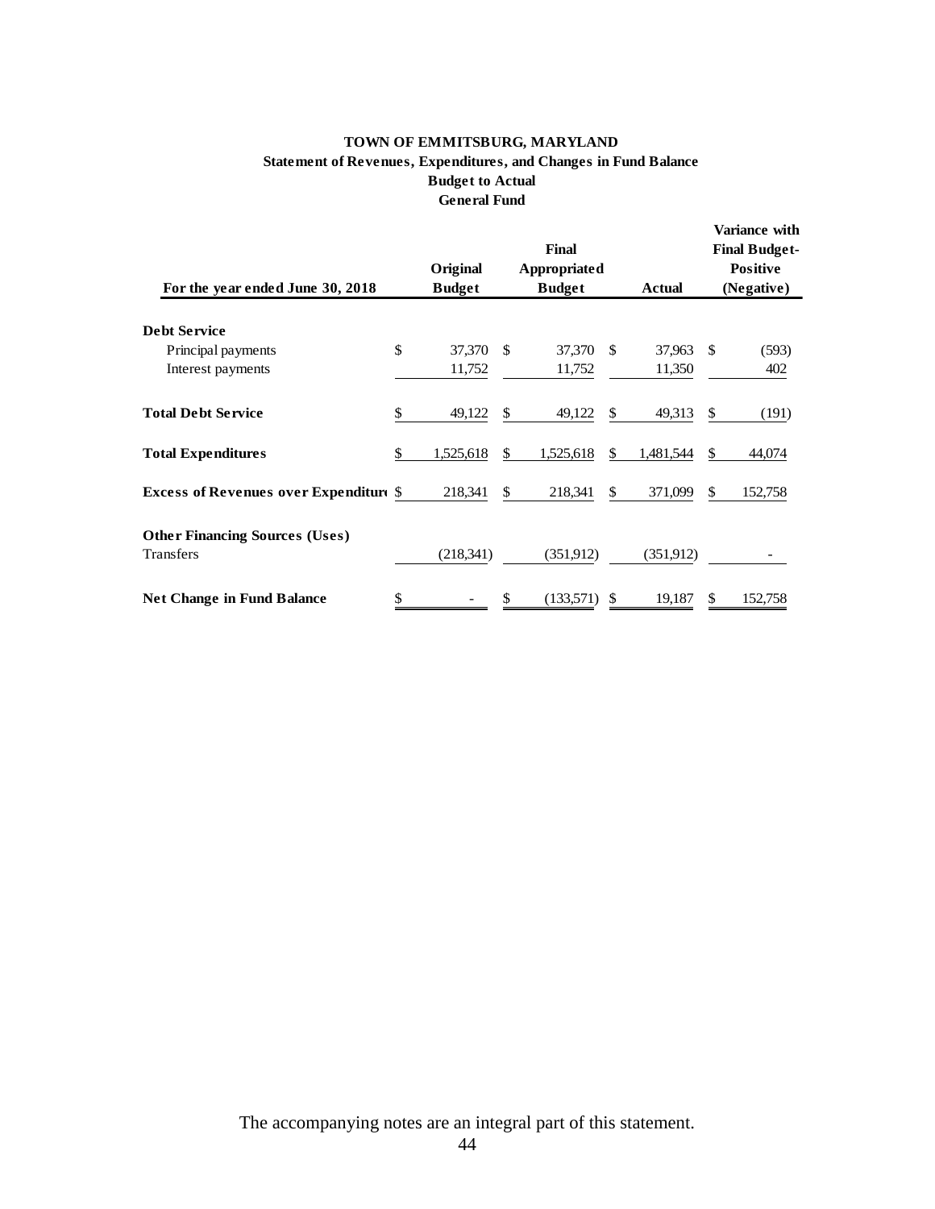# TOWN OF EMMITSBURG, MARYLAND

## Statement of Revenues, Expenditures, and Changes in Fund Balance

### Budget to Actual

### General Fund

| For the year ended June 30, 2018 | Original Budget | Final Appropriated Budget | Actual | Variance with Final Budget-Positive (Negative) |
|---|---|---|---|---|
| **Debt Service** | | | | |
| Principal payments | $ 37,370 | $ 37,370 | $ 37,963 | $ (593) |
| Interest payments | 11,752 | 11,752 | 11,350 | 402 |
| **Total Debt Service** | $ 49,122 | $ 49,122 | $ 49,313 | $ (191) |
| **Total Expenditures** | $ 1,525,618 | $ 1,525,618 | $ 1,481,544 | $ 44,074 |
| **Excess of Revenues over Expenditures** | $ 218,341 | $ 218,341 | $ 371,099 | $ 152,758 |
| **Other Financing Sources (Uses)** | | | | |
| Transfers | (218,341) | (351,912) | (351,912) | - |
| **Net Change in Fund Balance** | $ - | $ (133,571) | $ 19,187 | $ 152,758 |

The accompanying notes are an integral part of this statement.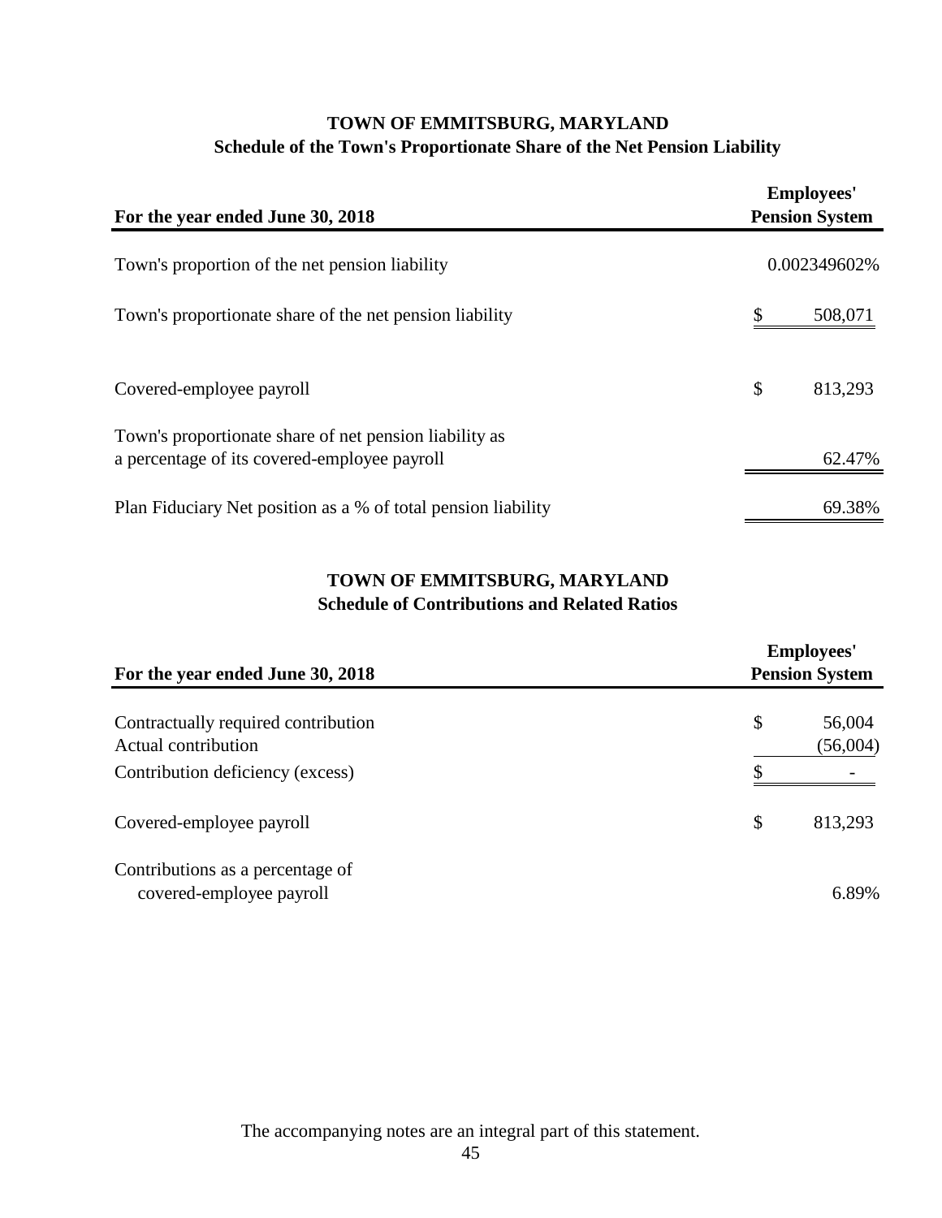# TOWN OF EMMITSBURG, MARYLAND

## Schedule of the Town's Proportionate Share of the Net Pension Liability

| For the year ended June 30, 2018 | Employees' Pension System |
|---|---|
| Town's proportion of the net pension liability | 0.002349602% |
| Town's proportionate share of the net pension liability | $ 508,071 |
| Covered-employee payroll | $ 813,293 |
| Town's proportionate share of net pension liability as a percentage of its covered-employee payroll | 62.47% |
| Plan Fiduciary Net position as a % of total pension liability | 69.38% |

# TOWN OF EMMITSBURG, MARYLAND

## Schedule of Contributions and Related Ratios

| For the year ended June 30, 2018 | Employees' Pension System |
|---|---|
| Contractually required contribution | $ 56,004 |
| Actual contribution | (56,004) |
| Contribution deficiency (excess) | $ - |
| Covered-employee payroll | $ 813,293 |
| Contributions as a percentage of covered-employee payroll | 6.89% |

The accompanying notes are an integral part of this statement.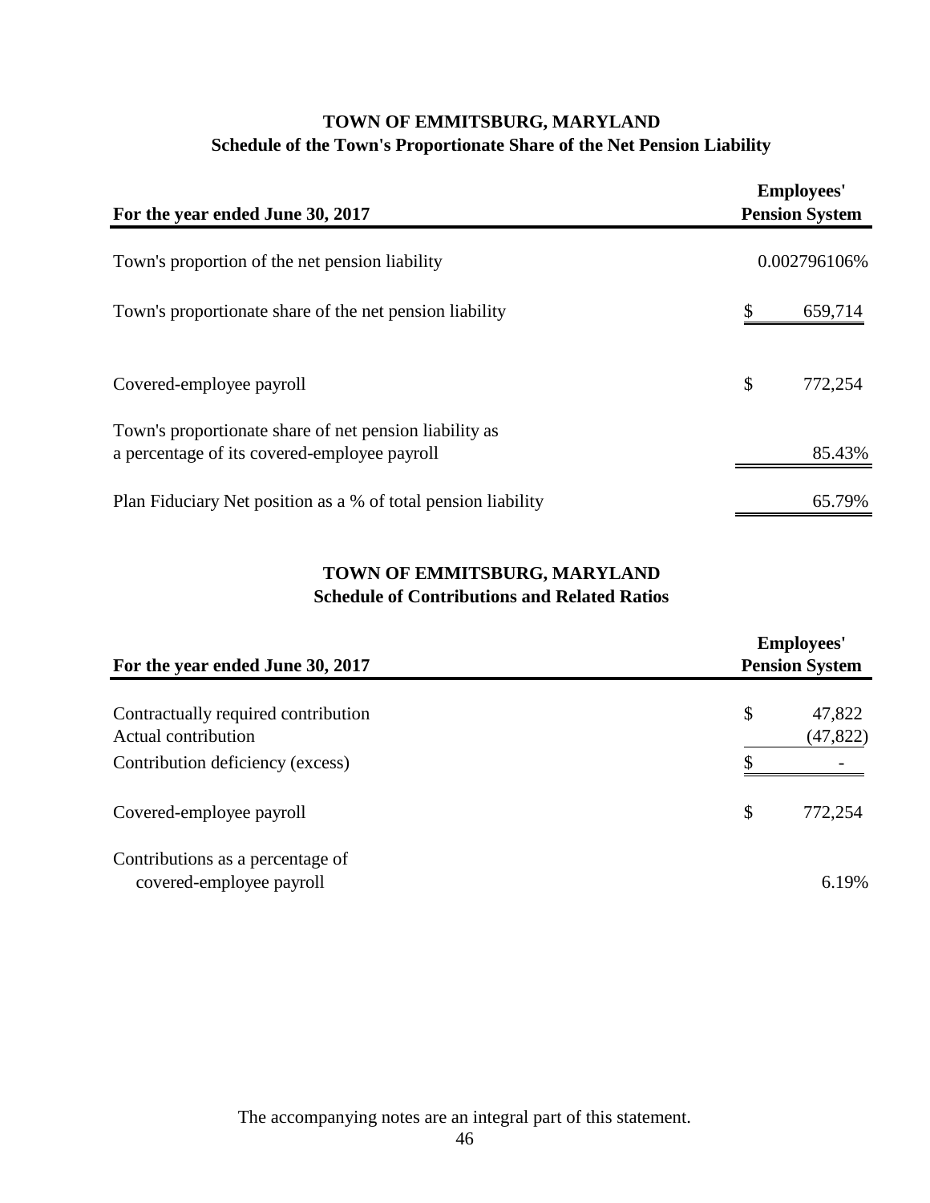# TOWN OF EMMITSBURG, MARYLAND
## Schedule of the Town's Proportionate Share of the Net Pension Liability

| For the year ended June 30, 2017 | Employees' Pension System |
|---|---|
| Town's proportion of the net pension liability | 0.002796106% |
| Town's proportionate share of the net pension liability | $ 659,714 |
| Covered-employee payroll | $ 772,254 |
| Town's proportionate share of net pension liability as a percentage of its covered-employee payroll | 85.43% |
| Plan Fiduciary Net position as a % of total pension liability | 65.79% |

# TOWN OF EMMITSBURG, MARYLAND
## Schedule of Contributions and Related Ratios

| For the year ended June 30, 2017 | Employees' Pension System |
|---|---|
| Contractually required contribution | $ 47,822 |
| Actual contribution | (47,822) |
| Contribution deficiency (excess) | $ - |
| Covered-employee payroll | $ 772,254 |
| Contributions as a percentage of covered-employee payroll | 6.19% |

The accompanying notes are an integral part of this statement.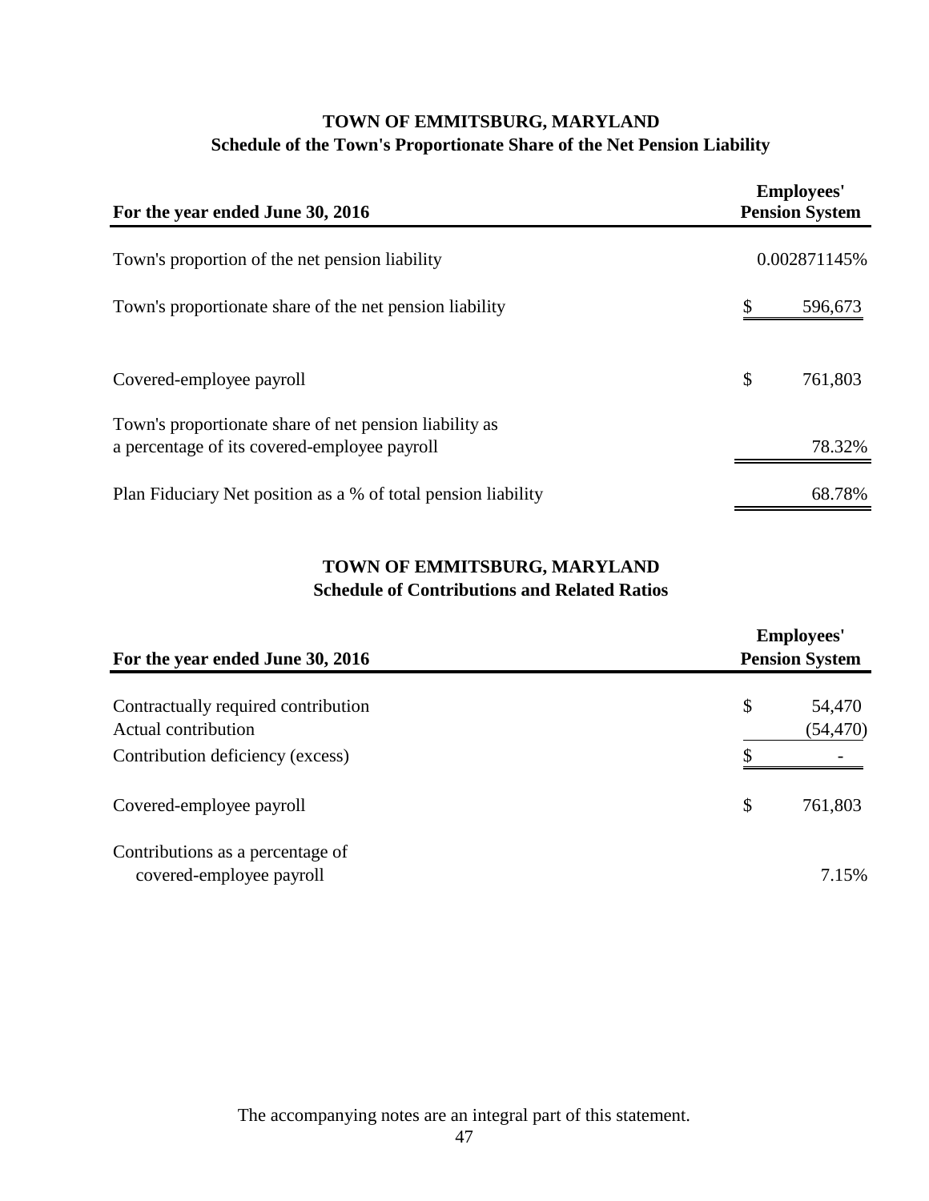# TOWN OF EMMITSBURG, MARYLAND

## Schedule of the Town's Proportionate Share of the Net Pension Liability

| For the year ended June 30, 2016 | Employees' Pension System |
|---|---|
| Town's proportion of the net pension liability | 0.002871145% |
| Town's proportionate share of the net pension liability | $ 596,673 |
| Covered-employee payroll | $ 761,803 |
| Town's proportionate share of net pension liability as a percentage of its covered-employee payroll | 78.32% |
| Plan Fiduciary Net position as a % of total pension liability | 68.78% |

# TOWN OF EMMITSBURG, MARYLAND

## Schedule of Contributions and Related Ratios

| For the year ended June 30, 2016 | Employees' Pension System |
|---|---|
| Contractually required contribution | $ 54,470 |
| Actual contribution | (54,470) |
| Contribution deficiency (excess) | $ - |
| Covered-employee payroll | $ 761,803 |
| Contributions as a percentage of covered-employee payroll | 7.15% |

The accompanying notes are an integral part of this statement.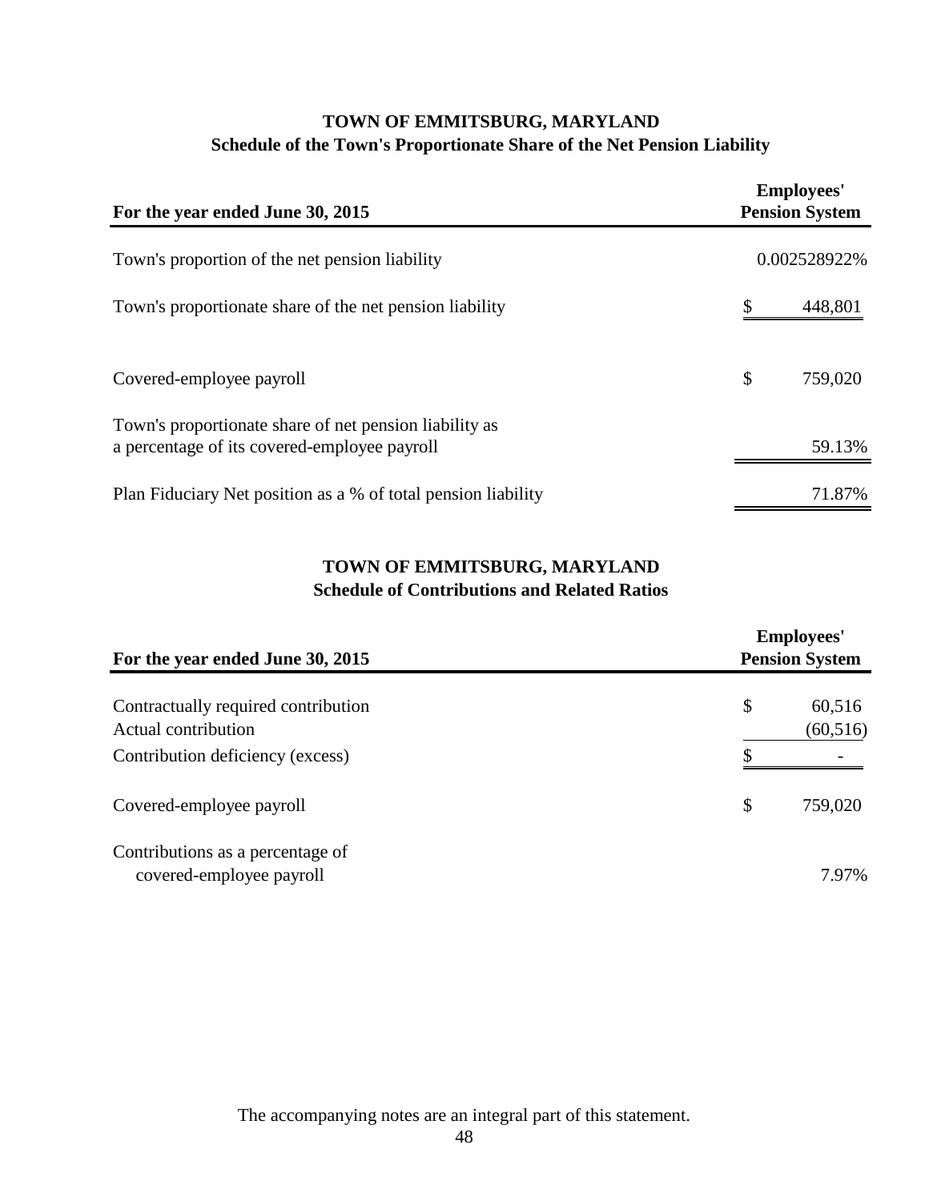# TOWN OF EMMITSBURG, MARYLAND

## Schedule of the Town's Proportionate Share of the Net Pension Liability

| For the year ended June 30, 2015 | Employees' Pension System |
|---|---|
| Town's proportion of the net pension liability | 0.002528922% |
| Town's proportionate share of the net pension liability | $ 448,801 |
| Covered-employee payroll | $ 759,020 |
| Town's proportionate share of net pension liability as a percentage of its covered-employee payroll | 59.13% |
| Plan Fiduciary Net position as a % of total pension liability | 71.87% |

# TOWN OF EMMITSBURG, MARYLAND

## Schedule of Contributions and Related Ratios

| For the year ended June 30, 2015 | Employees' Pension System |
|---|---|
| Contractually required contribution | $ 60,516 |
| Actual contribution | (60,516) |
| Contribution deficiency (excess) | $ - |
| Covered-employee payroll | $ 759,020 |
| Contributions as a percentage of covered-employee payroll | 7.97% |

The accompanying notes are an integral part of this statement.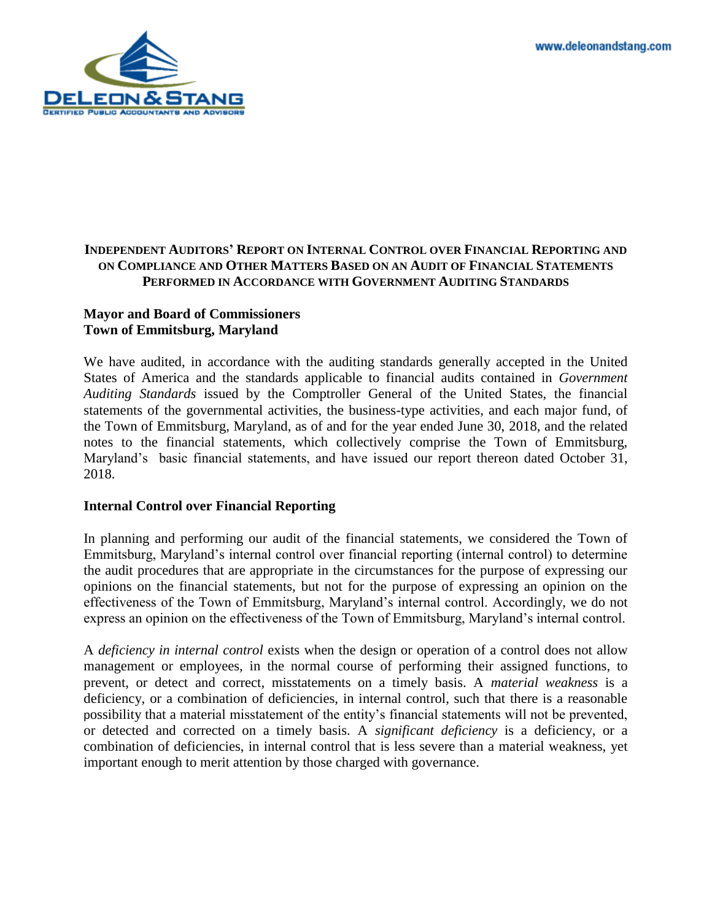**DeLeon & Stang**
**Certified Public Accountants and Advisors**

www.deleonandstang.com

## Independent Auditors' Report on Internal Control over Financial Reporting and on Compliance and Other Matters Based on an Audit of Financial Statements Performed in Accordance with Government Auditing Standards

**Mayor and Board of Commissioners**
**Town of Emmitsburg, Maryland**

We have audited, in accordance with the auditing standards generally accepted in the United States of America and the standards applicable to financial audits contained in *Government Auditing Standards* issued by the Comptroller General of the United States, the financial statements of the governmental activities, the business-type activities, and each major fund, of the Town of Emmitsburg, Maryland, as of and for the year ended June 30, 2018, and the related notes to the financial statements, which collectively comprise the Town of Emmitsburg, Maryland's basic financial statements, and have issued our report thereon dated October 31, 2018.

### Internal Control over Financial Reporting

In planning and performing our audit of the financial statements, we considered the Town of Emmitsburg, Maryland's internal control over financial reporting (internal control) to determine the audit procedures that are appropriate in the circumstances for the purpose of expressing our opinions on the financial statements, but not for the purpose of expressing an opinion on the effectiveness of the Town of Emmitsburg, Maryland's internal control. Accordingly, we do not express an opinion on the effectiveness of the Town of Emmitsburg, Maryland's internal control.

A *deficiency in internal control* exists when the design or operation of a control does not allow management or employees, in the normal course of performing their assigned functions, to prevent, or detect and correct, misstatements on a timely basis. A *material weakness* is a deficiency, or a combination of deficiencies, in internal control, such that there is a reasonable possibility that a material misstatement of the entity's financial statements will not be prevented, or detected and corrected on a timely basis. A *significant deficiency* is a deficiency, or a combination of deficiencies, in internal control that is less severe than a material weakness, yet important enough to merit attention by those charged with governance.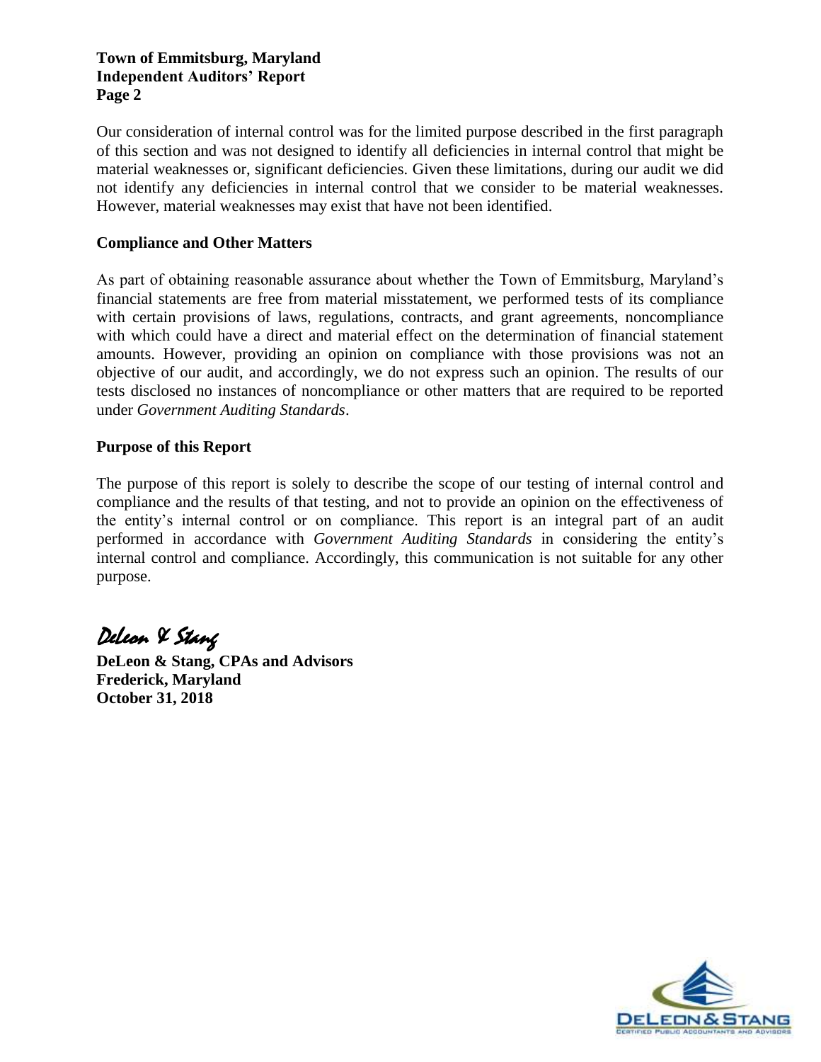Our consideration of internal control was for the limited purpose described in the first paragraph of this section and was not designed to identify all deficiencies in internal control that might be material weaknesses or, significant deficiencies. Given these limitations, during our audit we did not identify any deficiencies in internal control that we consider to be material weaknesses. However, material weaknesses may exist that have not been identified.

## Compliance and Other Matters

As part of obtaining reasonable assurance about whether the Town of Emmitsburg, Maryland's financial statements are free from material misstatement, we performed tests of its compliance with certain provisions of laws, regulations, contracts, and grant agreements, noncompliance with which could have a direct and material effect on the determination of financial statement amounts. However, providing an opinion on compliance with those provisions was not an objective of our audit, and accordingly, we do not express such an opinion. The results of our tests disclosed no instances of noncompliance or other matters that are required to be reported under *Government Auditing Standards*.

## Purpose of this Report

The purpose of this report is solely to describe the scope of our testing of internal control and compliance and the results of that testing, and not to provide an opinion on the effectiveness of the entity's internal control or on compliance. This report is an integral part of an audit performed in accordance with *Government Auditing Standards* in considering the entity's internal control and compliance. Accordingly, this communication is not suitable for any other purpose.

*DeLeon & Stang*

**DeLeon & Stang, CPAs and Advisors**
**Frederick, Maryland**
**October 31, 2018**